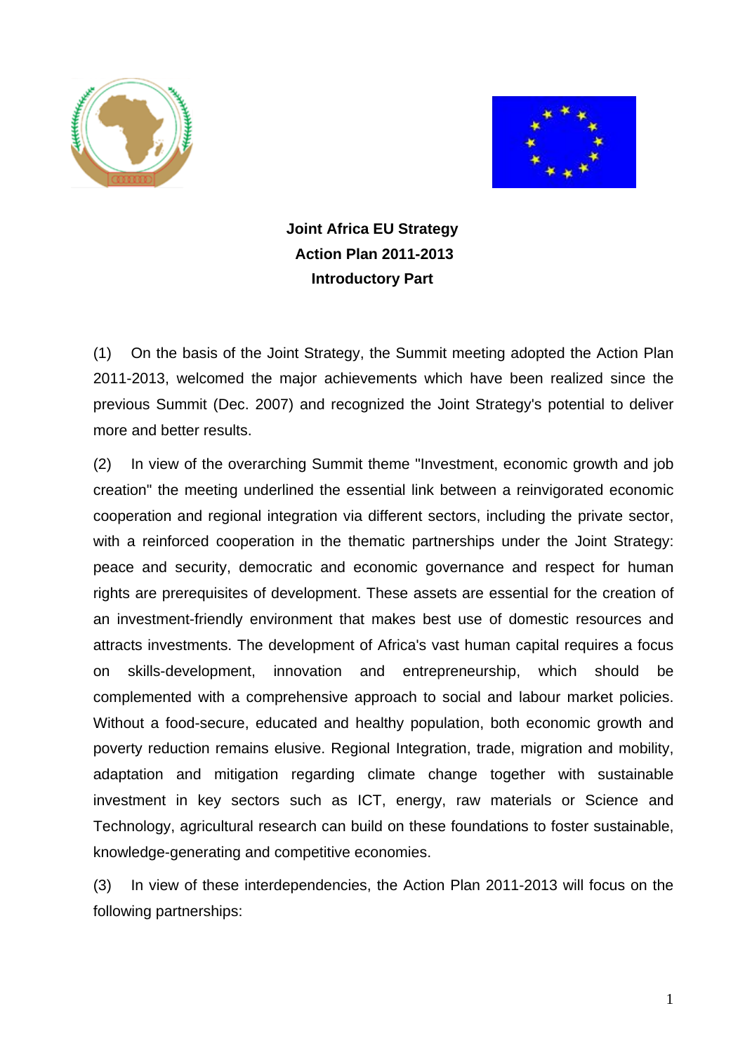# Joint Africa EU Strategy
## Action Plan 2011-2013
## Introductory Part

(1) On the basis of the Joint Strategy, the Summit meeting adopted the Action Plan 2011-2013, welcomed the major achievements which have been realized since the previous Summit (Dec. 2007) and recognized the Joint Strategy's potential to deliver more and better results.

(2) In view of the overarching Summit theme "Investment, economic growth and job creation" the meeting underlined the essential link between a reinvigorated economic cooperation and regional integration via different sectors, including the private sector, with a reinforced cooperation in the thematic partnerships under the Joint Strategy: peace and security, democratic and economic governance and respect for human rights are prerequisites of development. These assets are essential for the creation of an investment-friendly environment that makes best use of domestic resources and attracts investments. The development of Africa's vast human capital requires a focus on skills-development, innovation and entrepreneurship, which should be complemented with a comprehensive approach to social and labour market policies. Without a food-secure, educated and healthy population, both economic growth and poverty reduction remains elusive. Regional Integration, trade, migration and mobility, adaptation and mitigation regarding climate change together with sustainable investment in key sectors such as ICT, energy, raw materials or Science and Technology, agricultural research can build on these foundations to foster sustainable, knowledge-generating and competitive economies.

(3) In view of these interdependencies, the Action Plan 2011-2013 will focus on the following partnerships: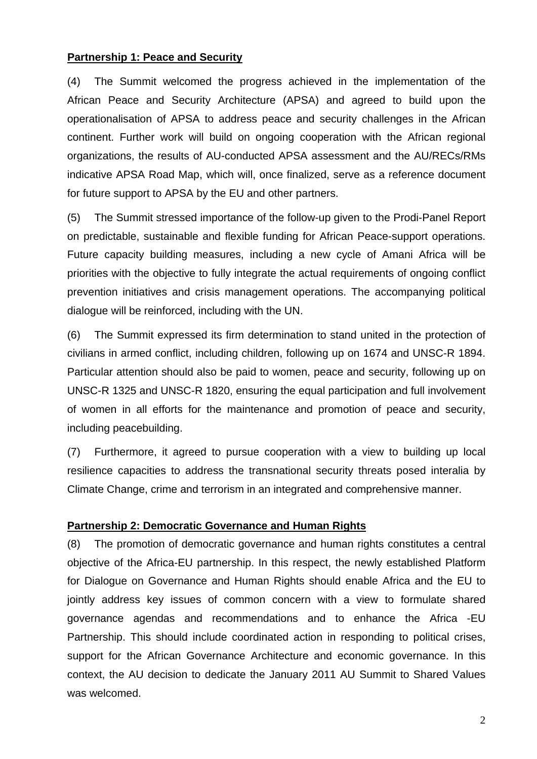**Partnership 1: Peace and Security**

(4) The Summit welcomed the progress achieved in the implementation of the African Peace and Security Architecture (APSA) and agreed to build upon the operationalisation of APSA to address peace and security challenges in the African continent. Further work will build on ongoing cooperation with the African regional organizations, the results of AU-conducted APSA assessment and the AU/RECs/RMs indicative APSA Road Map, which will, once finalized, serve as a reference document for future support to APSA by the EU and other partners.

(5) The Summit stressed importance of the follow-up given to the Prodi-Panel Report on predictable, sustainable and flexible funding for African Peace-support operations. Future capacity building measures, including a new cycle of Amani Africa will be priorities with the objective to fully integrate the actual requirements of ongoing conflict prevention initiatives and crisis management operations. The accompanying political dialogue will be reinforced, including with the UN.

(6) The Summit expressed its firm determination to stand united in the protection of civilians in armed conflict, including children, following up on 1674 and UNSC-R 1894. Particular attention should also be paid to women, peace and security, following up on UNSC-R 1325 and UNSC-R 1820, ensuring the equal participation and full involvement of women in all efforts for the maintenance and promotion of peace and security, including peacebuilding.

(7) Furthermore, it agreed to pursue cooperation with a view to building up local resilience capacities to address the transnational security threats posed interalia by Climate Change, crime and terrorism in an integrated and comprehensive manner.

**Partnership 2: Democratic Governance and Human Rights**

(8) The promotion of democratic governance and human rights constitutes a central objective of the Africa-EU partnership. In this respect, the newly established Platform for Dialogue on Governance and Human Rights should enable Africa and the EU to jointly address key issues of common concern with a view to formulate shared governance agendas and recommendations and to enhance the Africa -EU Partnership. This should include coordinated action in responding to political crises, support for the African Governance Architecture and economic governance. In this context, the AU decision to dedicate the January 2011 AU Summit to Shared Values was welcomed.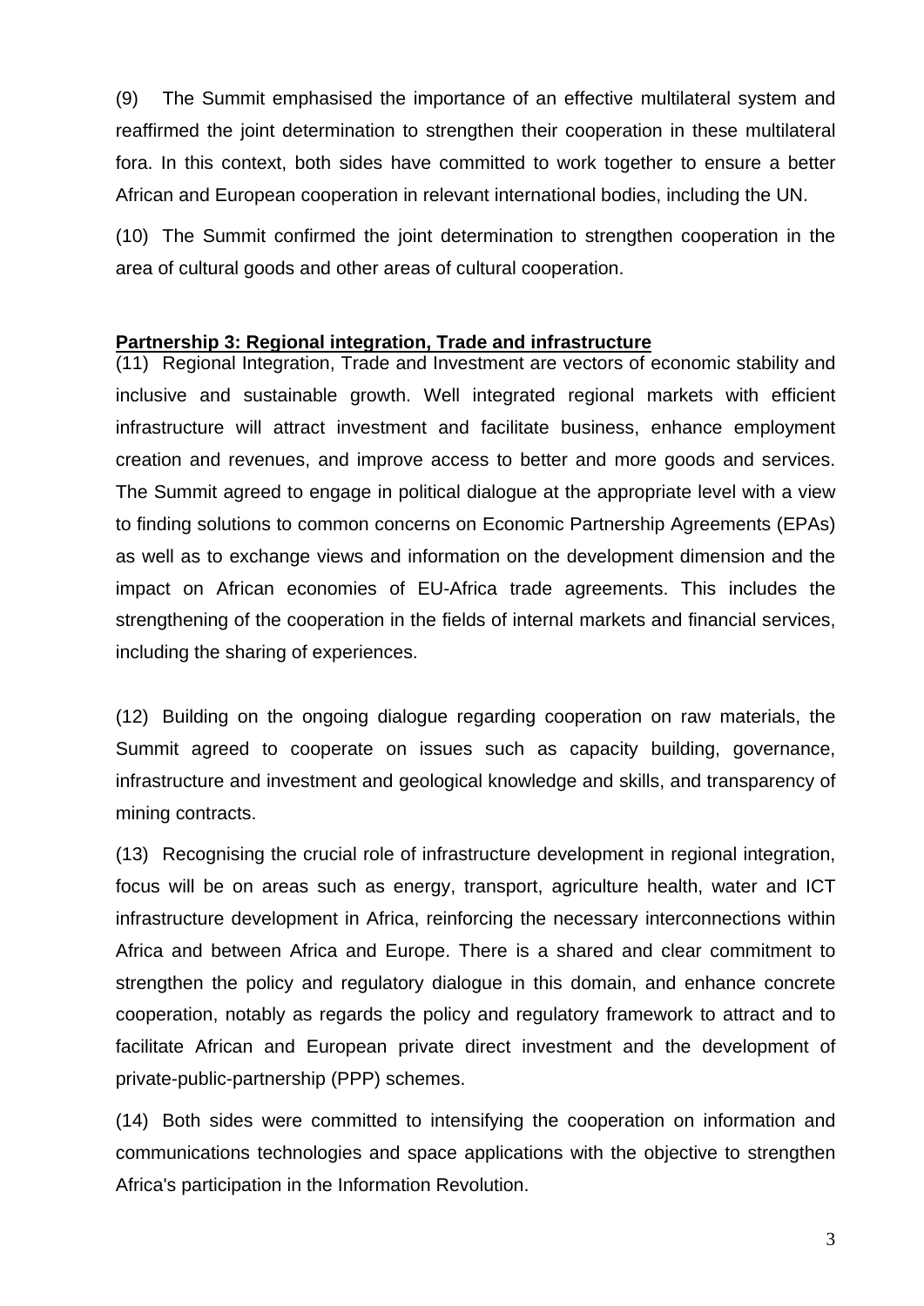(9) The Summit emphasised the importance of an effective multilateral system and reaffirmed the joint determination to strengthen their cooperation in these multilateral fora. In this context, both sides have committed to work together to ensure a better African and European cooperation in relevant international bodies, including the UN.

(10) The Summit confirmed the joint determination to strengthen cooperation in the area of cultural goods and other areas of cultural cooperation.

**Partnership 3: Regional integration, Trade and infrastructure**

(11) Regional Integration, Trade and Investment are vectors of economic stability and inclusive and sustainable growth. Well integrated regional markets with efficient infrastructure will attract investment and facilitate business, enhance employment creation and revenues, and improve access to better and more goods and services. The Summit agreed to engage in political dialogue at the appropriate level with a view to finding solutions to common concerns on Economic Partnership Agreements (EPAs) as well as to exchange views and information on the development dimension and the impact on African economies of EU-Africa trade agreements. This includes the strengthening of the cooperation in the fields of internal markets and financial services, including the sharing of experiences.

(12) Building on the ongoing dialogue regarding cooperation on raw materials, the Summit agreed to cooperate on issues such as capacity building, governance, infrastructure and investment and geological knowledge and skills, and transparency of mining contracts.

(13) Recognising the crucial role of infrastructure development in regional integration, focus will be on areas such as energy, transport, agriculture health, water and ICT infrastructure development in Africa, reinforcing the necessary interconnections within Africa and between Africa and Europe. There is a shared and clear commitment to strengthen the policy and regulatory dialogue in this domain, and enhance concrete cooperation, notably as regards the policy and regulatory framework to attract and to facilitate African and European private direct investment and the development of private-public-partnership (PPP) schemes.

(14) Both sides were committed to intensifying the cooperation on information and communications technologies and space applications with the objective to strengthen Africa's participation in the Information Revolution.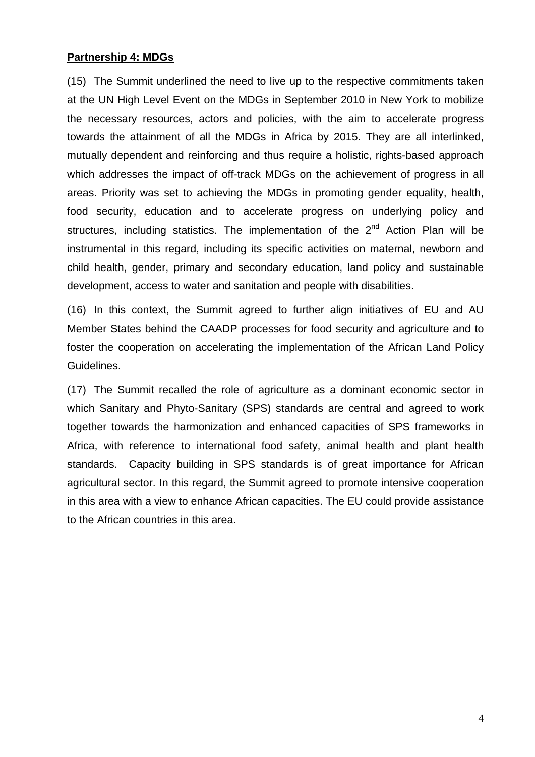**Partnership 4: MDGs**

(15) The Summit underlined the need to live up to the respective commitments taken at the UN High Level Event on the MDGs in September 2010 in New York to mobilize the necessary resources, actors and policies, with the aim to accelerate progress towards the attainment of all the MDGs in Africa by 2015. They are all interlinked, mutually dependent and reinforcing and thus require a holistic, rights-based approach which addresses the impact of off-track MDGs on the achievement of progress in all areas. Priority was set to achieving the MDGs in promoting gender equality, health, food security, education and to accelerate progress on underlying policy and structures, including statistics. The implementation of the 2nd Action Plan will be instrumental in this regard, including its specific activities on maternal, newborn and child health, gender, primary and secondary education, land policy and sustainable development, access to water and sanitation and people with disabilities.

(16) In this context, the Summit agreed to further align initiatives of EU and AU Member States behind the CAADP processes for food security and agriculture and to foster the cooperation on accelerating the implementation of the African Land Policy Guidelines.

(17) The Summit recalled the role of agriculture as a dominant economic sector in which Sanitary and Phyto-Sanitary (SPS) standards are central and agreed to work together towards the harmonization and enhanced capacities of SPS frameworks in Africa, with reference to international food safety, animal health and plant health standards. Capacity building in SPS standards is of great importance for African agricultural sector. In this regard, the Summit agreed to promote intensive cooperation in this area with a view to enhance African capacities. The EU could provide assistance to the African countries in this area.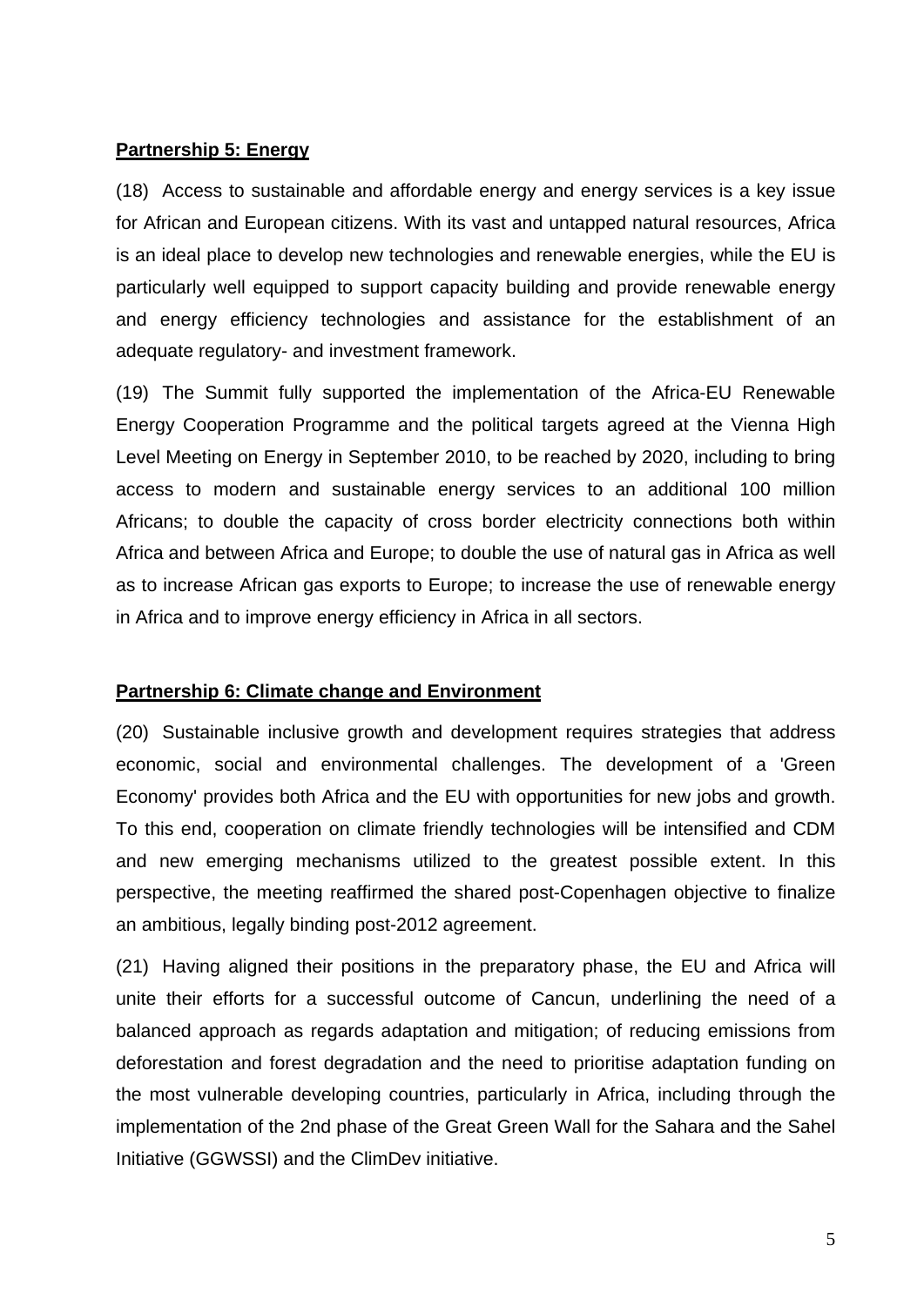**Partnership 5: Energy**

(18) Access to sustainable and affordable energy and energy services is a key issue for African and European citizens. With its vast and untapped natural resources, Africa is an ideal place to develop new technologies and renewable energies, while the EU is particularly well equipped to support capacity building and provide renewable energy and energy efficiency technologies and assistance for the establishment of an adequate regulatory- and investment framework.

(19) The Summit fully supported the implementation of the Africa-EU Renewable Energy Cooperation Programme and the political targets agreed at the Vienna High Level Meeting on Energy in September 2010, to be reached by 2020, including to bring access to modern and sustainable energy services to an additional 100 million Africans; to double the capacity of cross border electricity connections both within Africa and between Africa and Europe; to double the use of natural gas in Africa as well as to increase African gas exports to Europe; to increase the use of renewable energy in Africa and to improve energy efficiency in Africa in all sectors.

**Partnership 6: Climate change and Environment**

(20) Sustainable inclusive growth and development requires strategies that address economic, social and environmental challenges. The development of a 'Green Economy' provides both Africa and the EU with opportunities for new jobs and growth. To this end, cooperation on climate friendly technologies will be intensified and CDM and new emerging mechanisms utilized to the greatest possible extent. In this perspective, the meeting reaffirmed the shared post-Copenhagen objective to finalize an ambitious, legally binding post-2012 agreement.

(21) Having aligned their positions in the preparatory phase, the EU and Africa will unite their efforts for a successful outcome of Cancun, underlining the need of a balanced approach as regards adaptation and mitigation; of reducing emissions from deforestation and forest degradation and the need to prioritise adaptation funding on the most vulnerable developing countries, particularly in Africa, including through the implementation of the 2nd phase of the Great Green Wall for the Sahara and the Sahel Initiative (GGWSSI) and the ClimDev initiative.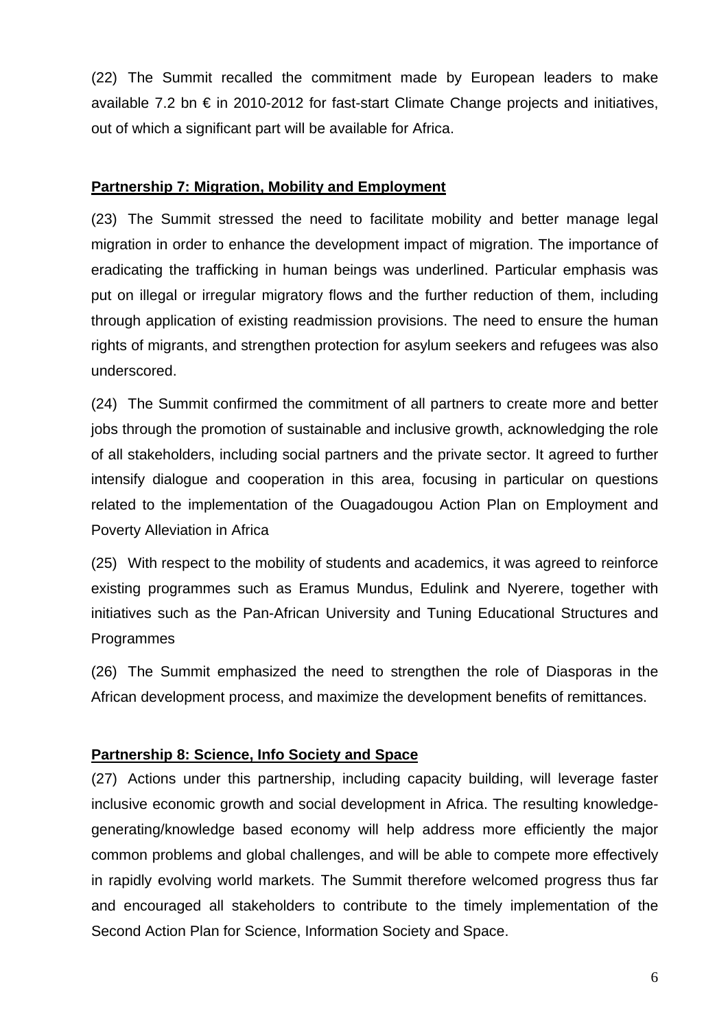(22) The Summit recalled the commitment made by European leaders to make available 7.2 bn € in 2010-2012 for fast-start Climate Change projects and initiatives, out of which a significant part will be available for Africa.

**Partnership 7: Migration, Mobility and Employment**

(23) The Summit stressed the need to facilitate mobility and better manage legal migration in order to enhance the development impact of migration. The importance of eradicating the trafficking in human beings was underlined. Particular emphasis was put on illegal or irregular migratory flows and the further reduction of them, including through application of existing readmission provisions. The need to ensure the human rights of migrants, and strengthen protection for asylum seekers and refugees was also underscored.

(24) The Summit confirmed the commitment of all partners to create more and better jobs through the promotion of sustainable and inclusive growth, acknowledging the role of all stakeholders, including social partners and the private sector. It agreed to further intensify dialogue and cooperation in this area, focusing in particular on questions related to the implementation of the Ouagadougou Action Plan on Employment and Poverty Alleviation in Africa

(25) With respect to the mobility of students and academics, it was agreed to reinforce existing programmes such as Eramus Mundus, Edulink and Nyerere, together with initiatives such as the Pan-African University and Tuning Educational Structures and Programmes

(26) The Summit emphasized the need to strengthen the role of Diasporas in the African development process, and maximize the development benefits of remittances.

**Partnership 8: Science, Info Society and Space**

(27) Actions under this partnership, including capacity building, will leverage faster inclusive economic growth and social development in Africa. The resulting knowledge-generating/knowledge based economy will help address more efficiently the major common problems and global challenges, and will be able to compete more effectively in rapidly evolving world markets. The Summit therefore welcomed progress thus far and encouraged all stakeholders to contribute to the timely implementation of the Second Action Plan for Science, Information Society and Space.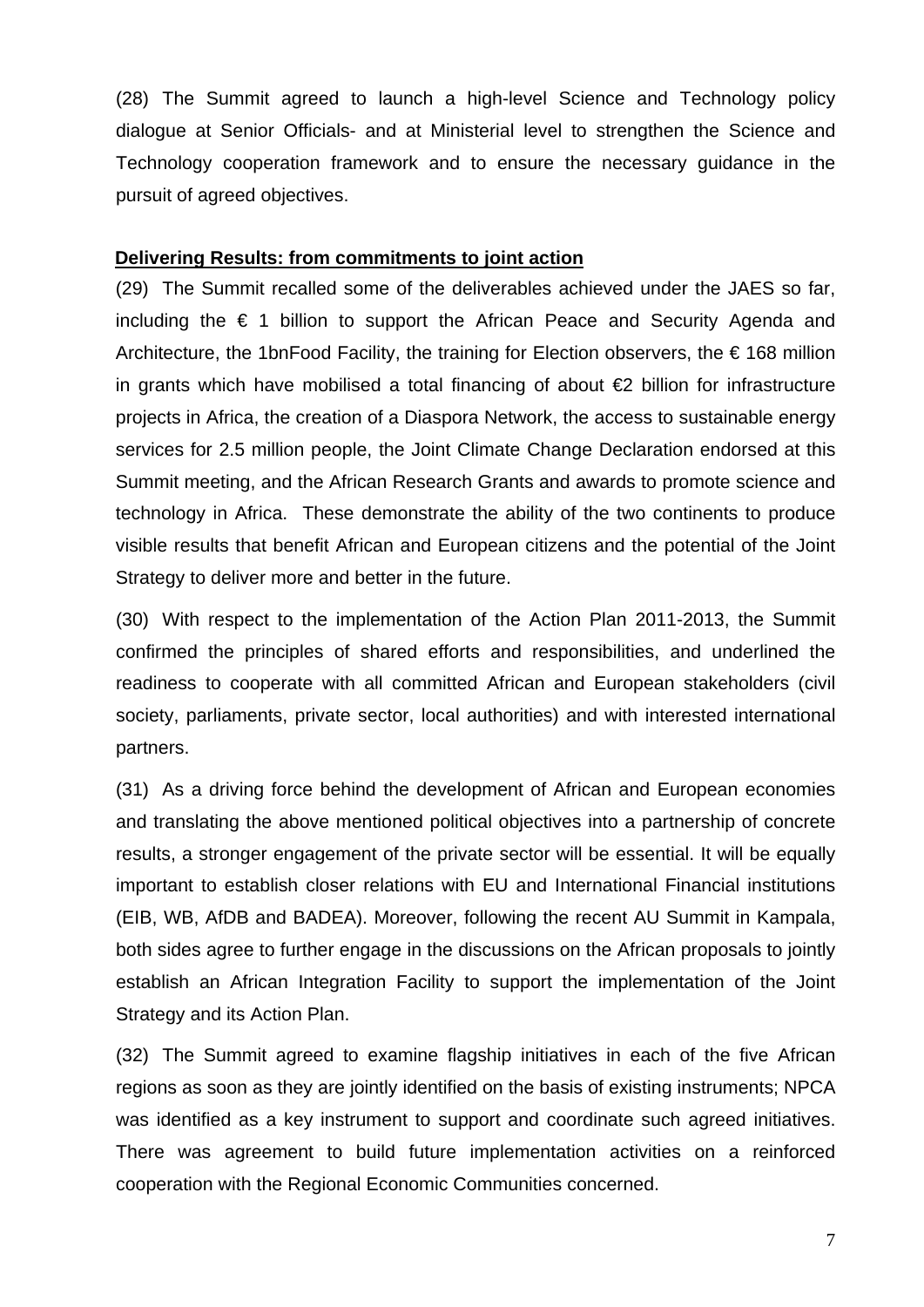(28) The Summit agreed to launch a high-level Science and Technology policy dialogue at Senior Officials- and at Ministerial level to strengthen the Science and Technology cooperation framework and to ensure the necessary guidance in the pursuit of agreed objectives.

**Delivering Results: from commitments to joint action**

(29) The Summit recalled some of the deliverables achieved under the JAES so far, including the € 1 billion to support the African Peace and Security Agenda and Architecture, the 1bnFood Facility, the training for Election observers, the € 168 million in grants which have mobilised a total financing of about €2 billion for infrastructure projects in Africa, the creation of a Diaspora Network, the access to sustainable energy services for 2.5 million people, the Joint Climate Change Declaration endorsed at this Summit meeting, and the African Research Grants and awards to promote science and technology in Africa. These demonstrate the ability of the two continents to produce visible results that benefit African and European citizens and the potential of the Joint Strategy to deliver more and better in the future.

(30) With respect to the implementation of the Action Plan 2011-2013, the Summit confirmed the principles of shared efforts and responsibilities, and underlined the readiness to cooperate with all committed African and European stakeholders (civil society, parliaments, private sector, local authorities) and with interested international partners.

(31) As a driving force behind the development of African and European economies and translating the above mentioned political objectives into a partnership of concrete results, a stronger engagement of the private sector will be essential. It will be equally important to establish closer relations with EU and International Financial institutions (EIB, WB, AfDB and BADEA). Moreover, following the recent AU Summit in Kampala, both sides agree to further engage in the discussions on the African proposals to jointly establish an African Integration Facility to support the implementation of the Joint Strategy and its Action Plan.

(32) The Summit agreed to examine flagship initiatives in each of the five African regions as soon as they are jointly identified on the basis of existing instruments; NPCA was identified as a key instrument to support and coordinate such agreed initiatives. There was agreement to build future implementation activities on a reinforced cooperation with the Regional Economic Communities concerned.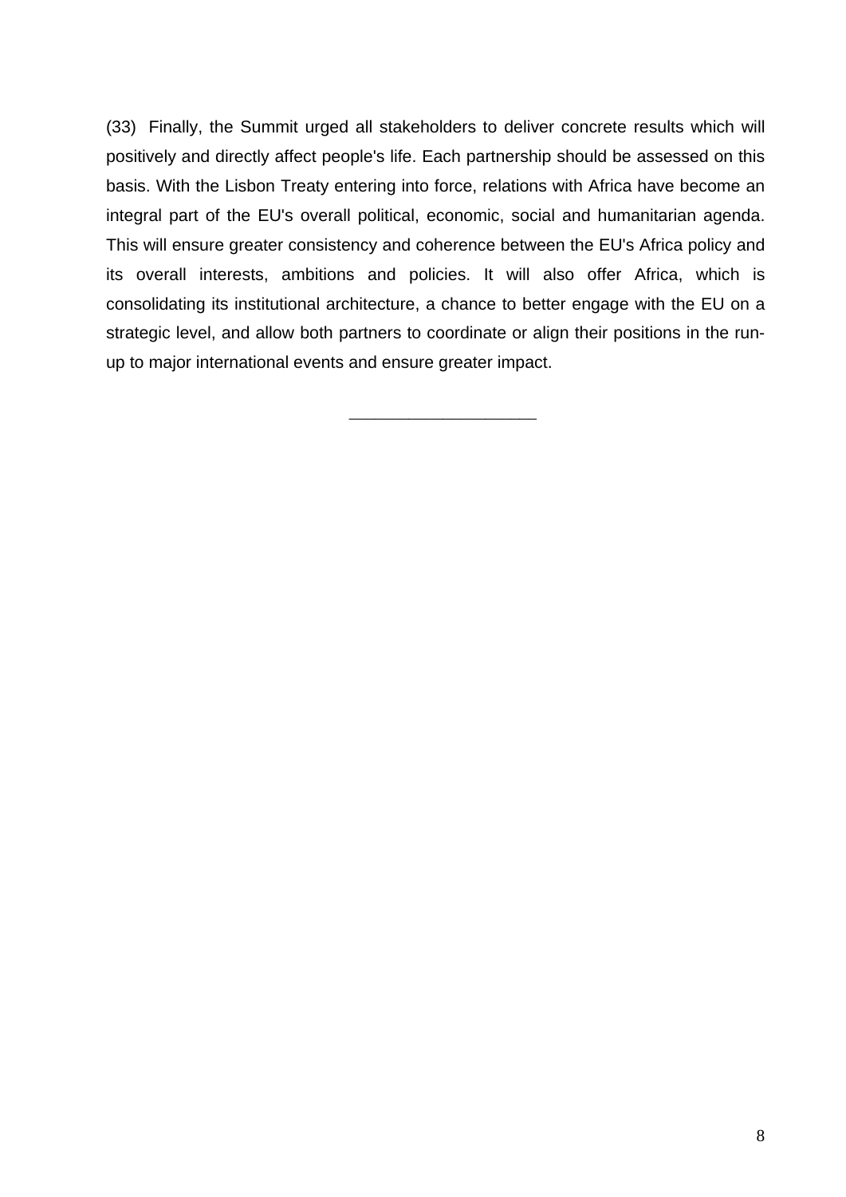(33) Finally, the Summit urged all stakeholders to deliver concrete results which will positively and directly affect people's life. Each partnership should be assessed on this basis. With the Lisbon Treaty entering into force, relations with Africa have become an integral part of the EU's overall political, economic, social and humanitarian agenda. This will ensure greater consistency and coherence between the EU's Africa policy and its overall interests, ambitions and policies. It will also offer Africa, which is consolidating its institutional architecture, a chance to better engage with the EU on a strategic level, and allow both partners to coordinate or align their positions in the run-up to major international events and ensure greater impact.

\_\_\_\_\_\_\_\_\_\_\_\_\_\_\_\_\_\_\_\_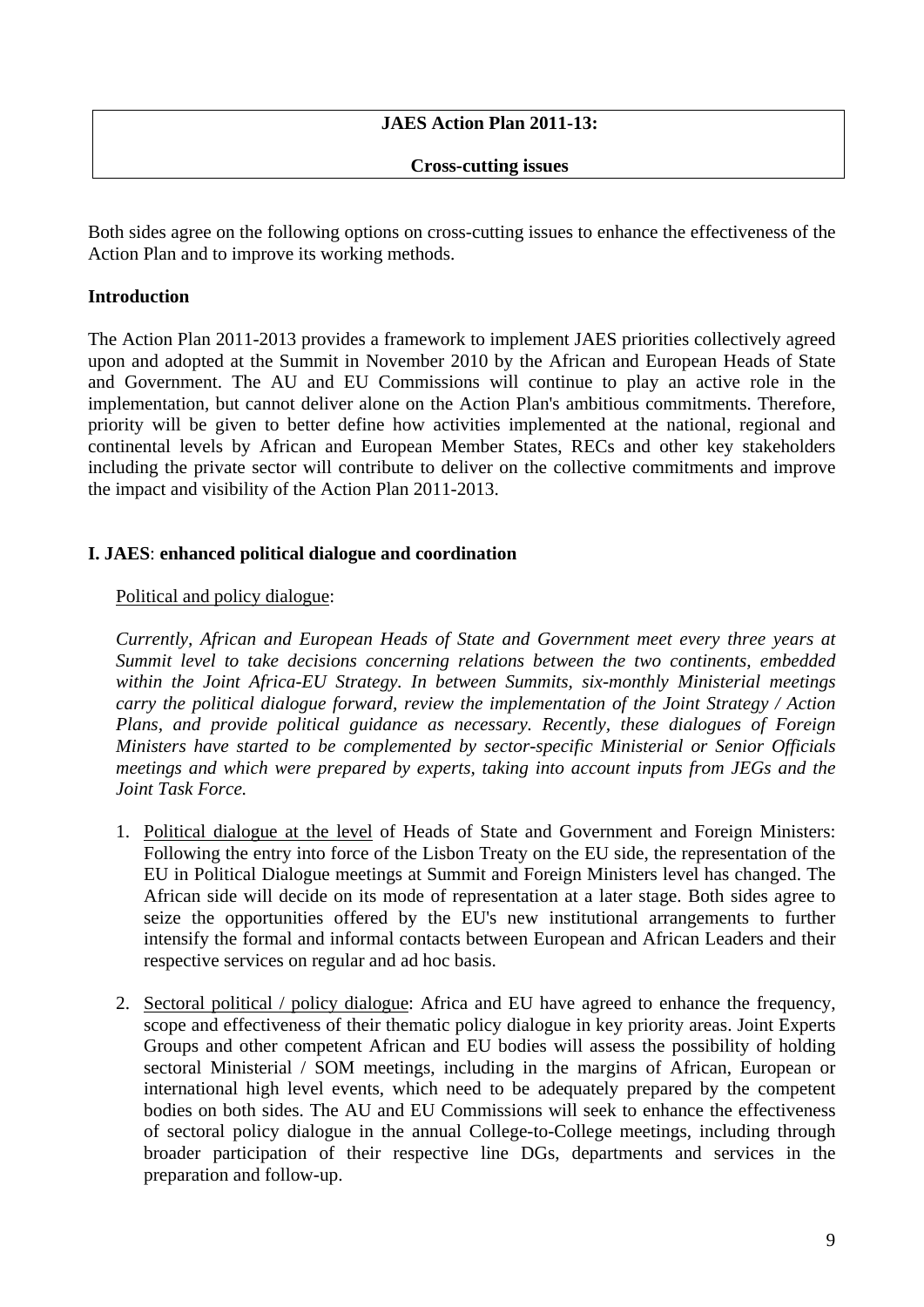**JAES Action Plan 2011-13:**

**Cross-cutting issues**

Both sides agree on the following options on cross-cutting issues to enhance the effectiveness of the Action Plan and to improve its working methods.

**Introduction**

The Action Plan 2011-2013 provides a framework to implement JAES priorities collectively agreed upon and adopted at the Summit in November 2010 by the African and European Heads of State and Government. The AU and EU Commissions will continue to play an active role in the implementation, but cannot deliver alone on the Action Plan's ambitious commitments. Therefore, priority will be given to better define how activities implemented at the national, regional and continental levels by African and European Member States, RECs and other key stakeholders including the private sector will contribute to deliver on the collective commitments and improve the impact and visibility of the Action Plan 2011-2013.

**I. JAES**: **enhanced political dialogue and coordination**

Political and policy dialogue:

*Currently, African and European Heads of State and Government meet every three years at Summit level to take decisions concerning relations between the two continents, embedded within the Joint Africa-EU Strategy. In between Summits, six-monthly Ministerial meetings carry the political dialogue forward, review the implementation of the Joint Strategy / Action Plans, and provide political guidance as necessary. Recently, these dialogues of Foreign Ministers have started to be complemented by sector-specific Ministerial or Senior Officials meetings and which were prepared by experts, taking into account inputs from JEGs and the Joint Task Force.*

1. Political dialogue at the level of Heads of State and Government and Foreign Ministers: Following the entry into force of the Lisbon Treaty on the EU side, the representation of the EU in Political Dialogue meetings at Summit and Foreign Ministers level has changed. The African side will decide on its mode of representation at a later stage. Both sides agree to seize the opportunities offered by the EU's new institutional arrangements to further intensify the formal and informal contacts between European and African Leaders and their respective services on regular and ad hoc basis.

2. Sectoral political / policy dialogue: Africa and EU have agreed to enhance the frequency, scope and effectiveness of their thematic policy dialogue in key priority areas. Joint Experts Groups and other competent African and EU bodies will assess the possibility of holding sectoral Ministerial / SOM meetings, including in the margins of African, European or international high level events, which need to be adequately prepared by the competent bodies on both sides. The AU and EU Commissions will seek to enhance the effectiveness of sectoral policy dialogue in the annual College-to-College meetings, including through broader participation of their respective line DGs, departments and services in the preparation and follow-up.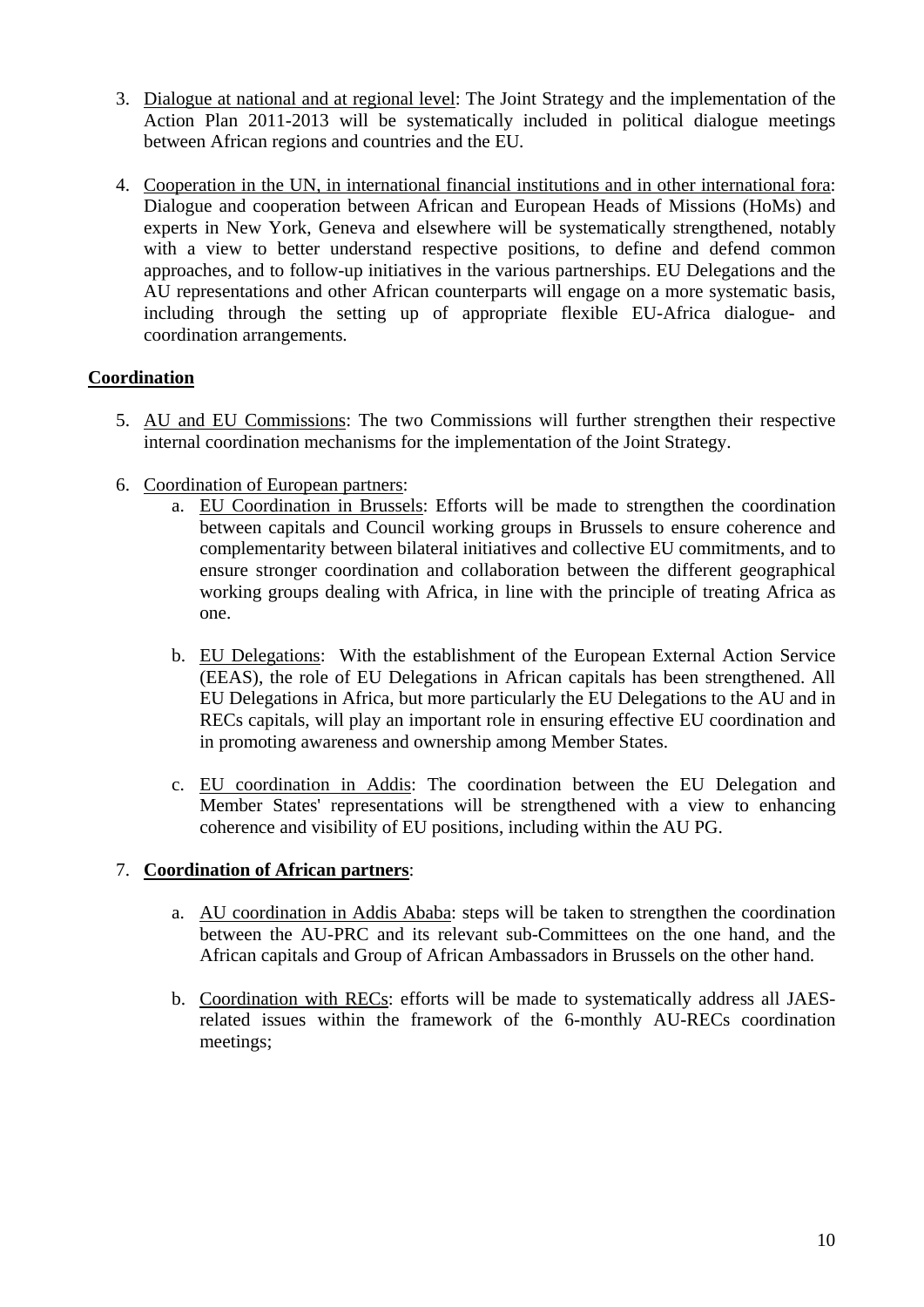3. Dialogue at national and at regional level: The Joint Strategy and the implementation of the Action Plan 2011-2013 will be systematically included in political dialogue meetings between African regions and countries and the EU.

4. Cooperation in the UN, in international financial institutions and in other international fora: Dialogue and cooperation between African and European Heads of Missions (HoMs) and experts in New York, Geneva and elsewhere will be systematically strengthened, notably with a view to better understand respective positions, to define and defend common approaches, and to follow-up initiatives in the various partnerships. EU Delegations and the AU representations and other African counterparts will engage on a more systematic basis, including through the setting up of appropriate flexible EU-Africa dialogue- and coordination arrangements.

**Coordination**

5. AU and EU Commissions: The two Commissions will further strengthen their respective internal coordination mechanisms for the implementation of the Joint Strategy.

6. Coordination of European partners:
   a. EU Coordination in Brussels: Efforts will be made to strengthen the coordination between capitals and Council working groups in Brussels to ensure coherence and complementarity between bilateral initiatives and collective EU commitments, and to ensure stronger coordination and collaboration between the different geographical working groups dealing with Africa, in line with the principle of treating Africa as one.

   b. EU Delegations: With the establishment of the European External Action Service (EEAS), the role of EU Delegations in African capitals has been strengthened. All EU Delegations in Africa, but more particularly the EU Delegations to the AU and in RECs capitals, will play an important role in ensuring effective EU coordination and in promoting awareness and ownership among Member States.

   c. EU coordination in Addis: The coordination between the EU Delegation and Member States' representations will be strengthened with a view to enhancing coherence and visibility of EU positions, including within the AU PG.

7. **Coordination of African partners**:

   a. AU coordination in Addis Ababa: steps will be taken to strengthen the coordination between the AU-PRC and its relevant sub-Committees on the one hand, and the African capitals and Group of African Ambassadors in Brussels on the other hand.

   b. Coordination with RECs: efforts will be made to systematically address all JAES-related issues within the framework of the 6-monthly AU-RECs coordination meetings;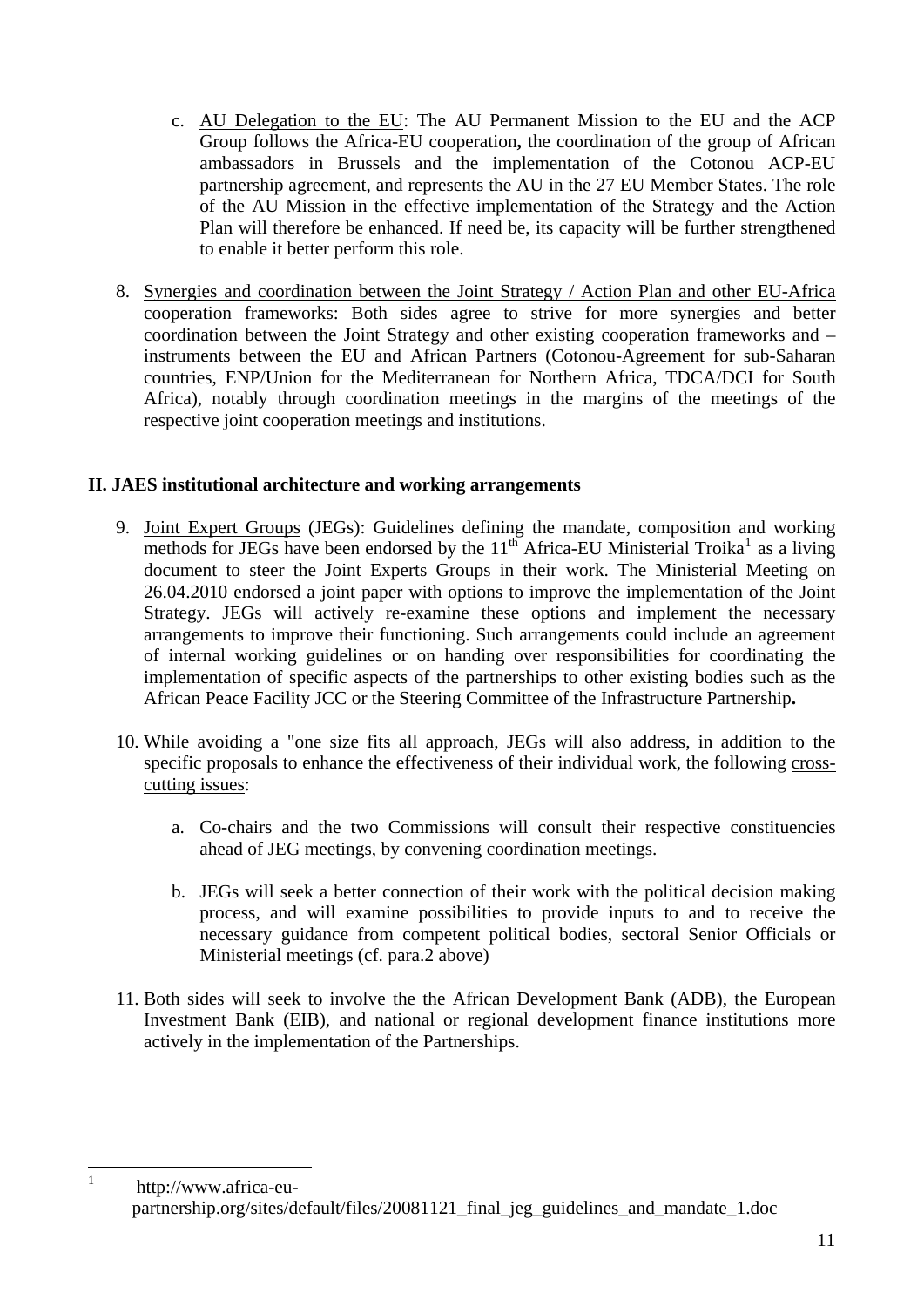c. AU Delegation to the EU: The AU Permanent Mission to the EU and the ACP Group follows the Africa-EU cooperation**,** the coordination of the group of African ambassadors in Brussels and the implementation of the Cotonou ACP-EU partnership agreement, and represents the AU in the 27 EU Member States. The role of the AU Mission in the effective implementation of the Strategy and the Action Plan will therefore be enhanced. If need be, its capacity will be further strengthened to enable it better perform this role.

8. Synergies and coordination between the Joint Strategy / Action Plan and other EU-Africa cooperation frameworks: Both sides agree to strive for more synergies and better coordination between the Joint Strategy and other existing cooperation frameworks and – instruments between the EU and African Partners (Cotonou-Agreement for sub-Saharan countries, ENP/Union for the Mediterranean for Northern Africa, TDCA/DCI for South Africa), notably through coordination meetings in the margins of the meetings of the respective joint cooperation meetings and institutions.

## II. JAES institutional architecture and working arrangements

9. Joint Expert Groups (JEGs): Guidelines defining the mandate, composition and working methods for JEGs have been endorsed by the 11th Africa-EU Ministerial Troika[1] as a living document to steer the Joint Experts Groups in their work. The Ministerial Meeting on 26.04.2010 endorsed a joint paper with options to improve the implementation of the Joint Strategy. JEGs will actively re-examine these options and implement the necessary arrangements to improve their functioning. Such arrangements could include an agreement of internal working guidelines or on handing over responsibilities for coordinating the implementation of specific aspects of the partnerships to other existing bodies such as the African Peace Facility JCC or the Steering Committee of the Infrastructure Partnership**.**

10. While avoiding a "one size fits all approach, JEGs will also address, in addition to the specific proposals to enhance the effectiveness of their individual work, the following cross-cutting issues:

    a. Co-chairs and the two Commissions will consult their respective constituencies ahead of JEG meetings, by convening coordination meetings.

    b. JEGs will seek a better connection of their work with the political decision making process, and will examine possibilities to provide inputs to and to receive the necessary guidance from competent political bodies, sectoral Senior Officials or Ministerial meetings (cf. para.2 above)

11. Both sides will seek to involve the the African Development Bank (ADB), the European Investment Bank (EIB), and national or regional development finance institutions more actively in the implementation of the Partnerships.

---

[1] http://www.africa-eu-partnership.org/sites/default/files/20081121_final_jeg_guidelines_and_mandate_1.doc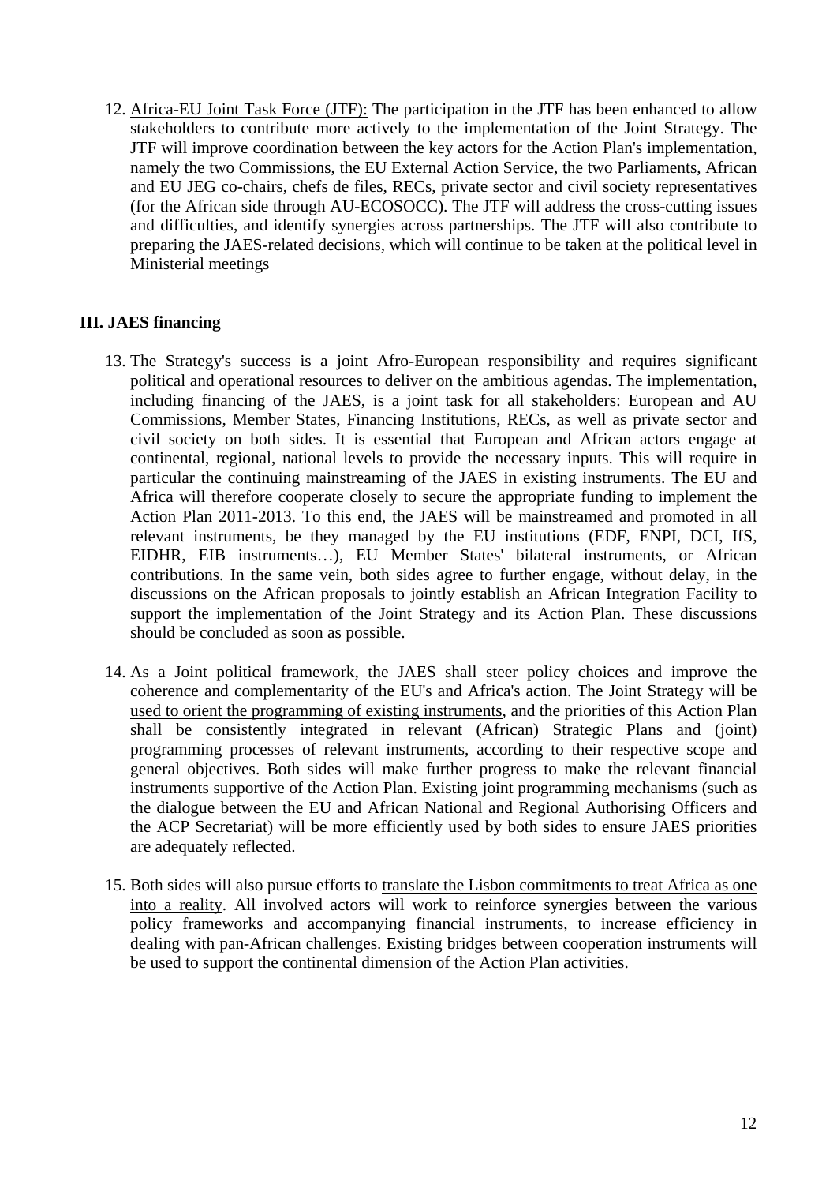12. <u>Africa-EU Joint Task Force (JTF):</u> The participation in the JTF has been enhanced to allow stakeholders to contribute more actively to the implementation of the Joint Strategy. The JTF will improve coordination between the key actors for the Action Plan's implementation, namely the two Commissions, the EU External Action Service, the two Parliaments, African and EU JEG co-chairs, chefs de files, RECs, private sector and civil society representatives (for the African side through AU-ECOSOCC). The JTF will address the cross-cutting issues and difficulties, and identify synergies across partnerships. The JTF will also contribute to preparing the JAES-related decisions, which will continue to be taken at the political level in Ministerial meetings

## III. JAES financing

13. The Strategy's success is <u>a joint Afro-European responsibility</u> and requires significant political and operational resources to deliver on the ambitious agendas. The implementation, including financing of the JAES, is a joint task for all stakeholders: European and AU Commissions, Member States, Financing Institutions, RECs, as well as private sector and civil society on both sides. It is essential that European and African actors engage at continental, regional, national levels to provide the necessary inputs. This will require in particular the continuing mainstreaming of the JAES in existing instruments. The EU and Africa will therefore cooperate closely to secure the appropriate funding to implement the Action Plan 2011-2013. To this end, the JAES will be mainstreamed and promoted in all relevant instruments, be they managed by the EU institutions (EDF, ENPI, DCI, IfS, EIDHR, EIB instruments…), EU Member States' bilateral instruments, or African contributions. In the same vein, both sides agree to further engage, without delay, in the discussions on the African proposals to jointly establish an African Integration Facility to support the implementation of the Joint Strategy and its Action Plan. These discussions should be concluded as soon as possible.

14. As a Joint political framework, the JAES shall steer policy choices and improve the coherence and complementarity of the EU's and Africa's action. <u>The Joint Strategy will be used to orient the programming of existing instruments</u>, and the priorities of this Action Plan shall be consistently integrated in relevant (African) Strategic Plans and (joint) programming processes of relevant instruments, according to their respective scope and general objectives. Both sides will make further progress to make the relevant financial instruments supportive of the Action Plan. Existing joint programming mechanisms (such as the dialogue between the EU and African National and Regional Authorising Officers and the ACP Secretariat) will be more efficiently used by both sides to ensure JAES priorities are adequately reflected.

15. Both sides will also pursue efforts to <u>translate the Lisbon commitments to treat Africa as one into a reality</u>. All involved actors will work to reinforce synergies between the various policy frameworks and accompanying financial instruments, to increase efficiency in dealing with pan-African challenges. Existing bridges between cooperation instruments will be used to support the continental dimension of the Action Plan activities.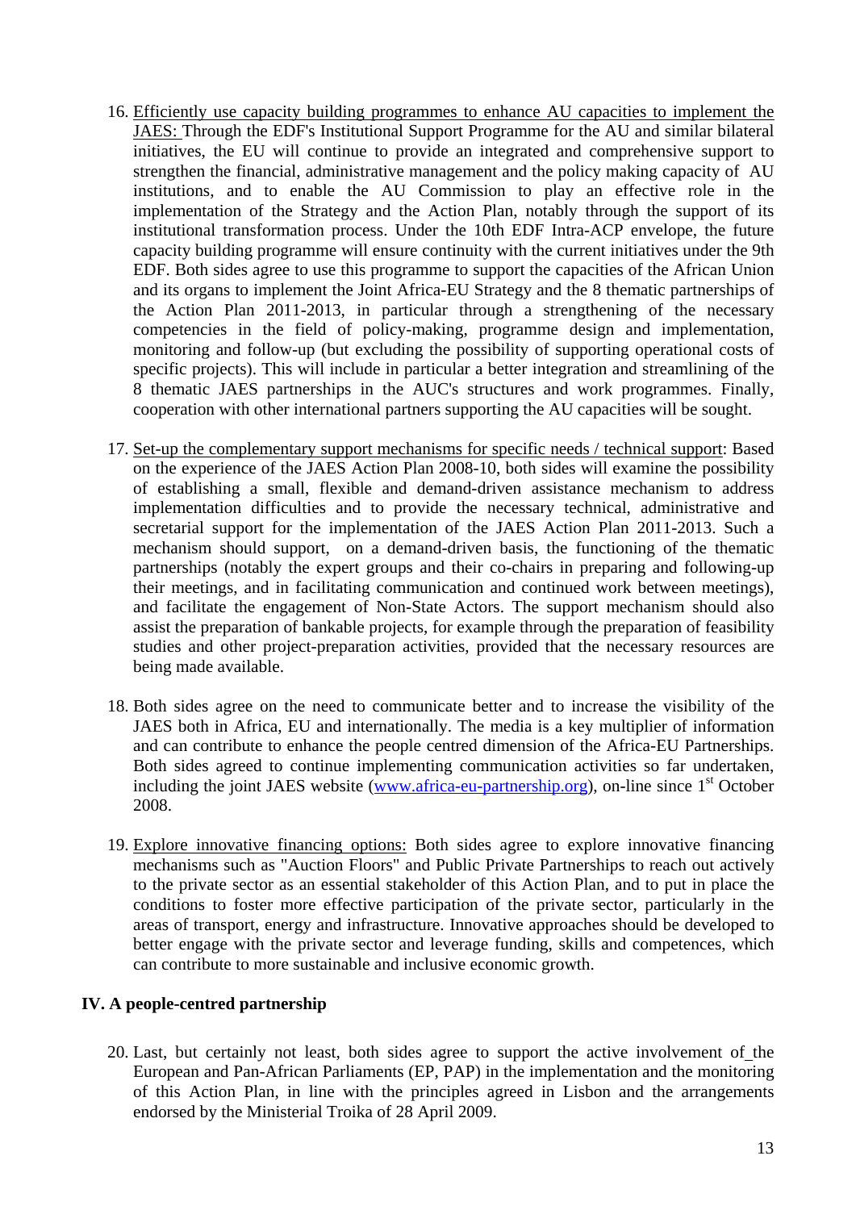16. Efficiently use capacity building programmes to enhance AU capacities to implement the JAES: Through the EDF's Institutional Support Programme for the AU and similar bilateral initiatives, the EU will continue to provide an integrated and comprehensive support to strengthen the financial, administrative management and the policy making capacity of AU institutions, and to enable the AU Commission to play an effective role in the implementation of the Strategy and the Action Plan, notably through the support of its institutional transformation process. Under the 10th EDF Intra-ACP envelope, the future capacity building programme will ensure continuity with the current initiatives under the 9th EDF. Both sides agree to use this programme to support the capacities of the African Union and its organs to implement the Joint Africa-EU Strategy and the 8 thematic partnerships of the Action Plan 2011-2013, in particular through a strengthening of the necessary competencies in the field of policy-making, programme design and implementation, monitoring and follow-up (but excluding the possibility of supporting operational costs of specific projects). This will include in particular a better integration and streamlining of the 8 thematic JAES partnerships in the AUC's structures and work programmes. Finally, cooperation with other international partners supporting the AU capacities will be sought.

17. Set-up the complementary support mechanisms for specific needs / technical support: Based on the experience of the JAES Action Plan 2008-10, both sides will examine the possibility of establishing a small, flexible and demand-driven assistance mechanism to address implementation difficulties and to provide the necessary technical, administrative and secretarial support for the implementation of the JAES Action Plan 2011-2013. Such a mechanism should support, on a demand-driven basis, the functioning of the thematic partnerships (notably the expert groups and their co-chairs in preparing and following-up their meetings, and in facilitating communication and continued work between meetings), and facilitate the engagement of Non-State Actors. The support mechanism should also assist the preparation of bankable projects, for example through the preparation of feasibility studies and other project-preparation activities, provided that the necessary resources are being made available.

18. Both sides agree on the need to communicate better and to increase the visibility of the JAES both in Africa, EU and internationally. The media is a key multiplier of information and can contribute to enhance the people centred dimension of the Africa-EU Partnerships. Both sides agreed to continue implementing communication activities so far undertaken, including the joint JAES website (www.africa-eu-partnership.org), on-line since 1st October 2008.

19. Explore innovative financing options: Both sides agree to explore innovative financing mechanisms such as "Auction Floors" and Public Private Partnerships to reach out actively to the private sector as an essential stakeholder of this Action Plan, and to put in place the conditions to foster more effective participation of the private sector, particularly in the areas of transport, energy and infrastructure. Innovative approaches should be developed to better engage with the private sector and leverage funding, skills and competences, which can contribute to more sustainable and inclusive economic growth.

## IV. A people-centred partnership

20. Last, but certainly not least, both sides agree to support the active involvement of the European and Pan-African Parliaments (EP, PAP) in the implementation and the monitoring of this Action Plan, in line with the principles agreed in Lisbon and the arrangements endorsed by the Ministerial Troika of 28 April 2009.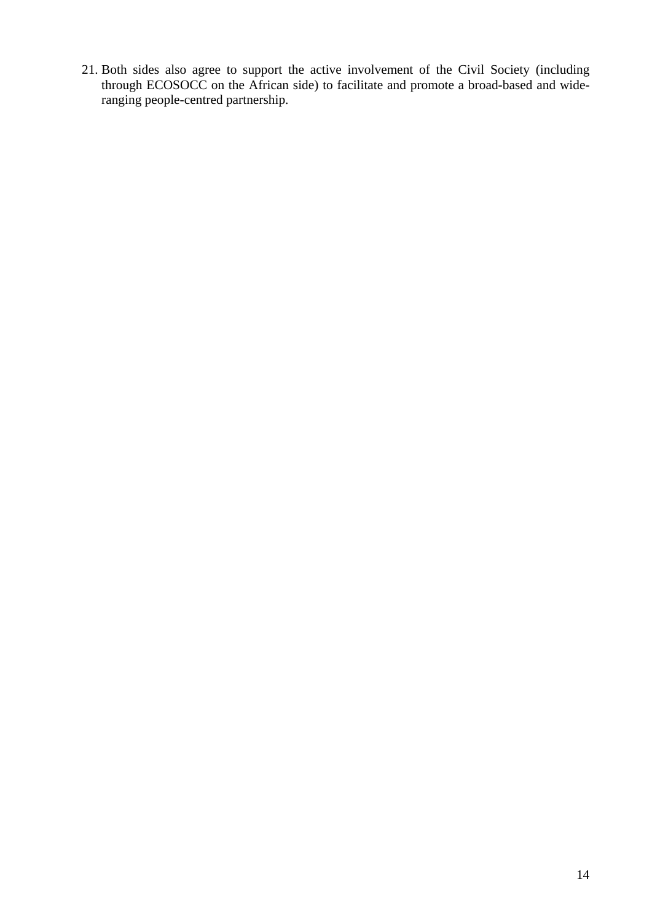21. Both sides also agree to support the active involvement of the Civil Society (including through ECOSOCC on the African side) to facilitate and promote a broad-based and wide-ranging people-centred partnership.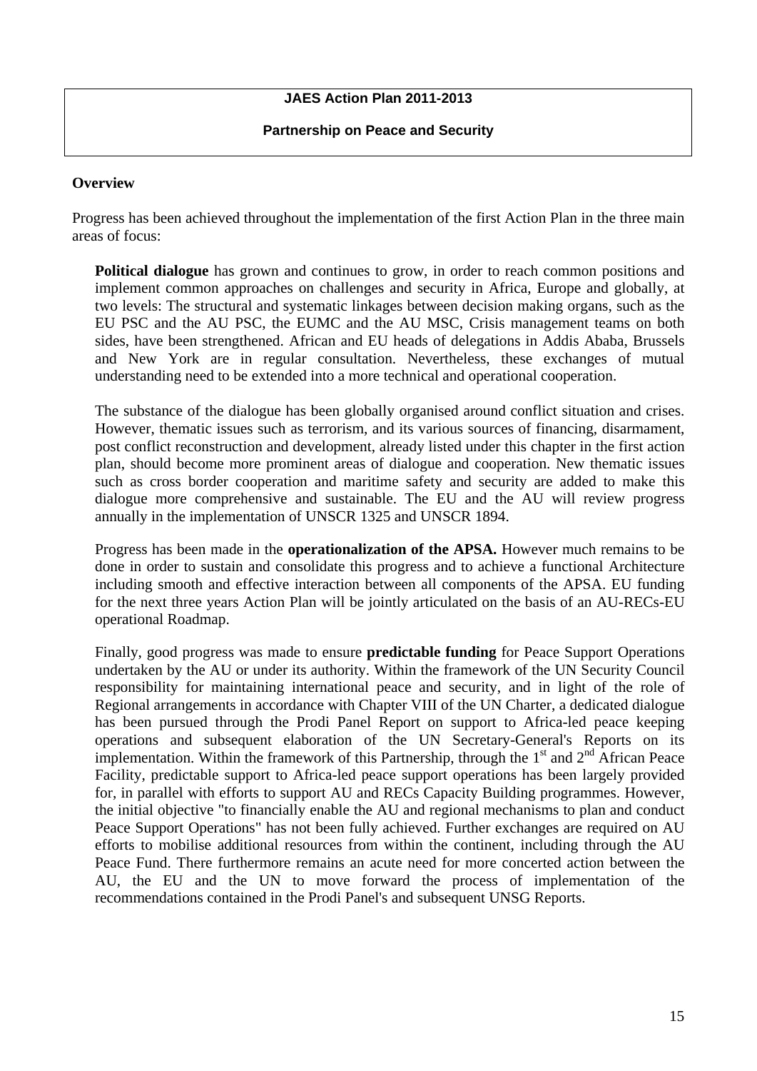**JAES Action Plan 2011-2013**

**Partnership on Peace and Security**

## Overview

Progress has been achieved throughout the implementation of the first Action Plan in the three main areas of focus:

**Political dialogue** has grown and continues to grow, in order to reach common positions and implement common approaches on challenges and security in Africa, Europe and globally, at two levels: The structural and systematic linkages between decision making organs, such as the EU PSC and the AU PSC, the EUMC and the AU MSC, Crisis management teams on both sides, have been strengthened. African and EU heads of delegations in Addis Ababa, Brussels and New York are in regular consultation. Nevertheless, these exchanges of mutual understanding need to be extended into a more technical and operational cooperation.

The substance of the dialogue has been globally organised around conflict situation and crises. However, thematic issues such as terrorism, and its various sources of financing, disarmament, post conflict reconstruction and development, already listed under this chapter in the first action plan, should become more prominent areas of dialogue and cooperation. New thematic issues such as cross border cooperation and maritime safety and security are added to make this dialogue more comprehensive and sustainable. The EU and the AU will review progress annually in the implementation of UNSCR 1325 and UNSCR 1894.

Progress has been made in the **operationalization of the APSA.** However much remains to be done in order to sustain and consolidate this progress and to achieve a functional Architecture including smooth and effective interaction between all components of the APSA. EU funding for the next three years Action Plan will be jointly articulated on the basis of an AU-RECs-EU operational Roadmap.

Finally, good progress was made to ensure **predictable funding** for Peace Support Operations undertaken by the AU or under its authority. Within the framework of the UN Security Council responsibility for maintaining international peace and security, and in light of the role of Regional arrangements in accordance with Chapter VIII of the UN Charter, a dedicated dialogue has been pursued through the Prodi Panel Report on support to Africa-led peace keeping operations and subsequent elaboration of the UN Secretary-General's Reports on its implementation. Within the framework of this Partnership, through the 1st and 2nd African Peace Facility, predictable support to Africa-led peace support operations has been largely provided for, in parallel with efforts to support AU and RECs Capacity Building programmes. However, the initial objective "to financially enable the AU and regional mechanisms to plan and conduct Peace Support Operations" has not been fully achieved. Further exchanges are required on AU efforts to mobilise additional resources from within the continent, including through the AU Peace Fund. There furthermore remains an acute need for more concerted action between the AU, the EU and the UN to move forward the process of implementation of the recommendations contained in the Prodi Panel's and subsequent UNSG Reports.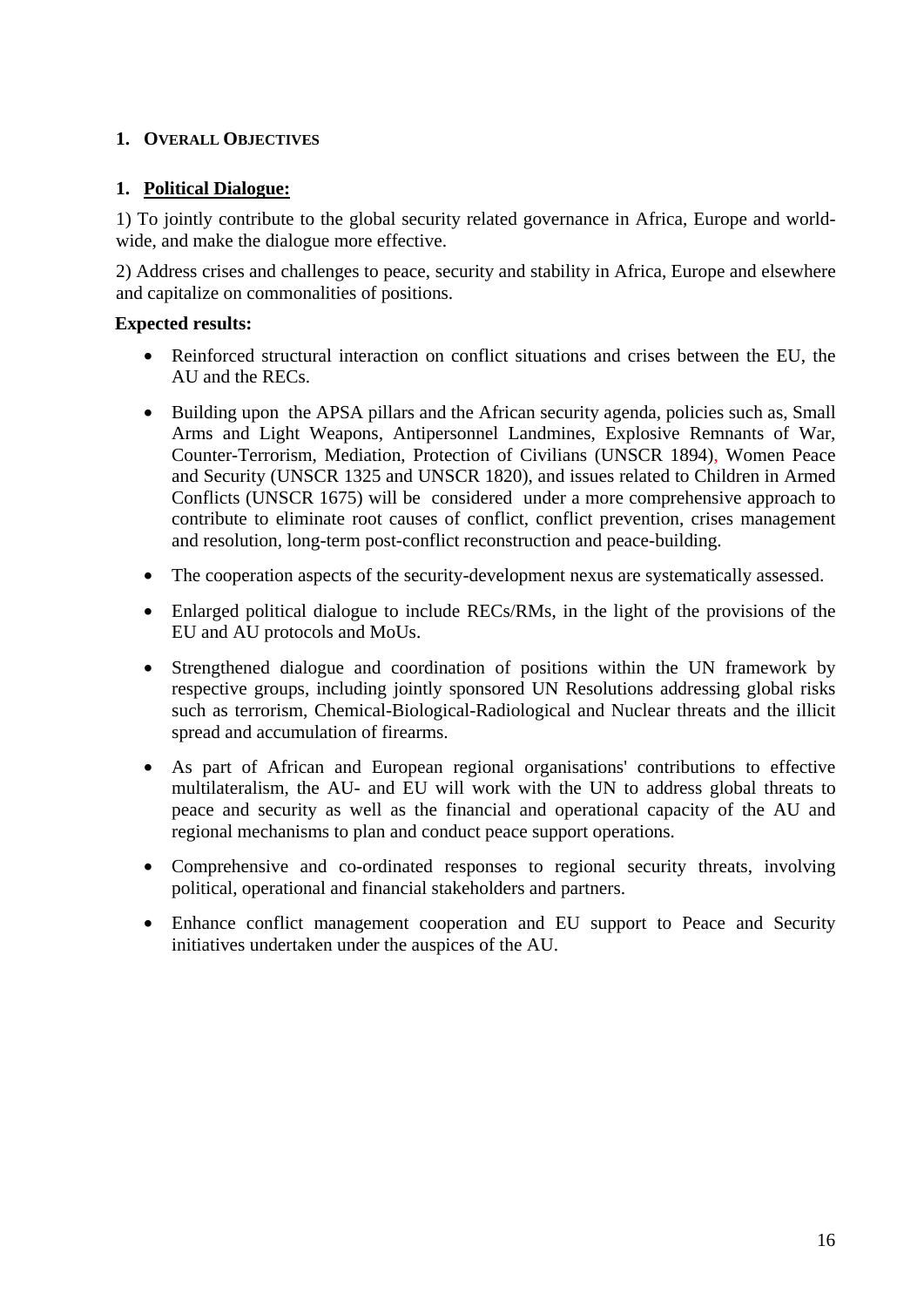# 1. OVERALL OBJECTIVES

## 1. Political Dialogue:

1) To jointly contribute to the global security related governance in Africa, Europe and world-wide, and make the dialogue more effective.

2) Address crises and challenges to peace, security and stability in Africa, Europe and elsewhere and capitalize on commonalities of positions.

**Expected results:**

- Reinforced structural interaction on conflict situations and crises between the EU, the AU and the RECs.
- Building upon the APSA pillars and the African security agenda, policies such as, Small Arms and Light Weapons, Antipersonnel Landmines, Explosive Remnants of War, Counter-Terrorism, Mediation, Protection of Civilians (UNSCR 1894), Women Peace and Security (UNSCR 1325 and UNSCR 1820), and issues related to Children in Armed Conflicts (UNSCR 1675) will be considered under a more comprehensive approach to contribute to eliminate root causes of conflict, conflict prevention, crises management and resolution, long-term post-conflict reconstruction and peace-building.
- The cooperation aspects of the security-development nexus are systematically assessed.
- Enlarged political dialogue to include RECs/RMs, in the light of the provisions of the EU and AU protocols and MoUs.
- Strengthened dialogue and coordination of positions within the UN framework by respective groups, including jointly sponsored UN Resolutions addressing global risks such as terrorism, Chemical-Biological-Radiological and Nuclear threats and the illicit spread and accumulation of firearms.
- As part of African and European regional organisations' contributions to effective multilateralism, the AU- and EU will work with the UN to address global threats to peace and security as well as the financial and operational capacity of the AU and regional mechanisms to plan and conduct peace support operations.
- Comprehensive and co-ordinated responses to regional security threats, involving political, operational and financial stakeholders and partners.
- Enhance conflict management cooperation and EU support to Peace and Security initiatives undertaken under the auspices of the AU.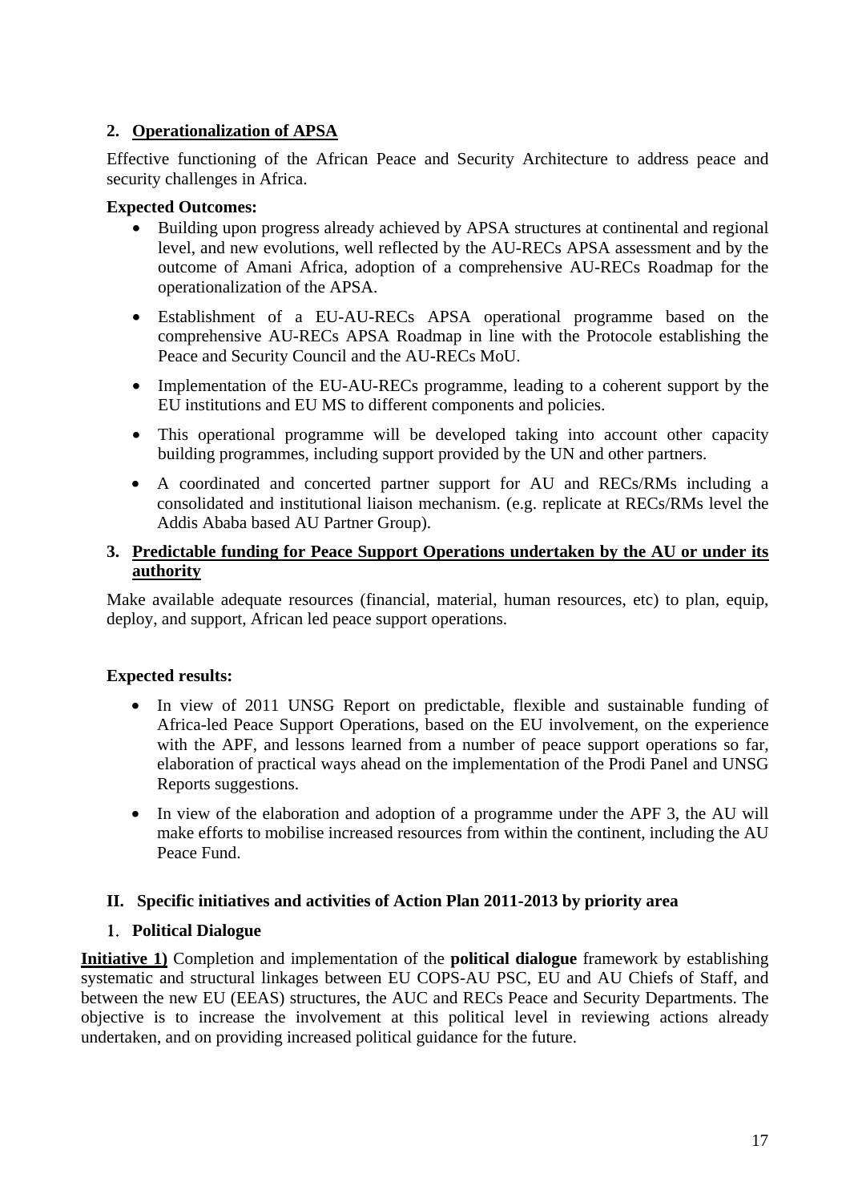## 2. Operationalization of APSA

Effective functioning of the African Peace and Security Architecture to address peace and security challenges in Africa.

**Expected Outcomes:**

- Building upon progress already achieved by APSA structures at continental and regional level, and new evolutions, well reflected by the AU-RECs APSA assessment and by the outcome of Amani Africa, adoption of a comprehensive AU-RECs Roadmap for the operationalization of the APSA.
- Establishment of a EU-AU-RECs APSA operational programme based on the comprehensive AU-RECs APSA Roadmap in line with the Protocole establishing the Peace and Security Council and the AU-RECs MoU.
- Implementation of the EU-AU-RECs programme, leading to a coherent support by the EU institutions and EU MS to different components and policies.
- This operational programme will be developed taking into account other capacity building programmes, including support provided by the UN and other partners.
- A coordinated and concerted partner support for AU and RECs/RMs including a consolidated and institutional liaison mechanism. (e.g. replicate at RECs/RMs level the Addis Ababa based AU Partner Group).

## 3. Predictable funding for Peace Support Operations undertaken by the AU or under its authority

Make available adequate resources (financial, material, human resources, etc) to plan, equip, deploy, and support, African led peace support operations.

**Expected results:**

- In view of 2011 UNSG Report on predictable, flexible and sustainable funding of Africa-led Peace Support Operations, based on the EU involvement, on the experience with the APF, and lessons learned from a number of peace support operations so far, elaboration of practical ways ahead on the implementation of the Prodi Panel and UNSG Reports suggestions.
- In view of the elaboration and adoption of a programme under the APF 3, the AU will make efforts to mobilise increased resources from within the continent, including the AU Peace Fund.

# II. Specific initiatives and activities of Action Plan 2011-2013 by priority area

## 1. Political Dialogue

**Initiative 1)** Completion and implementation of the **political dialogue** framework by establishing systematic and structural linkages between EU COPS-AU PSC, EU and AU Chiefs of Staff, and between the new EU (EEAS) structures, the AUC and RECs Peace and Security Departments. The objective is to increase the involvement at this political level in reviewing actions already undertaken, and on providing increased political guidance for the future.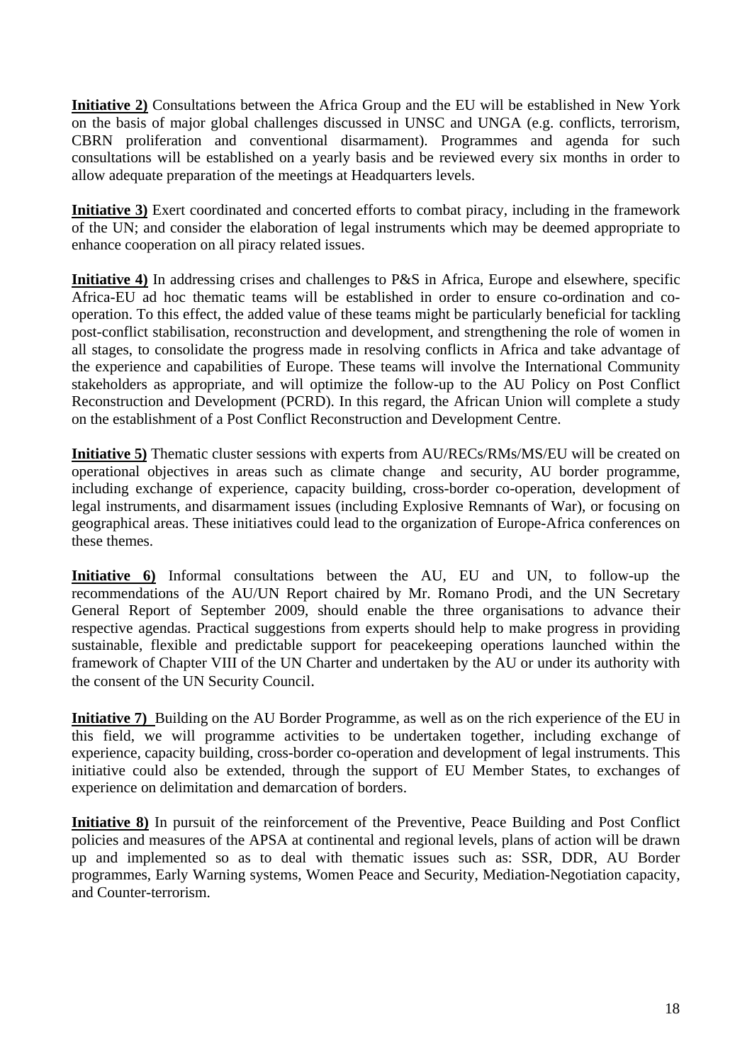**Initiative 2)** Consultations between the Africa Group and the EU will be established in New York on the basis of major global challenges discussed in UNSC and UNGA (e.g. conflicts, terrorism, CBRN proliferation and conventional disarmament). Programmes and agenda for such consultations will be established on a yearly basis and be reviewed every six months in order to allow adequate preparation of the meetings at Headquarters levels.

**Initiative 3)** Exert coordinated and concerted efforts to combat piracy, including in the framework of the UN; and consider the elaboration of legal instruments which may be deemed appropriate to enhance cooperation on all piracy related issues.

**Initiative 4)** In addressing crises and challenges to P&S in Africa, Europe and elsewhere, specific Africa-EU ad hoc thematic teams will be established in order to ensure co-ordination and co-operation. To this effect, the added value of these teams might be particularly beneficial for tackling post-conflict stabilisation, reconstruction and development, and strengthening the role of women in all stages, to consolidate the progress made in resolving conflicts in Africa and take advantage of the experience and capabilities of Europe. These teams will involve the International Community stakeholders as appropriate, and will optimize the follow-up to the AU Policy on Post Conflict Reconstruction and Development (PCRD). In this regard, the African Union will complete a study on the establishment of a Post Conflict Reconstruction and Development Centre.

**Initiative 5)** Thematic cluster sessions with experts from AU/RECs/RMs/MS/EU will be created on operational objectives in areas such as climate change and security, AU border programme, including exchange of experience, capacity building, cross-border co-operation, development of legal instruments, and disarmament issues (including Explosive Remnants of War), or focusing on geographical areas. These initiatives could lead to the organization of Europe-Africa conferences on these themes.

**Initiative 6)** Informal consultations between the AU, EU and UN, to follow-up the recommendations of the AU/UN Report chaired by Mr. Romano Prodi, and the UN Secretary General Report of September 2009, should enable the three organisations to advance their respective agendas. Practical suggestions from experts should help to make progress in providing sustainable, flexible and predictable support for peacekeeping operations launched within the framework of Chapter VIII of the UN Charter and undertaken by the AU or under its authority with the consent of the UN Security Council.

**Initiative 7)** Building on the AU Border Programme, as well as on the rich experience of the EU in this field, we will programme activities to be undertaken together, including exchange of experience, capacity building, cross-border co-operation and development of legal instruments. This initiative could also be extended, through the support of EU Member States, to exchanges of experience on delimitation and demarcation of borders.

**Initiative 8)** In pursuit of the reinforcement of the Preventive, Peace Building and Post Conflict policies and measures of the APSA at continental and regional levels, plans of action will be drawn up and implemented so as to deal with thematic issues such as: SSR, DDR, AU Border programmes, Early Warning systems, Women Peace and Security, Mediation-Negotiation capacity, and Counter-terrorism.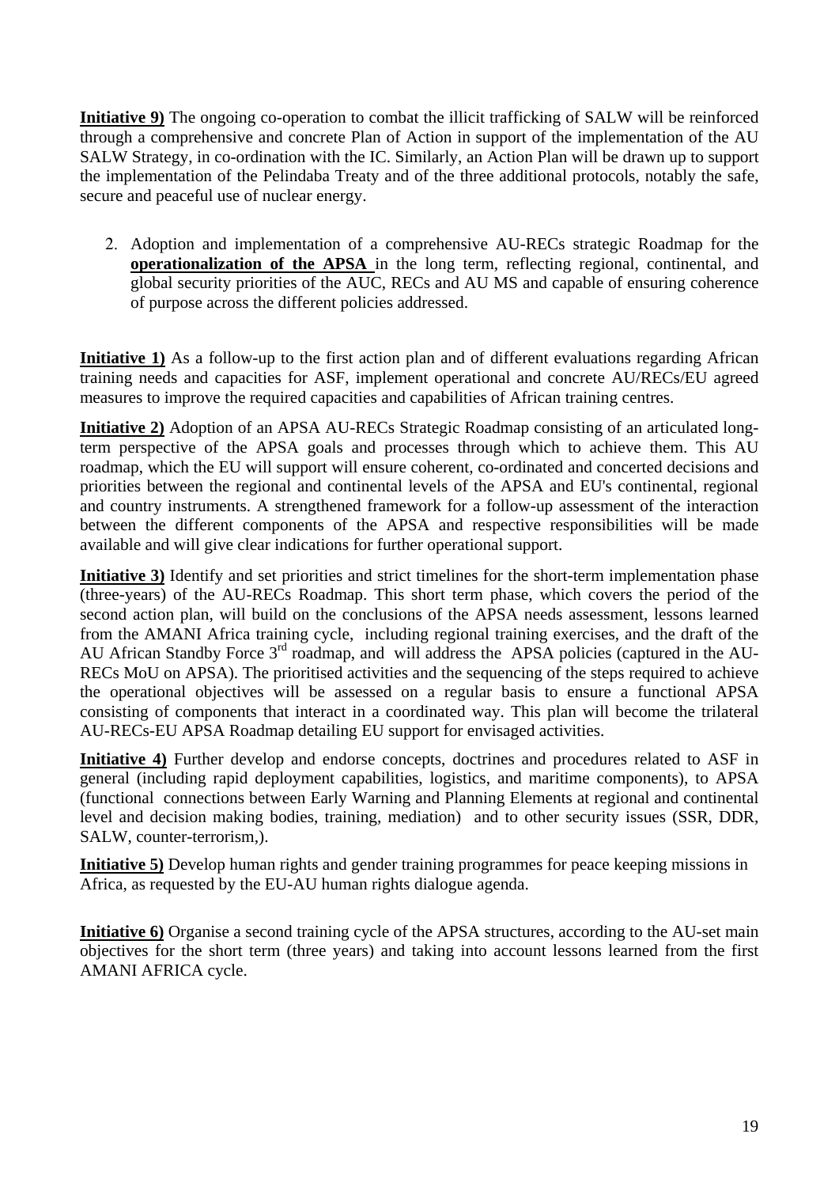**Initiative 9)** The ongoing co-operation to combat the illicit trafficking of SALW will be reinforced through a comprehensive and concrete Plan of Action in support of the implementation of the AU SALW Strategy, in co-ordination with the IC. Similarly, an Action Plan will be drawn up to support the implementation of the Pelindaba Treaty and of the three additional protocols, notably the safe, secure and peaceful use of nuclear energy.

2. Adoption and implementation of a comprehensive AU-RECs strategic Roadmap for the **operationalization of the APSA** in the long term, reflecting regional, continental, and global security priorities of the AUC, RECs and AU MS and capable of ensuring coherence of purpose across the different policies addressed.

**Initiative 1)** As a follow-up to the first action plan and of different evaluations regarding African training needs and capacities for ASF, implement operational and concrete AU/RECs/EU agreed measures to improve the required capacities and capabilities of African training centres.

**Initiative 2)** Adoption of an APSA AU-RECs Strategic Roadmap consisting of an articulated long-term perspective of the APSA goals and processes through which to achieve them. This AU roadmap, which the EU will support will ensure coherent, co-ordinated and concerted decisions and priorities between the regional and continental levels of the APSA and EU's continental, regional and country instruments. A strengthened framework for a follow-up assessment of the interaction between the different components of the APSA and respective responsibilities will be made available and will give clear indications for further operational support.

**Initiative 3)** Identify and set priorities and strict timelines for the short-term implementation phase (three-years) of the AU-RECs Roadmap. This short term phase, which covers the period of the second action plan, will build on the conclusions of the APSA needs assessment, lessons learned from the AMANI Africa training cycle, including regional training exercises, and the draft of the AU African Standby Force 3rd roadmap, and will address the APSA policies (captured in the AU-RECs MoU on APSA). The prioritised activities and the sequencing of the steps required to achieve the operational objectives will be assessed on a regular basis to ensure a functional APSA consisting of components that interact in a coordinated way. This plan will become the trilateral AU-RECs-EU APSA Roadmap detailing EU support for envisaged activities.

**Initiative 4)** Further develop and endorse concepts, doctrines and procedures related to ASF in general (including rapid deployment capabilities, logistics, and maritime components), to APSA (functional connections between Early Warning and Planning Elements at regional and continental level and decision making bodies, training, mediation) and to other security issues (SSR, DDR, SALW, counter-terrorism,).

**Initiative 5)** Develop human rights and gender training programmes for peace keeping missions in Africa, as requested by the EU-AU human rights dialogue agenda.

**Initiative 6)** Organise a second training cycle of the APSA structures, according to the AU-set main objectives for the short term (three years) and taking into account lessons learned from the first AMANI AFRICA cycle.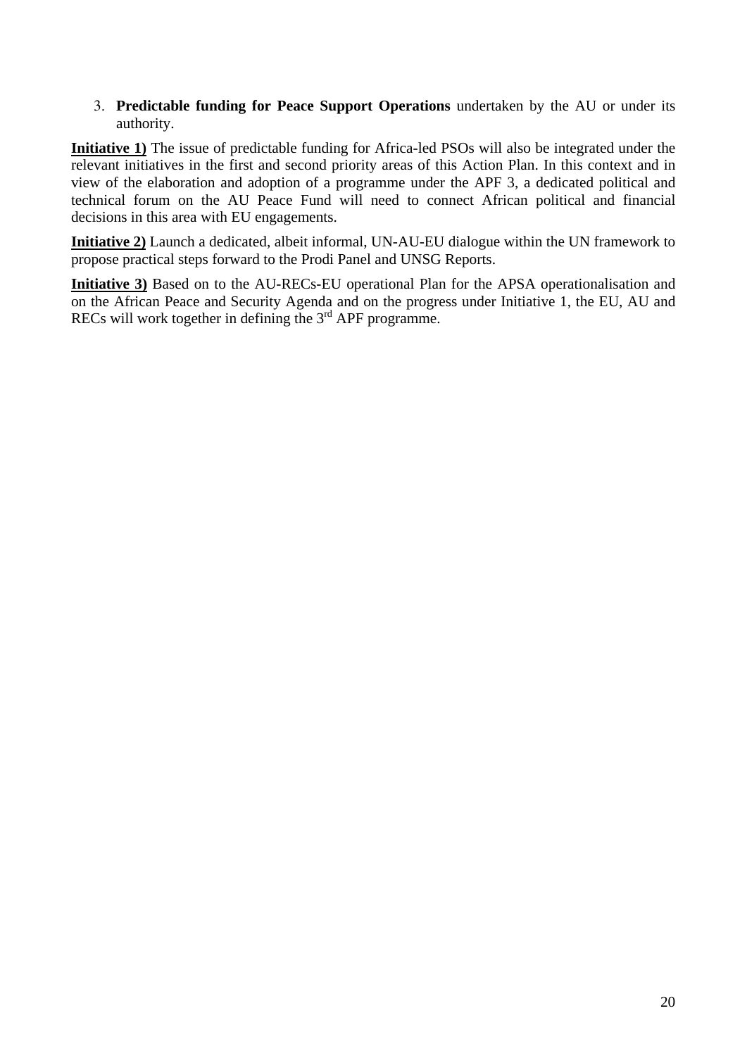3. **Predictable funding for Peace Support Operations** undertaken by the AU or under its authority.

**Initiative 1)** The issue of predictable funding for Africa-led PSOs will also be integrated under the relevant initiatives in the first and second priority areas of this Action Plan. In this context and in view of the elaboration and adoption of a programme under the APF 3, a dedicated political and technical forum on the AU Peace Fund will need to connect African political and financial decisions in this area with EU engagements.

**Initiative 2)** Launch a dedicated, albeit informal, UN-AU-EU dialogue within the UN framework to propose practical steps forward to the Prodi Panel and UNSG Reports.

**Initiative 3)** Based on to the AU-RECs-EU operational Plan for the APSA operationalisation and on the African Peace and Security Agenda and on the progress under Initiative 1, the EU, AU and RECs will work together in defining the 3rd APF programme.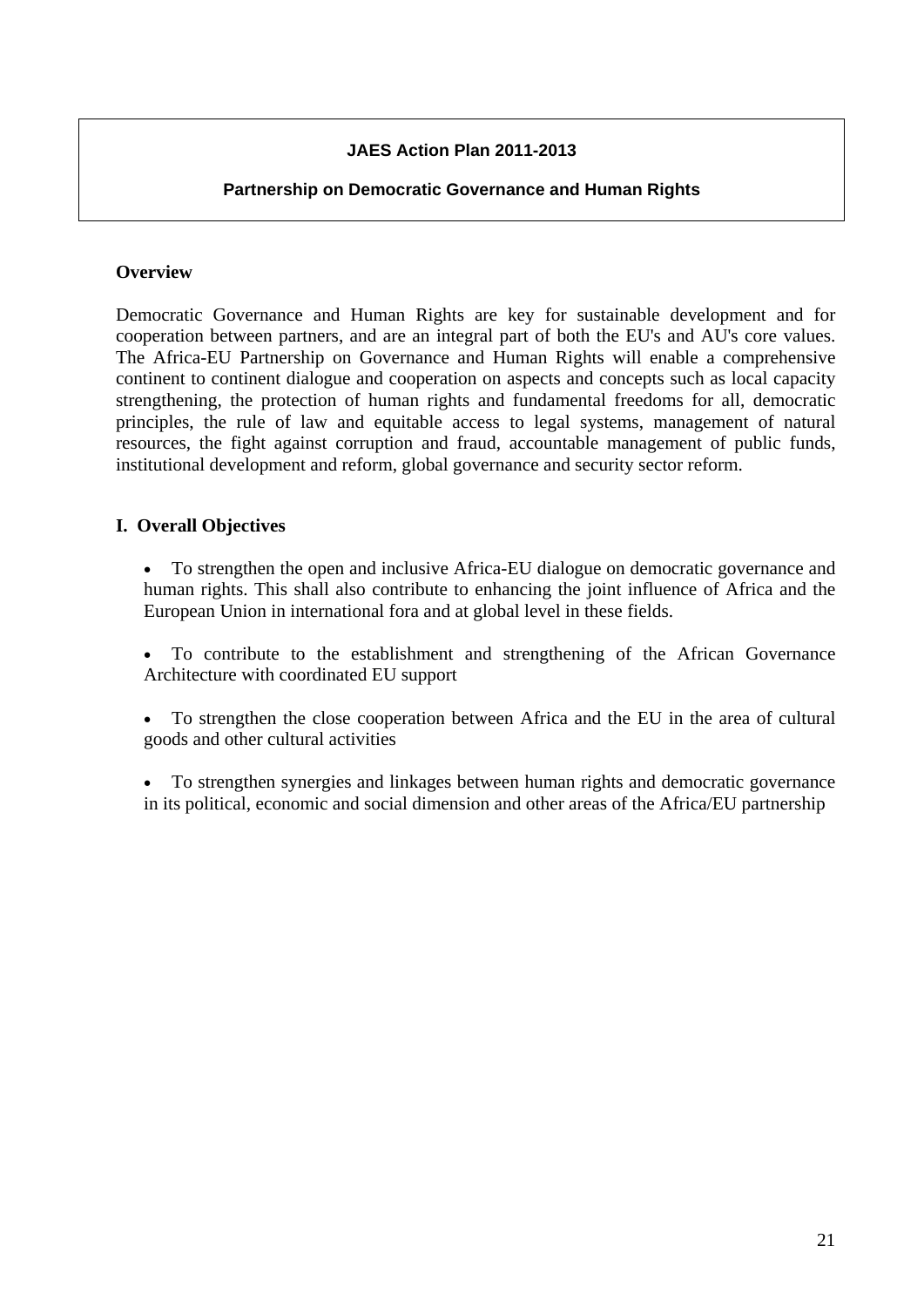**JAES Action Plan 2011-2013**

**Partnership on Democratic Governance and Human Rights**

**Overview**

Democratic Governance and Human Rights are key for sustainable development and for cooperation between partners, and are an integral part of both the EU's and AU's core values. The Africa-EU Partnership on Governance and Human Rights will enable a comprehensive continent to continent dialogue and cooperation on aspects and concepts such as local capacity strengthening, the protection of human rights and fundamental freedoms for all, democratic principles, the rule of law and equitable access to legal systems, management of natural resources, the fight against corruption and fraud, accountable management of public funds, institutional development and reform, global governance and security sector reform.

## I. Overall Objectives

- To strengthen the open and inclusive Africa-EU dialogue on democratic governance and human rights. This shall also contribute to enhancing the joint influence of Africa and the European Union in international fora and at global level in these fields.

- To contribute to the establishment and strengthening of the African Governance Architecture with coordinated EU support

- To strengthen the close cooperation between Africa and the EU in the area of cultural goods and other cultural activities

- To strengthen synergies and linkages between human rights and democratic governance in its political, economic and social dimension and other areas of the Africa/EU partnership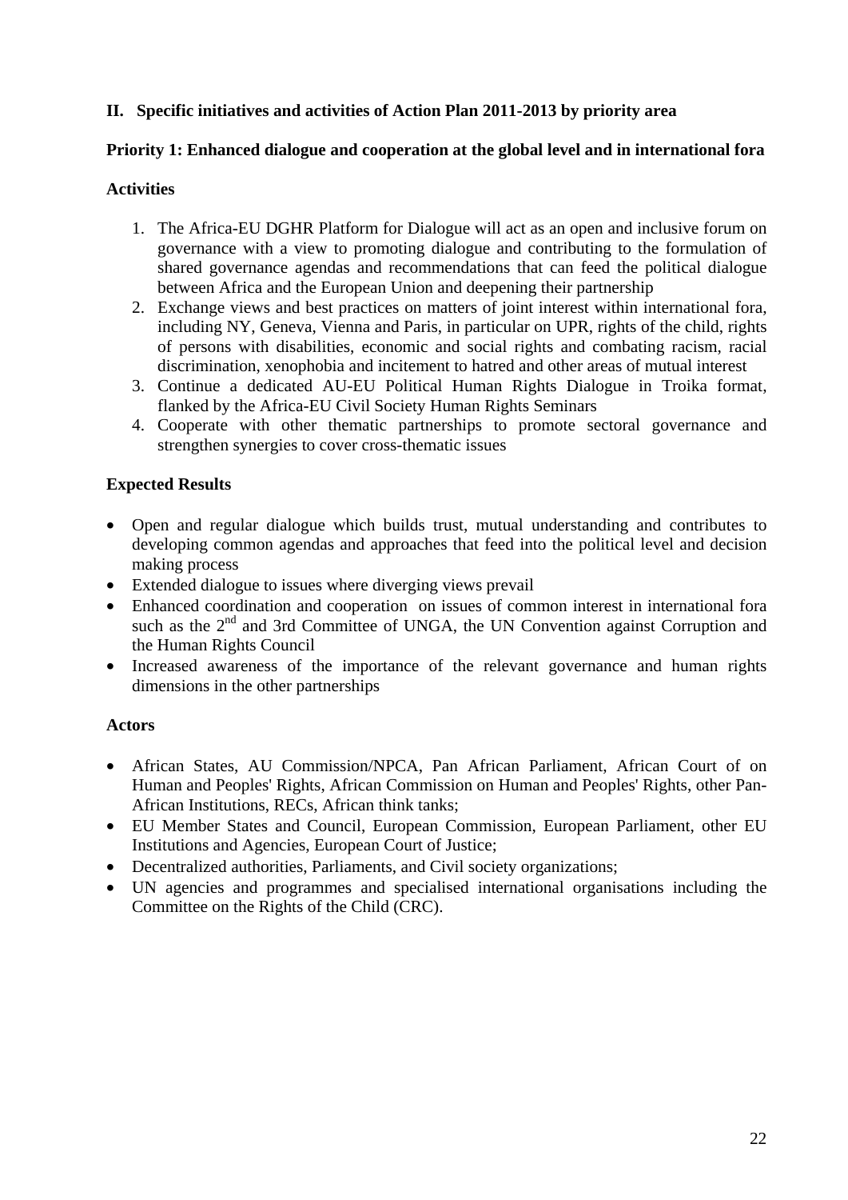## II. Specific initiatives and activities of Action Plan 2011-2013 by priority area

### Priority 1: Enhanced dialogue and cooperation at the global level and in international fora

**Activities**

1. The Africa-EU DGHR Platform for Dialogue will act as an open and inclusive forum on governance with a view to promoting dialogue and contributing to the formulation of shared governance agendas and recommendations that can feed the political dialogue between Africa and the European Union and deepening their partnership
2. Exchange views and best practices on matters of joint interest within international fora, including NY, Geneva, Vienna and Paris, in particular on UPR, rights of the child, rights of persons with disabilities, economic and social rights and combating racism, racial discrimination, xenophobia and incitement to hatred and other areas of mutual interest
3. Continue a dedicated AU-EU Political Human Rights Dialogue in Troika format, flanked by the Africa-EU Civil Society Human Rights Seminars
4. Cooperate with other thematic partnerships to promote sectoral governance and strengthen synergies to cover cross-thematic issues

**Expected Results**

- Open and regular dialogue which builds trust, mutual understanding and contributes to developing common agendas and approaches that feed into the political level and decision making process
- Extended dialogue to issues where diverging views prevail
- Enhanced coordination and cooperation on issues of common interest in international fora such as the 2nd and 3rd Committee of UNGA, the UN Convention against Corruption and the Human Rights Council
- Increased awareness of the importance of the relevant governance and human rights dimensions in the other partnerships

**Actors**

- African States, AU Commission/NPCA, Pan African Parliament, African Court of on Human and Peoples' Rights, African Commission on Human and Peoples' Rights, other Pan-African Institutions, RECs, African think tanks;
- EU Member States and Council, European Commission, European Parliament, other EU Institutions and Agencies, European Court of Justice;
- Decentralized authorities, Parliaments, and Civil society organizations;
- UN agencies and programmes and specialised international organisations including the Committee on the Rights of the Child (CRC).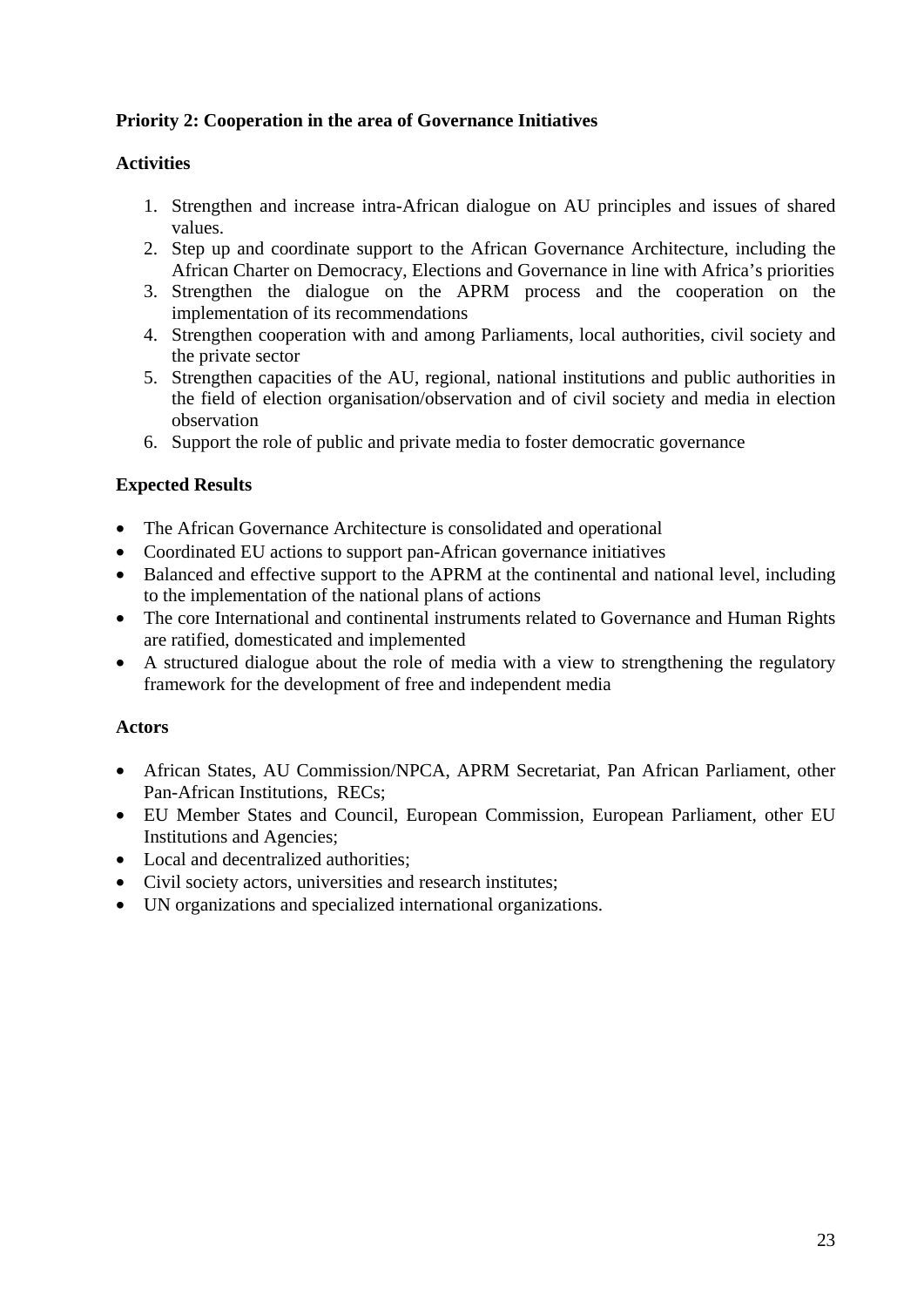**Priority 2: Cooperation in the area of Governance Initiatives**

**Activities**

1. Strengthen and increase intra-African dialogue on AU principles and issues of shared values.
2. Step up and coordinate support to the African Governance Architecture, including the African Charter on Democracy, Elections and Governance in line with Africa's priorities
3. Strengthen the dialogue on the APRM process and the cooperation on the implementation of its recommendations
4. Strengthen cooperation with and among Parliaments, local authorities, civil society and the private sector
5. Strengthen capacities of the AU, regional, national institutions and public authorities in the field of election organisation/observation and of civil society and media in election observation
6. Support the role of public and private media to foster democratic governance

**Expected Results**

- The African Governance Architecture is consolidated and operational
- Coordinated EU actions to support pan-African governance initiatives
- Balanced and effective support to the APRM at the continental and national level, including to the implementation of the national plans of actions
- The core International and continental instruments related to Governance and Human Rights are ratified, domesticated and implemented
- A structured dialogue about the role of media with a view to strengthening the regulatory framework for the development of free and independent media

**Actors**

- African States, AU Commission/NPCA, APRM Secretariat, Pan African Parliament, other Pan-African Institutions, RECs;
- EU Member States and Council, European Commission, European Parliament, other EU Institutions and Agencies;
- Local and decentralized authorities;
- Civil society actors, universities and research institutes;
- UN organizations and specialized international organizations.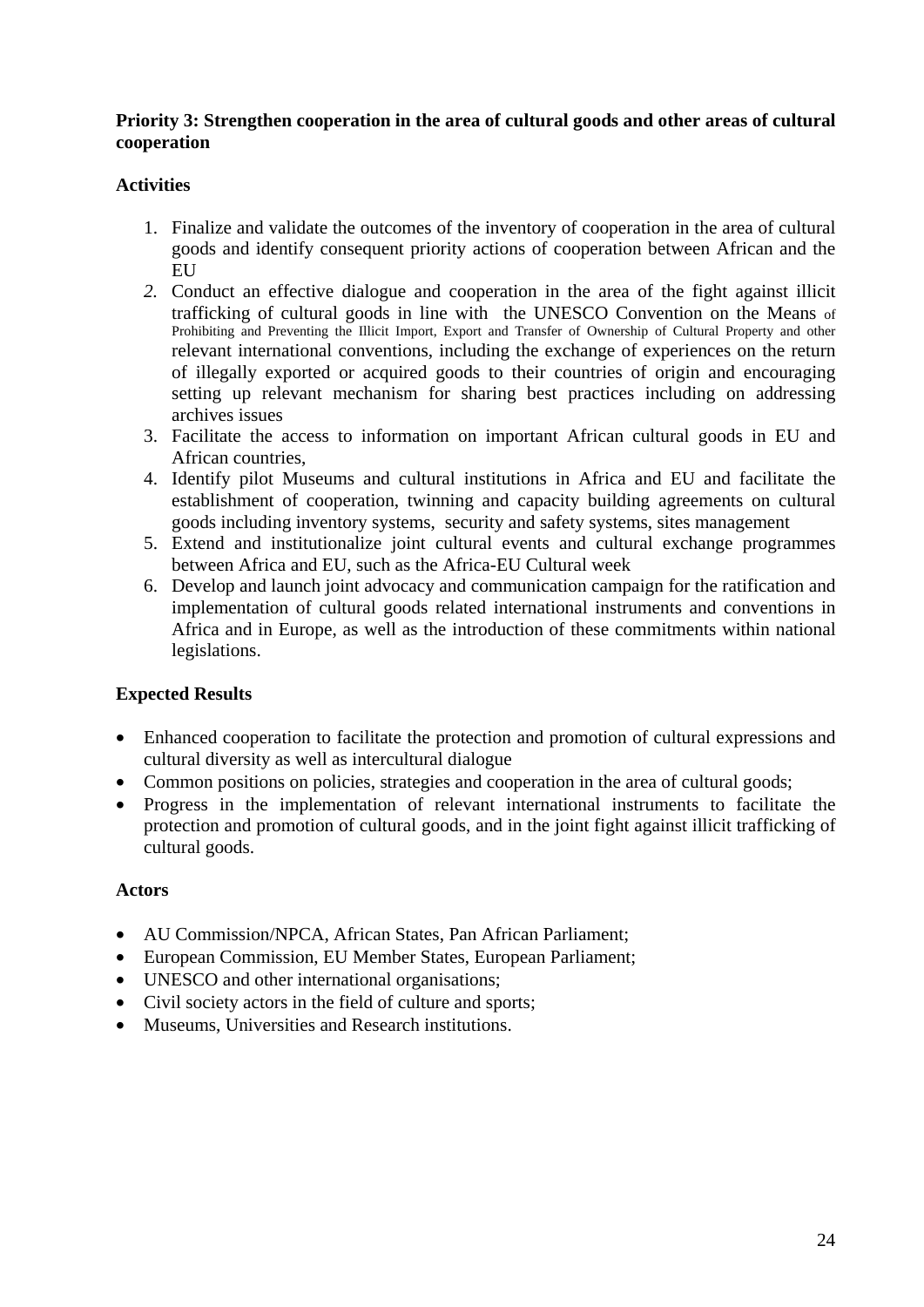**Priority 3: Strengthen cooperation in the area of cultural goods and other areas of cultural cooperation**

**Activities**

1. Finalize and validate the outcomes of the inventory of cooperation in the area of cultural goods and identify consequent priority actions of cooperation between African and the EU
2. Conduct an effective dialogue and cooperation in the area of the fight against illicit trafficking of cultural goods in line with the UNESCO Convention on the Means of Prohibiting and Preventing the Illicit Import, Export and Transfer of Ownership of Cultural Property and other relevant international conventions, including the exchange of experiences on the return of illegally exported or acquired goods to their countries of origin and encouraging setting up relevant mechanism for sharing best practices including on addressing archives issues
3. Facilitate the access to information on important African cultural goods in EU and African countries,
4. Identify pilot Museums and cultural institutions in Africa and EU and facilitate the establishment of cooperation, twinning and capacity building agreements on cultural goods including inventory systems, security and safety systems, sites management
5. Extend and institutionalize joint cultural events and cultural exchange programmes between Africa and EU, such as the Africa-EU Cultural week
6. Develop and launch joint advocacy and communication campaign for the ratification and implementation of cultural goods related international instruments and conventions in Africa and in Europe, as well as the introduction of these commitments within national legislations.

**Expected Results**

- Enhanced cooperation to facilitate the protection and promotion of cultural expressions and cultural diversity as well as intercultural dialogue
- Common positions on policies, strategies and cooperation in the area of cultural goods;
- Progress in the implementation of relevant international instruments to facilitate the protection and promotion of cultural goods, and in the joint fight against illicit trafficking of cultural goods.

**Actors**

- AU Commission/NPCA, African States, Pan African Parliament;
- European Commission, EU Member States, European Parliament;
- UNESCO and other international organisations;
- Civil society actors in the field of culture and sports;
- Museums, Universities and Research institutions.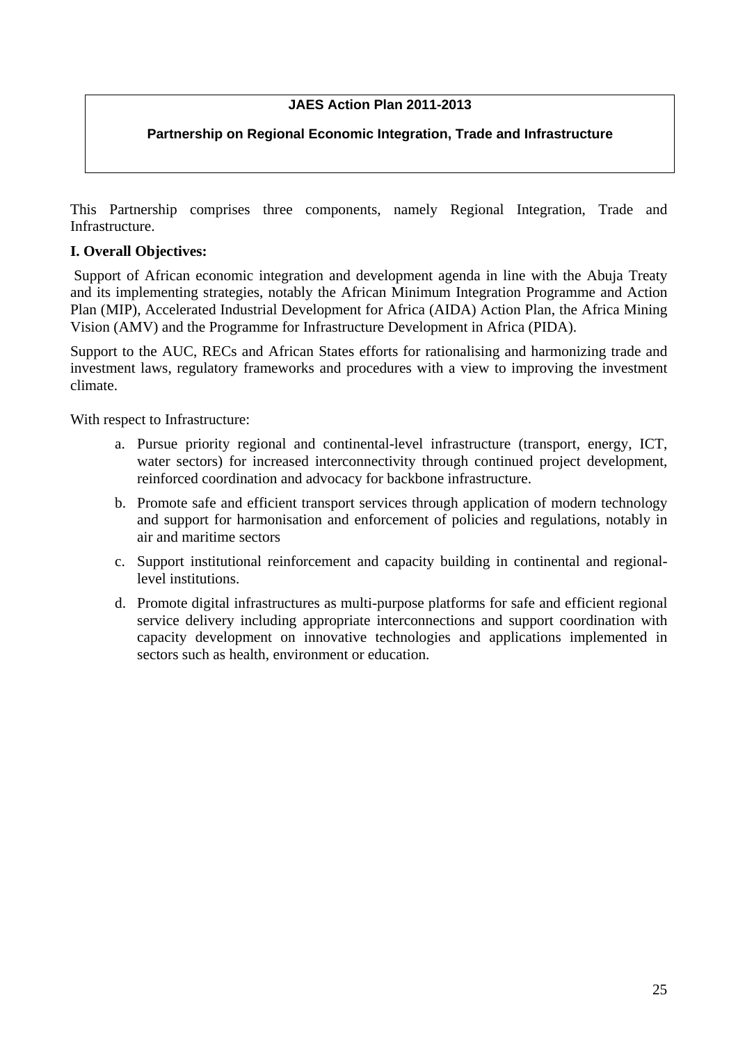**JAES Action Plan 2011-2013**

**Partnership on Regional Economic Integration, Trade and Infrastructure**

This Partnership comprises three components, namely Regional Integration, Trade and Infrastructure.

**I. Overall Objectives:**

Support of African economic integration and development agenda in line with the Abuja Treaty and its implementing strategies, notably the African Minimum Integration Programme and Action Plan (MIP), Accelerated Industrial Development for Africa (AIDA) Action Plan, the Africa Mining Vision (AMV) and the Programme for Infrastructure Development in Africa (PIDA).

Support to the AUC, RECs and African States efforts for rationalising and harmonizing trade and investment laws, regulatory frameworks and procedures with a view to improving the investment climate.

With respect to Infrastructure:

a. Pursue priority regional and continental-level infrastructure (transport, energy, ICT, water sectors) for increased interconnectivity through continued project development, reinforced coordination and advocacy for backbone infrastructure.

b. Promote safe and efficient transport services through application of modern technology and support for harmonisation and enforcement of policies and regulations, notably in air and maritime sectors

c. Support institutional reinforcement and capacity building in continental and regional-level institutions.

d. Promote digital infrastructures as multi-purpose platforms for safe and efficient regional service delivery including appropriate interconnections and support coordination with capacity development on innovative technologies and applications implemented in sectors such as health, environment or education.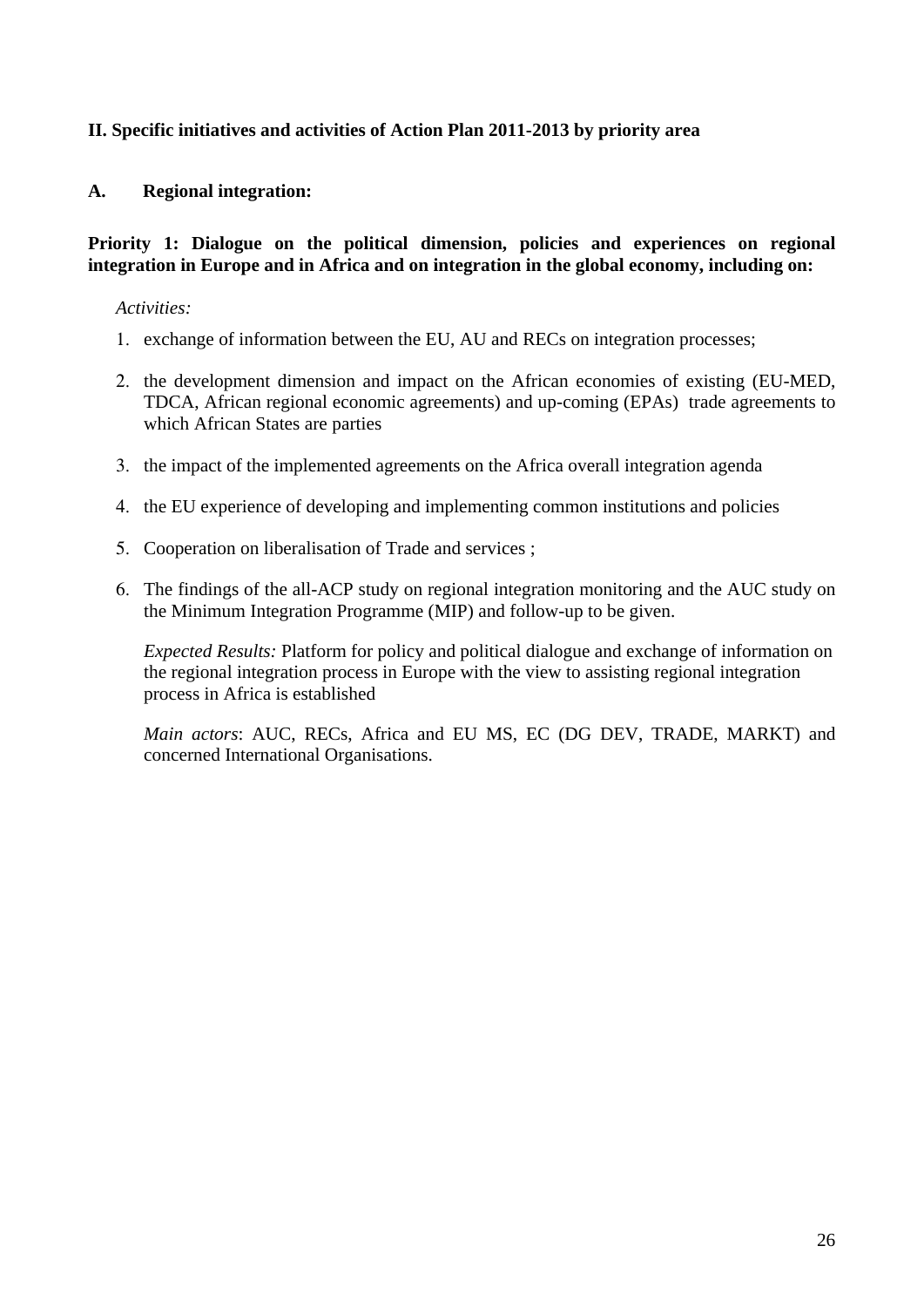## II. Specific initiatives and activities of Action Plan 2011-2013 by priority area

### A. Regional integration:

**Priority 1: Dialogue on the political dimension, policies and experiences on regional integration in Europe and in Africa and on integration in the global economy, including on:**

*Activities:*

1. exchange of information between the EU, AU and RECs on integration processes;
2. the development dimension and impact on the African economies of existing (EU-MED, TDCA, African regional economic agreements) and up-coming (EPAs) trade agreements to which African States are parties
3. the impact of the implemented agreements on the Africa overall integration agenda
4. the EU experience of developing and implementing common institutions and policies
5. Cooperation on liberalisation of Trade and services ;
6. The findings of the all-ACP study on regional integration monitoring and the AUC study on the Minimum Integration Programme (MIP) and follow-up to be given.

*Expected Results:* Platform for policy and political dialogue and exchange of information on the regional integration process in Europe with the view to assisting regional integration process in Africa is established

*Main actors*: AUC, RECs, Africa and EU MS, EC (DG DEV, TRADE, MARKT) and concerned International Organisations.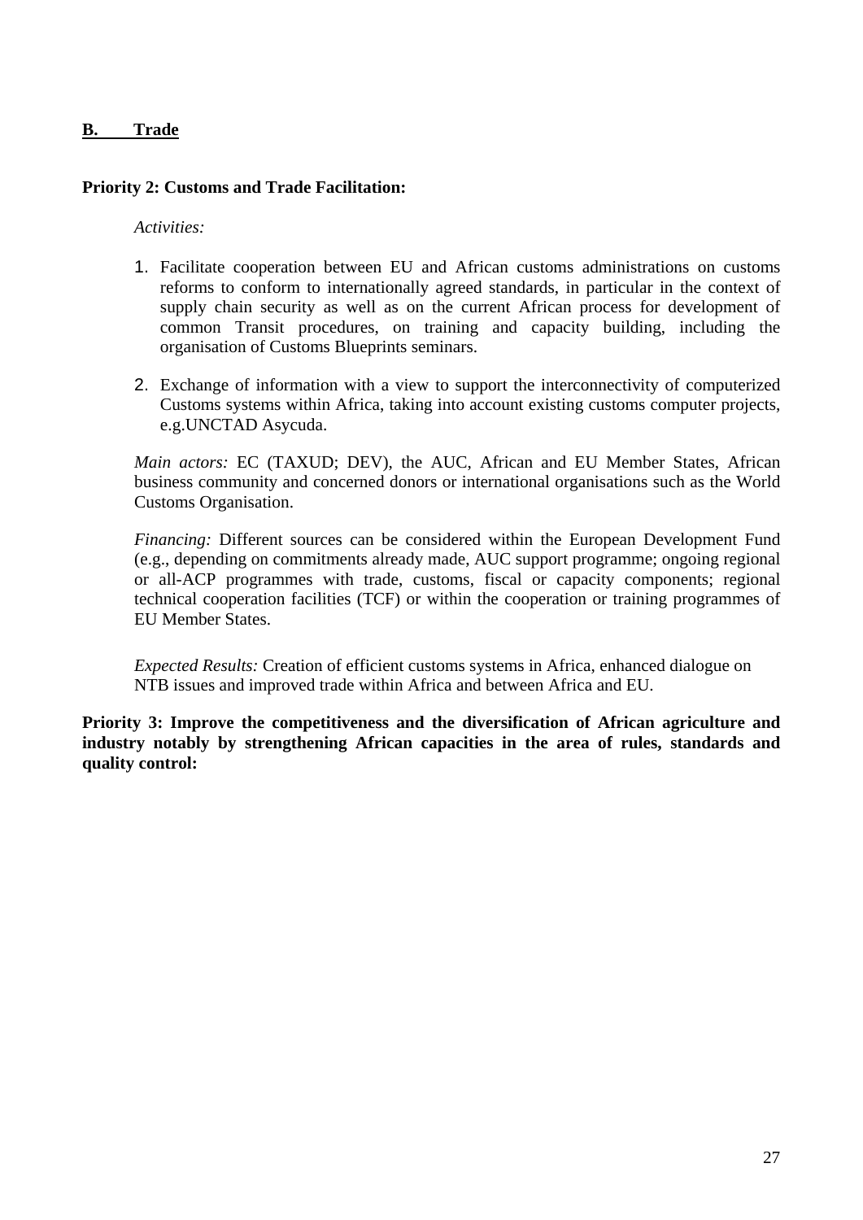## B. Trade

**Priority 2: Customs and Trade Facilitation:**

*Activities:*

1. Facilitate cooperation between EU and African customs administrations on customs reforms to conform to internationally agreed standards, in particular in the context of supply chain security as well as on the current African process for development of common Transit procedures, on training and capacity building, including the organisation of Customs Blueprints seminars.

2. Exchange of information with a view to support the interconnectivity of computerized Customs systems within Africa, taking into account existing customs computer projects, e.g.UNCTAD Asycuda.

*Main actors:* EC (TAXUD; DEV), the AUC, African and EU Member States, African business community and concerned donors or international organisations such as the World Customs Organisation.

*Financing:* Different sources can be considered within the European Development Fund (e.g., depending on commitments already made, AUC support programme; ongoing regional or all-ACP programmes with trade, customs, fiscal or capacity components; regional technical cooperation facilities (TCF) or within the cooperation or training programmes of EU Member States.

*Expected Results:* Creation of efficient customs systems in Africa, enhanced dialogue on NTB issues and improved trade within Africa and between Africa and EU.

**Priority 3: Improve the competitiveness and the diversification of African agriculture and industry notably by strengthening African capacities in the area of rules, standards and quality control:**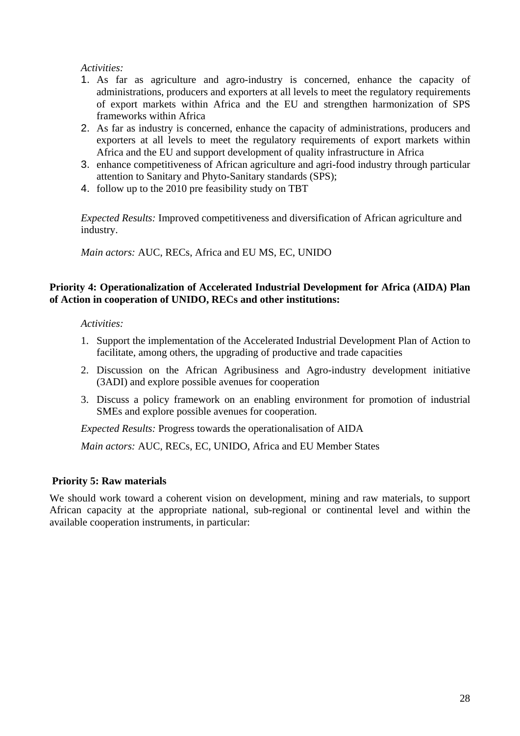*Activities:*

1. As far as agriculture and agro-industry is concerned, enhance the capacity of administrations, producers and exporters at all levels to meet the regulatory requirements of export markets within Africa and the EU and strengthen harmonization of SPS frameworks within Africa
2. As far as industry is concerned, enhance the capacity of administrations, producers and exporters at all levels to meet the regulatory requirements of export markets within Africa and the EU and support development of quality infrastructure in Africa
3. enhance competitiveness of African agriculture and agri-food industry through particular attention to Sanitary and Phyto-Sanitary standards (SPS);
4. follow up to the 2010 pre feasibility study on TBT

*Expected Results:* Improved competitiveness and diversification of African agriculture and industry.

*Main actors:* AUC, RECs, Africa and EU MS, EC, UNIDO

**Priority 4: Operationalization of Accelerated Industrial Development for Africa (AIDA) Plan of Action in cooperation of UNIDO, RECs and other institutions:**

*Activities:*

1. Support the implementation of the Accelerated Industrial Development Plan of Action to facilitate, among others, the upgrading of productive and trade capacities
2. Discussion on the African Agribusiness and Agro-industry development initiative (3ADI) and explore possible avenues for cooperation
3. Discuss a policy framework on an enabling environment for promotion of industrial SMEs and explore possible avenues for cooperation.

*Expected Results:* Progress towards the operationalisation of AIDA

*Main actors:* AUC, RECs, EC, UNIDO, Africa and EU Member States

**Priority 5: Raw materials**

We should work toward a coherent vision on development, mining and raw materials, to support African capacity at the appropriate national, sub-regional or continental level and within the available cooperation instruments, in particular: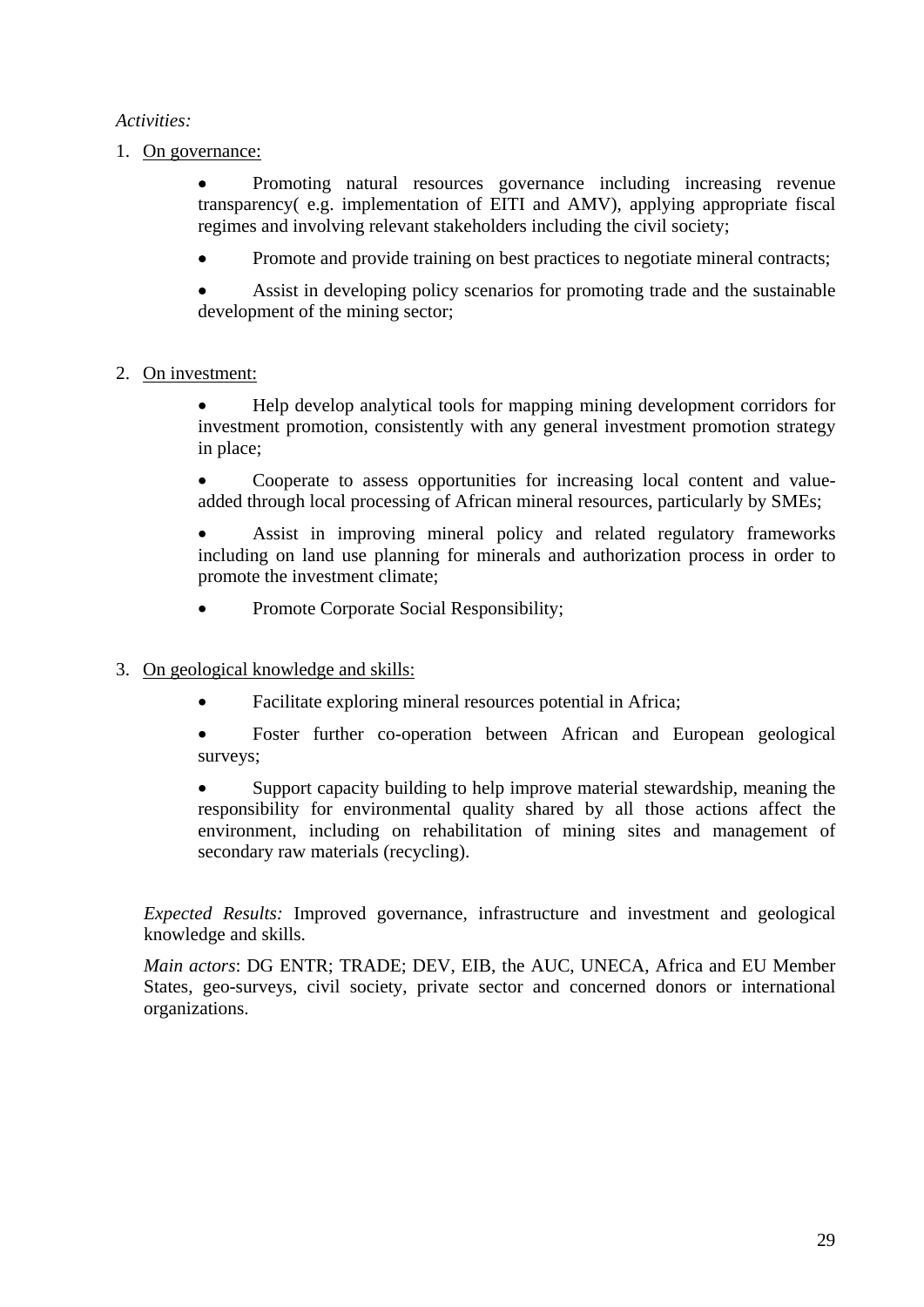*Activities:*

1. <u>On governance:</u>

    - Promoting natural resources governance including increasing revenue transparency( e.g. implementation of EITI and AMV), applying appropriate fiscal regimes and involving relevant stakeholders including the civil society;
    - Promote and provide training on best practices to negotiate mineral contracts;
    - Assist in developing policy scenarios for promoting trade and the sustainable development of the mining sector;

2. <u>On investment:</u>

    - Help develop analytical tools for mapping mining development corridors for investment promotion, consistently with any general investment promotion strategy in place;
    - Cooperate to assess opportunities for increasing local content and value-added through local processing of African mineral resources, particularly by SMEs;
    - Assist in improving mineral policy and related regulatory frameworks including on land use planning for minerals and authorization process in order to promote the investment climate;
    - Promote Corporate Social Responsibility;

3. <u>On geological knowledge and skills:</u>

    - Facilitate exploring mineral resources potential in Africa;
    - Foster further co-operation between African and European geological surveys;
    - Support capacity building to help improve material stewardship, meaning the responsibility for environmental quality shared by all those actions affect the environment, including on rehabilitation of mining sites and management of secondary raw materials (recycling).

*Expected Results:* Improved governance, infrastructure and investment and geological knowledge and skills.

*Main actors*: DG ENTR; TRADE; DEV, EIB, the AUC, UNECA, Africa and EU Member States, geo-surveys, civil society, private sector and concerned donors or international organizations.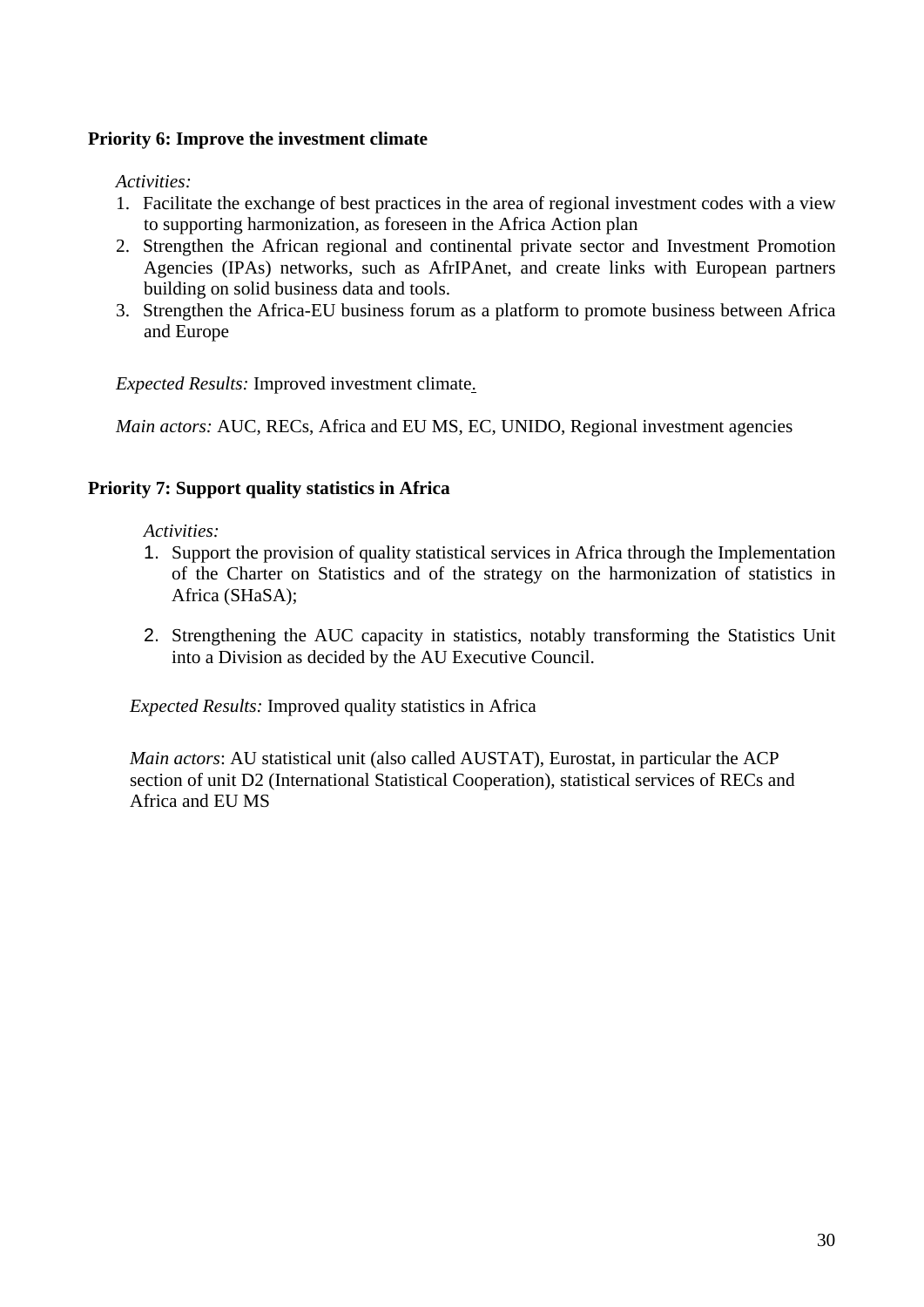**Priority 6: Improve the investment climate**

*Activities:*

1. Facilitate the exchange of best practices in the area of regional investment codes with a view to supporting harmonization, as foreseen in the Africa Action plan
2. Strengthen the African regional and continental private sector and Investment Promotion Agencies (IPAs) networks, such as AfrIPAnet, and create links with European partners building on solid business data and tools.
3. Strengthen the Africa-EU business forum as a platform to promote business between Africa and Europe

*Expected Results:* Improved investment climate.

*Main actors:* AUC, RECs, Africa and EU MS, EC, UNIDO, Regional investment agencies

**Priority 7: Support quality statistics in Africa**

*Activities:*

1. Support the provision of quality statistical services in Africa through the Implementation of the Charter on Statistics and of the strategy on the harmonization of statistics in Africa (SHaSA);
2. Strengthening the AUC capacity in statistics, notably transforming the Statistics Unit into a Division as decided by the AU Executive Council.

*Expected Results:* Improved quality statistics in Africa

*Main actors*: AU statistical unit (also called AUSTAT), Eurostat, in particular the ACP section of unit D2 (International Statistical Cooperation), statistical services of RECs and Africa and EU MS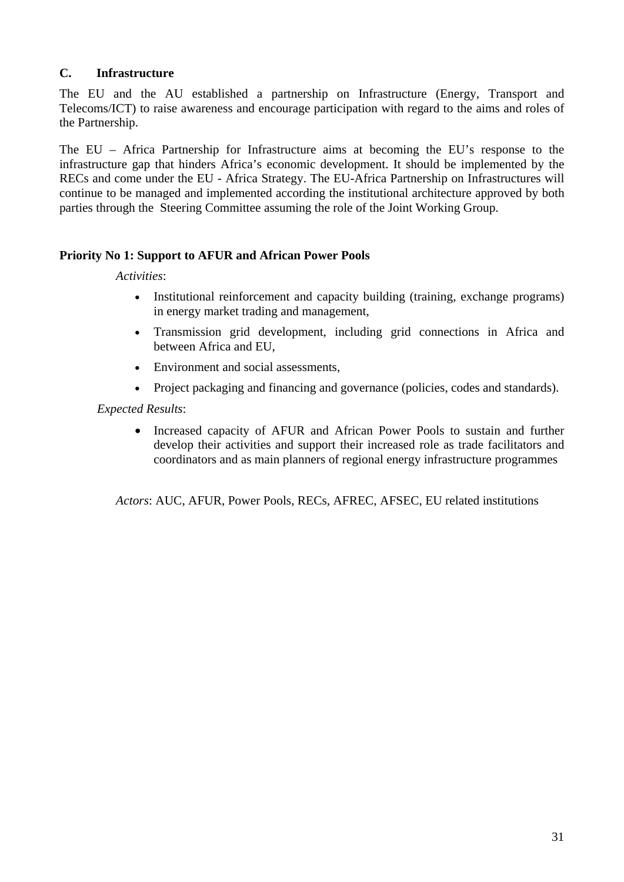## C. Infrastructure

The EU and the AU established a partnership on Infrastructure (Energy, Transport and Telecoms/ICT) to raise awareness and encourage participation with regard to the aims and roles of the Partnership.

The EU – Africa Partnership for Infrastructure aims at becoming the EU's response to the infrastructure gap that hinders Africa's economic development. It should be implemented by the RECs and come under the EU - Africa Strategy. The EU-Africa Partnership on Infrastructures will continue to be managed and implemented according the institutional architecture approved by both parties through the Steering Committee assuming the role of the Joint Working Group.

### Priority No 1: Support to AFUR and African Power Pools

*Activities*:

- Institutional reinforcement and capacity building (training, exchange programs) in energy market trading and management,
- Transmission grid development, including grid connections in Africa and between Africa and EU,
- Environment and social assessments,
- Project packaging and financing and governance (policies, codes and standards).

*Expected Results*:

- Increased capacity of AFUR and African Power Pools to sustain and further develop their activities and support their increased role as trade facilitators and coordinators and as main planners of regional energy infrastructure programmes

*Actors*: AUC, AFUR, Power Pools, RECs, AFREC, AFSEC, EU related institutions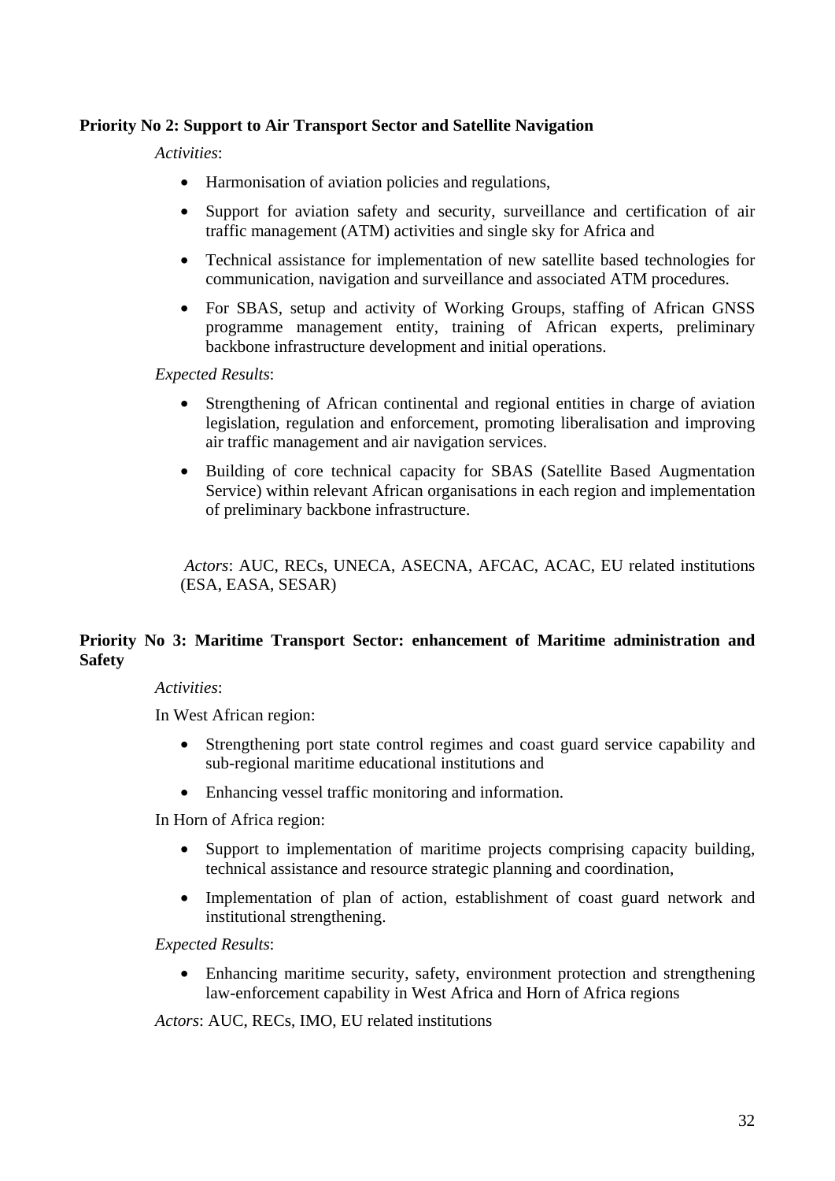**Priority No 2: Support to Air Transport Sector and Satellite Navigation**

*Activities*:

- Harmonisation of aviation policies and regulations,
- Support for aviation safety and security, surveillance and certification of air traffic management (ATM) activities and single sky for Africa and
- Technical assistance for implementation of new satellite based technologies for communication, navigation and surveillance and associated ATM procedures.
- For SBAS, setup and activity of Working Groups, staffing of African GNSS programme management entity, training of African experts, preliminary backbone infrastructure development and initial operations.

*Expected Results*:

- Strengthening of African continental and regional entities in charge of aviation legislation, regulation and enforcement, promoting liberalisation and improving air traffic management and air navigation services.
- Building of core technical capacity for SBAS (Satellite Based Augmentation Service) within relevant African organisations in each region and implementation of preliminary backbone infrastructure.

*Actors*: AUC, RECs, UNECA, ASECNA, AFCAC, ACAC, EU related institutions (ESA, EASA, SESAR)

**Priority No 3: Maritime Transport Sector: enhancement of Maritime administration and Safety**

*Activities*:

In West African region:

- Strengthening port state control regimes and coast guard service capability and sub-regional maritime educational institutions and
- Enhancing vessel traffic monitoring and information.

In Horn of Africa region:

- Support to implementation of maritime projects comprising capacity building, technical assistance and resource strategic planning and coordination,
- Implementation of plan of action, establishment of coast guard network and institutional strengthening.

*Expected Results*:

- Enhancing maritime security, safety, environment protection and strengthening law-enforcement capability in West Africa and Horn of Africa regions

*Actors*: AUC, RECs, IMO, EU related institutions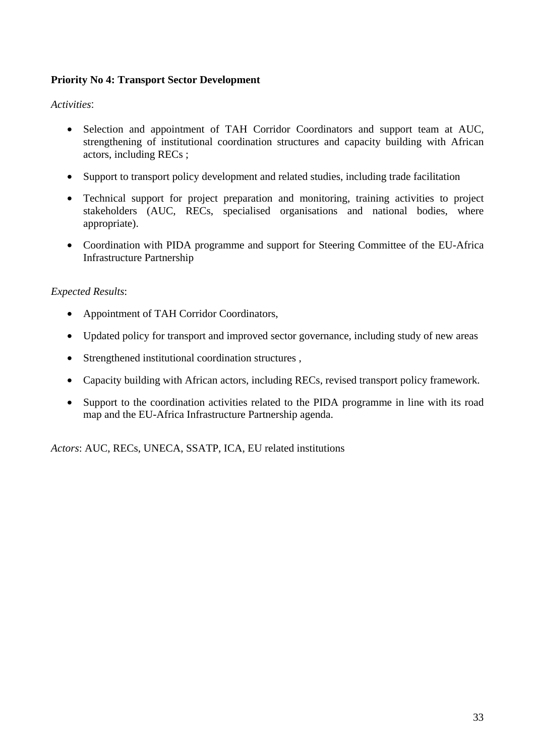**Priority No 4: Transport Sector Development**

*Activities*:

- Selection and appointment of TAH Corridor Coordinators and support team at AUC, strengthening of institutional coordination structures and capacity building with African actors, including RECs ;
- Support to transport policy development and related studies, including trade facilitation
- Technical support for project preparation and monitoring, training activities to project stakeholders (AUC, RECs, specialised organisations and national bodies, where appropriate).
- Coordination with PIDA programme and support for Steering Committee of the EU-Africa Infrastructure Partnership

*Expected Results*:

- Appointment of TAH Corridor Coordinators,
- Updated policy for transport and improved sector governance, including study of new areas
- Strengthened institutional coordination structures ,
- Capacity building with African actors, including RECs, revised transport policy framework.
- Support to the coordination activities related to the PIDA programme in line with its road map and the EU-Africa Infrastructure Partnership agenda.

*Actors*: AUC, RECs, UNECA, SSATP, ICA, EU related institutions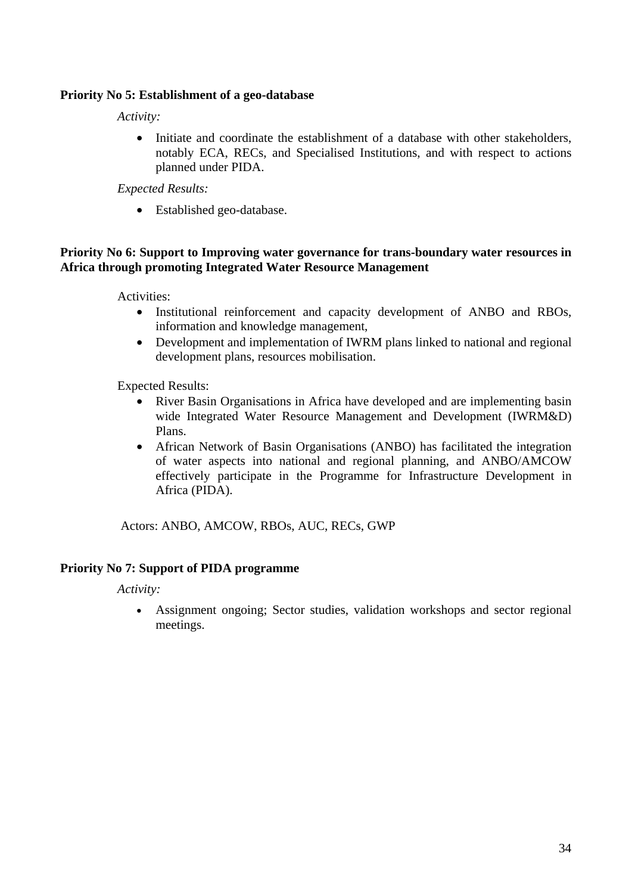**Priority No 5: Establishment of a geo-database**

*Activity:*

- Initiate and coordinate the establishment of a database with other stakeholders, notably ECA, RECs, and Specialised Institutions, and with respect to actions planned under PIDA.

*Expected Results:*

- Established geo-database.

**Priority No 6: Support to Improving water governance for trans-boundary water resources in Africa through promoting Integrated Water Resource Management**

Activities:

- Institutional reinforcement and capacity development of ANBO and RBOs, information and knowledge management,
- Development and implementation of IWRM plans linked to national and regional development plans, resources mobilisation.

Expected Results:

- River Basin Organisations in Africa have developed and are implementing basin wide Integrated Water Resource Management and Development (IWRM&D) Plans.
- African Network of Basin Organisations (ANBO) has facilitated the integration of water aspects into national and regional planning, and ANBO/AMCOW effectively participate in the Programme for Infrastructure Development in Africa (PIDA).

Actors: ANBO, AMCOW, RBOs, AUC, RECs, GWP

**Priority No 7: Support of PIDA programme**

*Activity:*

- Assignment ongoing; Sector studies, validation workshops and sector regional meetings.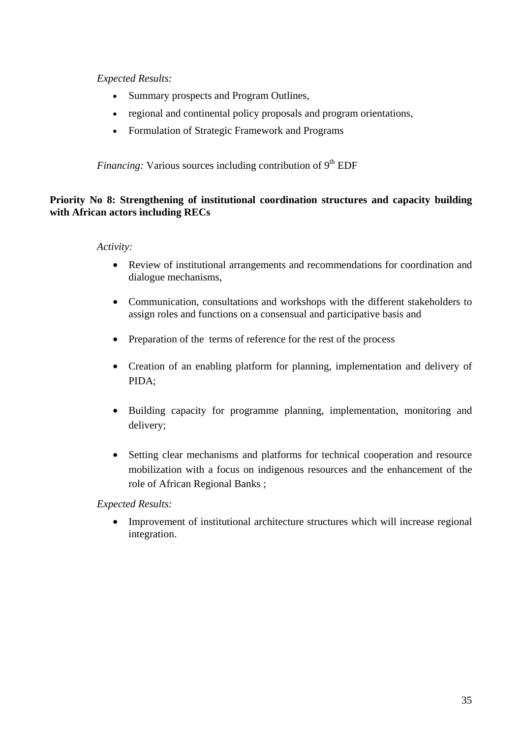*Expected Results:*

- Summary prospects and Program Outlines,
- regional and continental policy proposals and program orientations,
- Formulation of Strategic Framework and Programs

*Financing:* Various sources including contribution of 9th EDF

**Priority No 8: Strengthening of institutional coordination structures and capacity building with African actors including RECs**

*Activity:*

- Review of institutional arrangements and recommendations for coordination and dialogue mechanisms,
- Communication, consultations and workshops with the different stakeholders to assign roles and functions on a consensual and participative basis and
- Preparation of the terms of reference for the rest of the process
- Creation of an enabling platform for planning, implementation and delivery of PIDA;
- Building capacity for programme planning, implementation, monitoring and delivery;
- Setting clear mechanisms and platforms for technical cooperation and resource mobilization with a focus on indigenous resources and the enhancement of the role of African Regional Banks ;

*Expected Results:*

- Improvement of institutional architecture structures which will increase regional integration.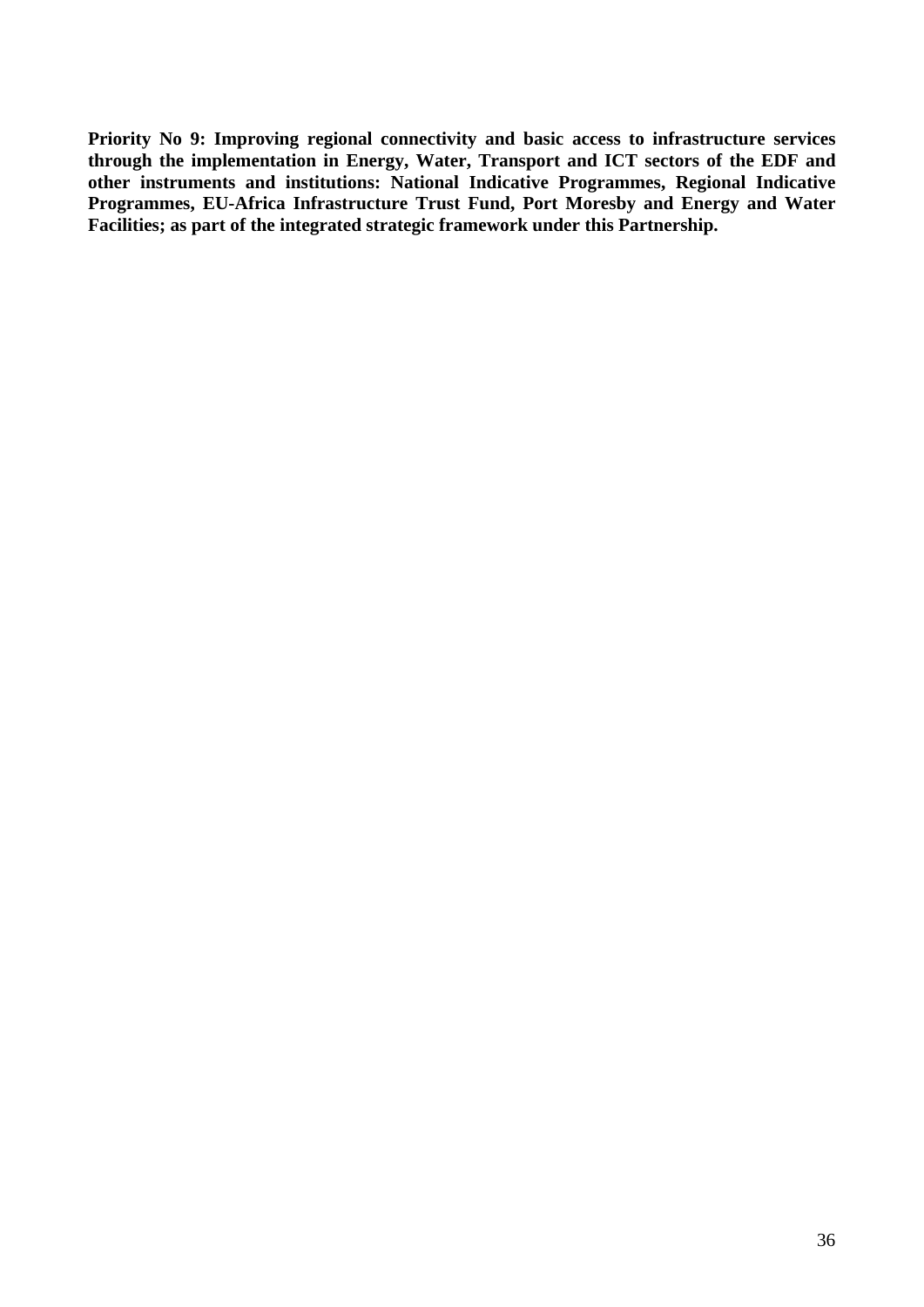**Priority No 9: Improving regional connectivity and basic access to infrastructure services through the implementation in Energy, Water, Transport and ICT sectors of the EDF and other instruments and institutions: National Indicative Programmes, Regional Indicative Programmes, EU-Africa Infrastructure Trust Fund, Port Moresby and Energy and Water Facilities; as part of the integrated strategic framework under this Partnership.**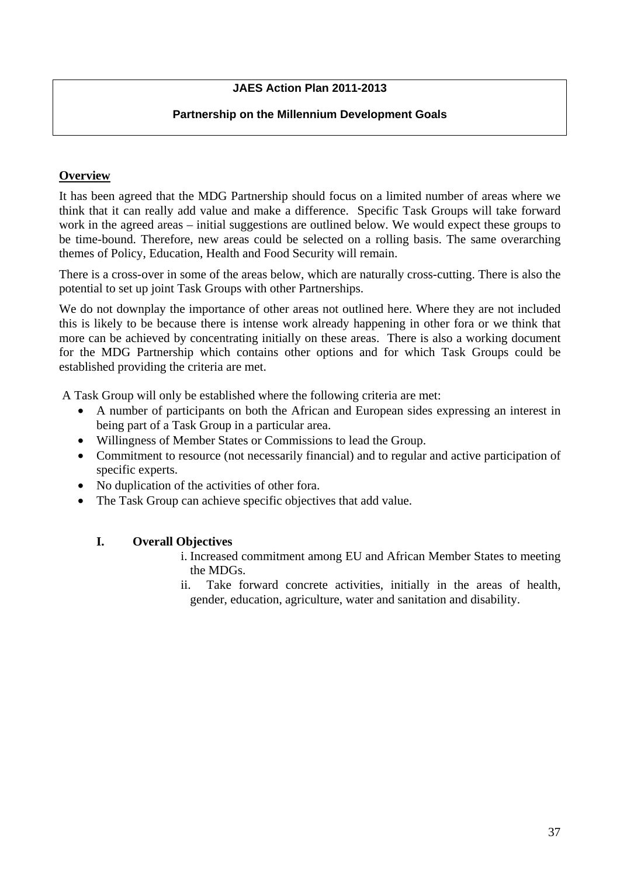**JAES Action Plan 2011-2013**

**Partnership on the Millennium Development Goals**

## Overview

It has been agreed that the MDG Partnership should focus on a limited number of areas where we think that it can really add value and make a difference. Specific Task Groups will take forward work in the agreed areas – initial suggestions are outlined below. We would expect these groups to be time-bound. Therefore, new areas could be selected on a rolling basis. The same overarching themes of Policy, Education, Health and Food Security will remain.

There is a cross-over in some of the areas below, which are naturally cross-cutting. There is also the potential to set up joint Task Groups with other Partnerships.

We do not downplay the importance of other areas not outlined here. Where they are not included this is likely to be because there is intense work already happening in other fora or we think that more can be achieved by concentrating initially on these areas. There is also a working document for the MDG Partnership which contains other options and for which Task Groups could be established providing the criteria are met.

A Task Group will only be established where the following criteria are met:

- A number of participants on both the African and European sides expressing an interest in being part of a Task Group in a particular area.
- Willingness of Member States or Commissions to lead the Group.
- Commitment to resource (not necessarily financial) and to regular and active participation of specific experts.
- No duplication of the activities of other fora.
- The Task Group can achieve specific objectives that add value.

### I. Overall Objectives

i. Increased commitment among EU and African Member States to meeting the MDGs.

ii. Take forward concrete activities, initially in the areas of health, gender, education, agriculture, water and sanitation and disability.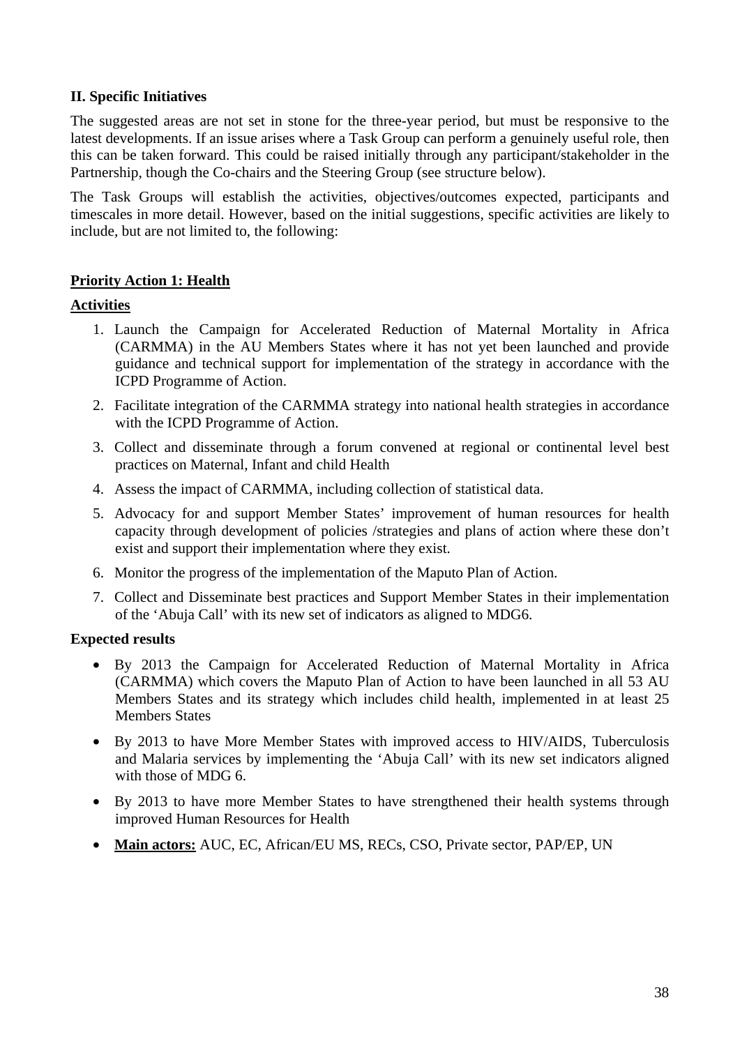**II. Specific Initiatives**

The suggested areas are not set in stone for the three-year period, but must be responsive to the latest developments. If an issue arises where a Task Group can perform a genuinely useful role, then this can be taken forward. This could be raised initially through any participant/stakeholder in the Partnership, though the Co-chairs and the Steering Group (see structure below).

The Task Groups will establish the activities, objectives/outcomes expected, participants and timescales in more detail. However, based on the initial suggestions, specific activities are likely to include, but are not limited to, the following:

**Priority Action 1: Health**

**Activities**

1. Launch the Campaign for Accelerated Reduction of Maternal Mortality in Africa (CARMMA) in the AU Members States where it has not yet been launched and provide guidance and technical support for implementation of the strategy in accordance with the ICPD Programme of Action.
2. Facilitate integration of the CARMMA strategy into national health strategies in accordance with the ICPD Programme of Action.
3. Collect and disseminate through a forum convened at regional or continental level best practices on Maternal, Infant and child Health
4. Assess the impact of CARMMA, including collection of statistical data.
5. Advocacy for and support Member States' improvement of human resources for health capacity through development of policies /strategies and plans of action where these don't exist and support their implementation where they exist.
6. Monitor the progress of the implementation of the Maputo Plan of Action.
7. Collect and Disseminate best practices and Support Member States in their implementation of the 'Abuja Call' with its new set of indicators as aligned to MDG6.

**Expected results**

- By 2013 the Campaign for Accelerated Reduction of Maternal Mortality in Africa (CARMMA) which covers the Maputo Plan of Action to have been launched in all 53 AU Members States and its strategy which includes child health, implemented in at least 25 Members States
- By 2013 to have More Member States with improved access to HIV/AIDS, Tuberculosis and Malaria services by implementing the 'Abuja Call' with its new set indicators aligned with those of MDG 6.
- By 2013 to have more Member States to have strengthened their health systems through improved Human Resources for Health
- **Main actors:** AUC, EC, African/EU MS, RECs, CSO, Private sector, PAP/EP, UN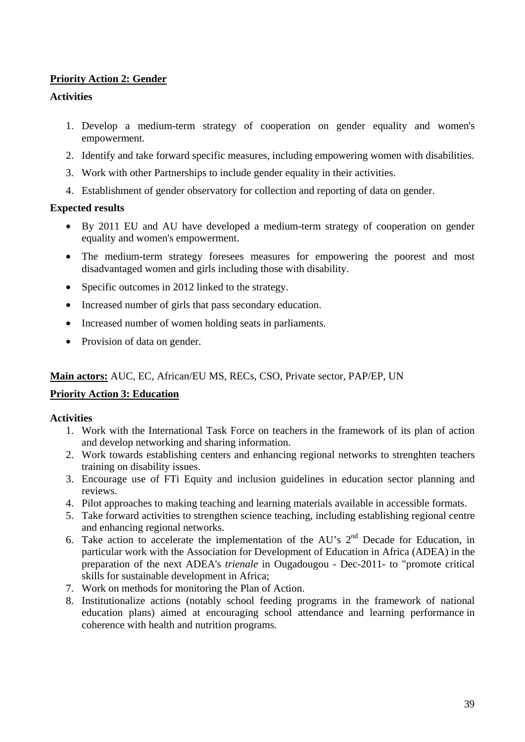**<u>Priority Action 2: Gender</u>**

**Activities**

1. Develop a medium-term strategy of cooperation on gender equality and women's empowerment.
2. Identify and take forward specific measures, including empowering women with disabilities.
3. Work with other Partnerships to include gender equality in their activities.
4. Establishment of gender observatory for collection and reporting of data on gender.

**Expected results**

- By 2011 EU and AU have developed a medium-term strategy of cooperation on gender equality and women's empowerment.
- The medium-term strategy foresees measures for empowering the poorest and most disadvantaged women and girls including those with disability.
- Specific outcomes in 2012 linked to the strategy.
- Increased number of girls that pass secondary education.
- Increased number of women holding seats in parliaments.
- Provision of data on gender.

**<u>Main actors:</u>** AUC, EC, African/EU MS, RECs, CSO, Private sector, PAP/EP, UN

**<u>Priority Action 3: Education</u>**

**Activities**

1. Work with the International Task Force on teachers in the framework of its plan of action and develop networking and sharing information.
2. Work towards establishing centers and enhancing regional networks to strenghten teachers training on disability issues.
3. Encourage use of FTi Equity and inclusion guidelines in education sector planning and reviews.
4. Pilot approaches to making teaching and learning materials available in accessible formats.
5. Take forward activities to strengthen science teaching, including establishing regional centre and enhancing regional networks.
6. Take action to accelerate the implementation of the AU's 2nd Decade for Education, in particular work with the Association for Development of Education in Africa (ADEA) in the preparation of the next ADEA's *trienale* in Ougadougou - Dec-2011- to "promote critical skills for sustainable development in Africa;
7. Work on methods for monitoring the Plan of Action.
8. Institutionalize actions (notably school feeding programs in the framework of national education plans) aimed at encouraging school attendance and learning performance in coherence with health and nutrition programs.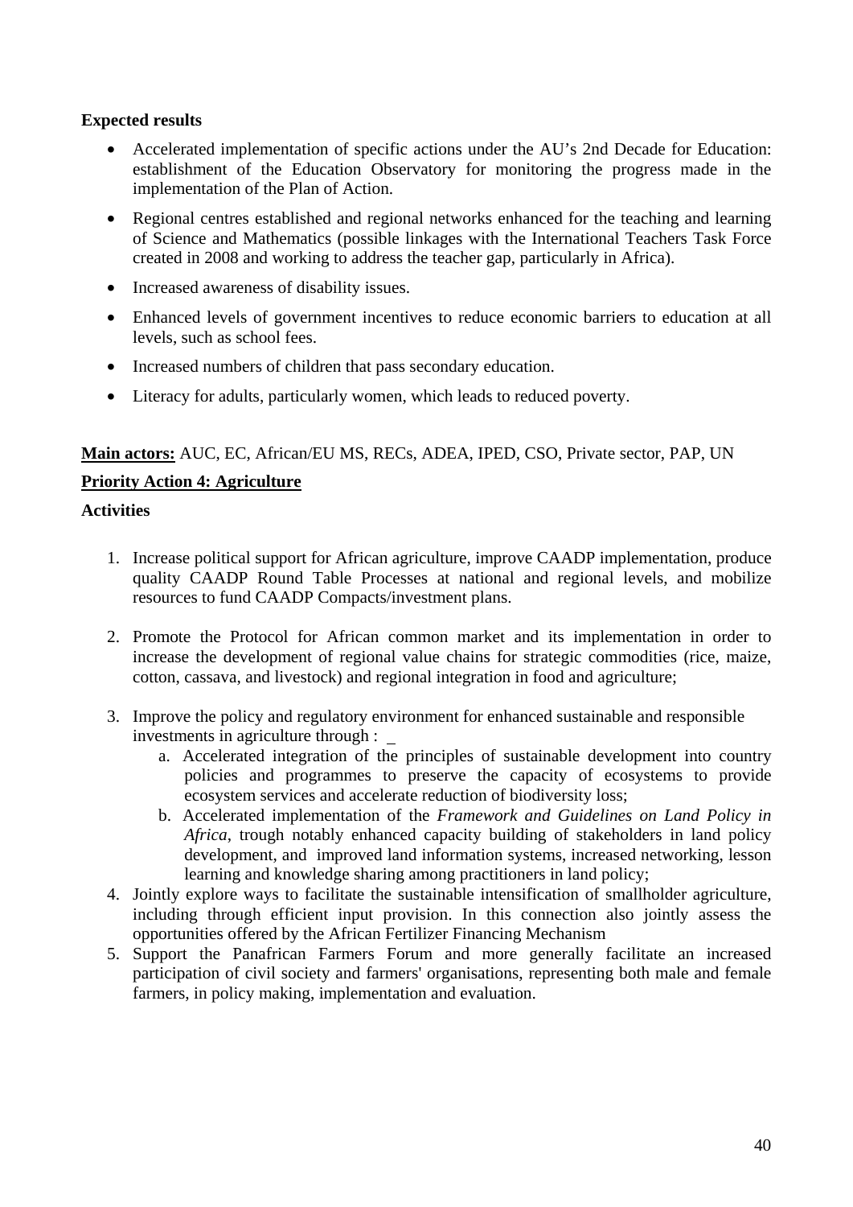**Expected results**

- Accelerated implementation of specific actions under the AU's 2nd Decade for Education: establishment of the Education Observatory for monitoring the progress made in the implementation of the Plan of Action.
- Regional centres established and regional networks enhanced for the teaching and learning of Science and Mathematics (possible linkages with the International Teachers Task Force created in 2008 and working to address the teacher gap, particularly in Africa).
- Increased awareness of disability issues.
- Enhanced levels of government incentives to reduce economic barriers to education at all levels, such as school fees.
- Increased numbers of children that pass secondary education.
- Literacy for adults, particularly women, which leads to reduced poverty.

**Main actors:** AUC, EC, African/EU MS, RECs, ADEA, IPED, CSO, Private sector, PAP, UN

**Priority Action 4: Agriculture**

**Activities**

1. Increase political support for African agriculture, improve CAADP implementation, produce quality CAADP Round Table Processes at national and regional levels, and mobilize resources to fund CAADP Compacts/investment plans.

2. Promote the Protocol for African common market and its implementation in order to increase the development of regional value chains for strategic commodities (rice, maize, cotton, cassava, and livestock) and regional integration in food and agriculture;

3. Improve the policy and regulatory environment for enhanced sustainable and responsible investments in agriculture through :
   a. Accelerated integration of the principles of sustainable development into country policies and programmes to preserve the capacity of ecosystems to provide ecosystem services and accelerate reduction of biodiversity loss;
   b. Accelerated implementation of the *Framework and Guidelines on Land Policy in Africa*, trough notably enhanced capacity building of stakeholders in land policy development, and improved land information systems, increased networking, lesson learning and knowledge sharing among practitioners in land policy;
4. Jointly explore ways to facilitate the sustainable intensification of smallholder agriculture, including through efficient input provision. In this connection also jointly assess the opportunities offered by the African Fertilizer Financing Mechanism
5. Support the Panafrican Farmers Forum and more generally facilitate an increased participation of civil society and farmers' organisations, representing both male and female farmers, in policy making, implementation and evaluation.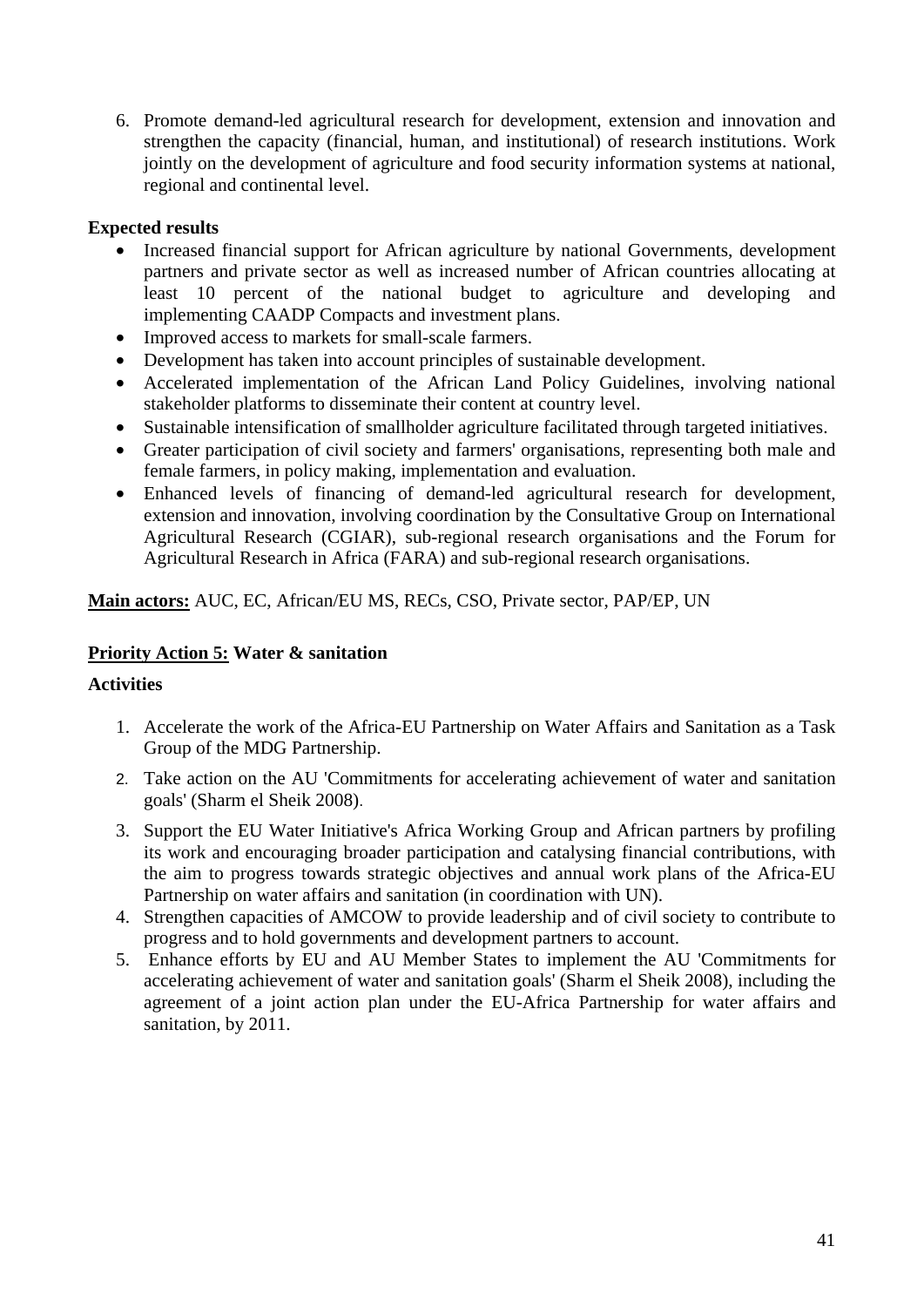6. Promote demand-led agricultural research for development, extension and innovation and strengthen the capacity (financial, human, and institutional) of research institutions. Work jointly on the development of agriculture and food security information systems at national, regional and continental level.

**Expected results**

- Increased financial support for African agriculture by national Governments, development partners and private sector as well as increased number of African countries allocating at least 10 percent of the national budget to agriculture and developing and implementing CAADP Compacts and investment plans.
- Improved access to markets for small-scale farmers.
- Development has taken into account principles of sustainable development.
- Accelerated implementation of the African Land Policy Guidelines, involving national stakeholder platforms to disseminate their content at country level.
- Sustainable intensification of smallholder agriculture facilitated through targeted initiatives.
- Greater participation of civil society and farmers' organisations, representing both male and female farmers, in policy making, implementation and evaluation.
- Enhanced levels of financing of demand-led agricultural research for development, extension and innovation, involving coordination by the Consultative Group on International Agricultural Research (CGIAR), sub-regional research organisations and the Forum for Agricultural Research in Africa (FARA) and sub-regional research organisations.

**Main actors:** AUC, EC, African/EU MS, RECs, CSO, Private sector, PAP/EP, UN

**Priority Action 5: Water & sanitation**

**Activities**

1. Accelerate the work of the Africa-EU Partnership on Water Affairs and Sanitation as a Task Group of the MDG Partnership.
2. Take action on the AU 'Commitments for accelerating achievement of water and sanitation goals' (Sharm el Sheik 2008).
3. Support the EU Water Initiative's Africa Working Group and African partners by profiling its work and encouraging broader participation and catalysing financial contributions, with the aim to progress towards strategic objectives and annual work plans of the Africa-EU Partnership on water affairs and sanitation (in coordination with UN).
4. Strengthen capacities of AMCOW to provide leadership and of civil society to contribute to progress and to hold governments and development partners to account.
5. Enhance efforts by EU and AU Member States to implement the AU 'Commitments for accelerating achievement of water and sanitation goals' (Sharm el Sheik 2008), including the agreement of a joint action plan under the EU-Africa Partnership for water affairs and sanitation, by 2011.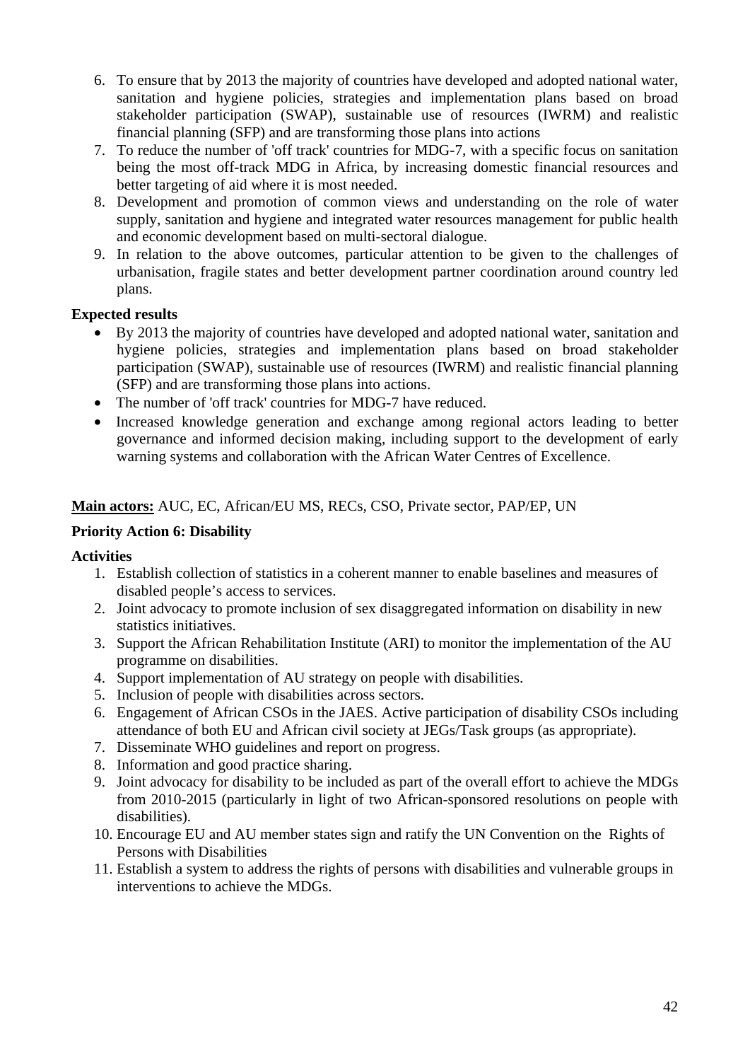6. To ensure that by 2013 the majority of countries have developed and adopted national water, sanitation and hygiene policies, strategies and implementation plans based on broad stakeholder participation (SWAP), sustainable use of resources (IWRM) and realistic financial planning (SFP) and are transforming those plans into actions
7. To reduce the number of 'off track' countries for MDG-7, with a specific focus on sanitation being the most off-track MDG in Africa, by increasing domestic financial resources and better targeting of aid where it is most needed.
8. Development and promotion of common views and understanding on the role of water supply, sanitation and hygiene and integrated water resources management for public health and economic development based on multi-sectoral dialogue.
9. In relation to the above outcomes, particular attention to be given to the challenges of urbanisation, fragile states and better development partner coordination around country led plans.

**Expected results**

- By 2013 the majority of countries have developed and adopted national water, sanitation and hygiene policies, strategies and implementation plans based on broad stakeholder participation (SWAP), sustainable use of resources (IWRM) and realistic financial planning (SFP) and are transforming those plans into actions.
- The number of 'off track' countries for MDG-7 have reduced.
- Increased knowledge generation and exchange among regional actors leading to better governance and informed decision making, including support to the development of early warning systems and collaboration with the African Water Centres of Excellence.

**Main actors:** AUC, EC, African/EU MS, RECs, CSO, Private sector, PAP/EP, UN

**Priority Action 6: Disability**

**Activities**

1. Establish collection of statistics in a coherent manner to enable baselines and measures of disabled people's access to services.
2. Joint advocacy to promote inclusion of sex disaggregated information on disability in new statistics initiatives.
3. Support the African Rehabilitation Institute (ARI) to monitor the implementation of the AU programme on disabilities.
4. Support implementation of AU strategy on people with disabilities.
5. Inclusion of people with disabilities across sectors.
6. Engagement of African CSOs in the JAES. Active participation of disability CSOs including attendance of both EU and African civil society at JEGs/Task groups (as appropriate).
7. Disseminate WHO guidelines and report on progress.
8. Information and good practice sharing.
9. Joint advocacy for disability to be included as part of the overall effort to achieve the MDGs from 2010-2015 (particularly in light of two African-sponsored resolutions on people with disabilities).
10. Encourage EU and AU member states sign and ratify the UN Convention on the Rights of Persons with Disabilities
11. Establish a system to address the rights of persons with disabilities and vulnerable groups in interventions to achieve the MDGs.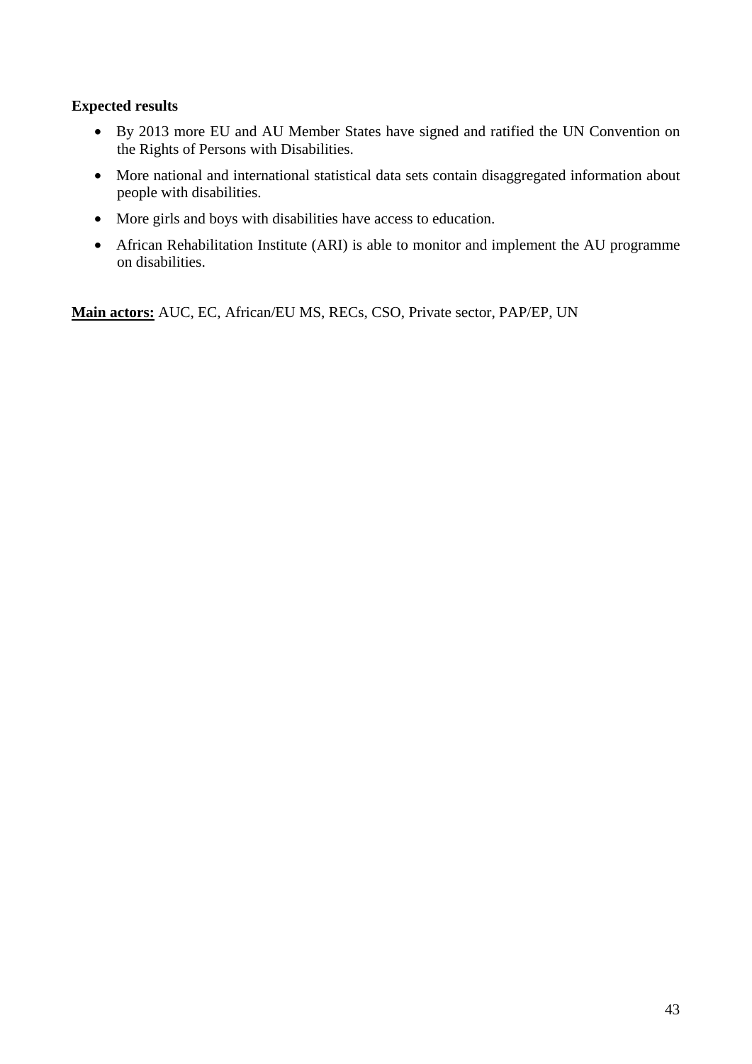**Expected results**

- By 2013 more EU and AU Member States have signed and ratified the UN Convention on the Rights of Persons with Disabilities.
- More national and international statistical data sets contain disaggregated information about people with disabilities.
- More girls and boys with disabilities have access to education.
- African Rehabilitation Institute (ARI) is able to monitor and implement the AU programme on disabilities.

**Main actors:** AUC, EC, African/EU MS, RECs, CSO, Private sector, PAP/EP, UN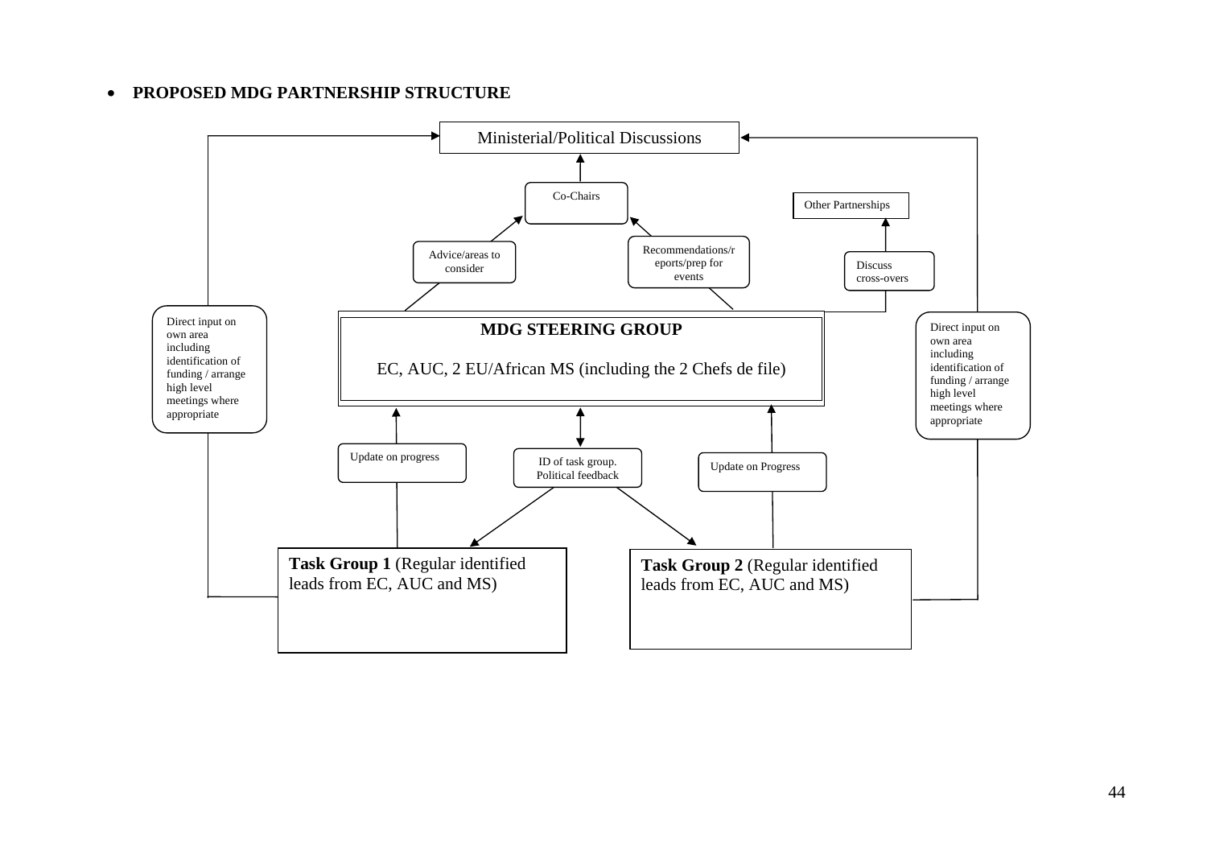- **PROPOSED MDG PARTNERSHIP STRUCTURE**

Ministerial/Political Discussions

Co-Chairs

Other Partnerships

Advice/areas to consider

Recommendations/reports/prep for events

Discuss cross-overs

Direct input on own area including identification of funding / arrange high level meetings where appropriate

**MDG STEERING GROUP**

EC, AUC, 2 EU/African MS (including the 2 Chefs de file)

Direct input on own area including identification of funding / arrange high level meetings where appropriate

Update on progress

ID of task group. Political feedback

Update on Progress

**Task Group 1** (Regular identified leads from EC, AUC and MS)

**Task Group 2** (Regular identified leads from EC, AUC and MS)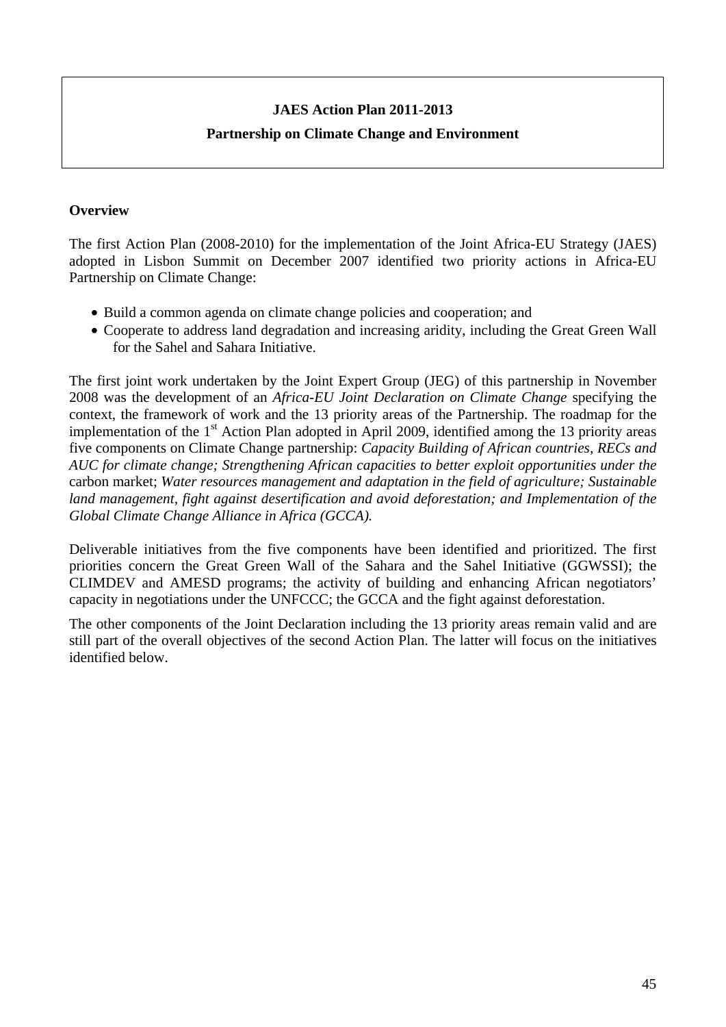**JAES Action Plan 2011-2013**

**Partnership on Climate Change and Environment**

**Overview**

The first Action Plan (2008-2010) for the implementation of the Joint Africa-EU Strategy (JAES) adopted in Lisbon Summit on December 2007 identified two priority actions in Africa-EU Partnership on Climate Change:

- Build a common agenda on climate change policies and cooperation; and
- Cooperate to address land degradation and increasing aridity, including the Great Green Wall for the Sahel and Sahara Initiative.

The first joint work undertaken by the Joint Expert Group (JEG) of this partnership in November 2008 was the development of an *Africa-EU Joint Declaration on Climate Change* specifying the context, the framework of work and the 13 priority areas of the Partnership. The roadmap for the implementation of the 1st Action Plan adopted in April 2009, identified among the 13 priority areas five components on Climate Change partnership: *Capacity Building of African countries, RECs and AUC for climate change; Strengthening African capacities to better exploit opportunities under the* carbon market; *Water resources management and adaptation in the field of agriculture; Sustainable land management, fight against desertification and avoid deforestation; and Implementation of the Global Climate Change Alliance in Africa (GCCA).*

Deliverable initiatives from the five components have been identified and prioritized. The first priorities concern the Great Green Wall of the Sahara and the Sahel Initiative (GGWSSI); the CLIMDEV and AMESD programs; the activity of building and enhancing African negotiators' capacity in negotiations under the UNFCCC; the GCCA and the fight against deforestation.

The other components of the Joint Declaration including the 13 priority areas remain valid and are still part of the overall objectives of the second Action Plan. The latter will focus on the initiatives identified below.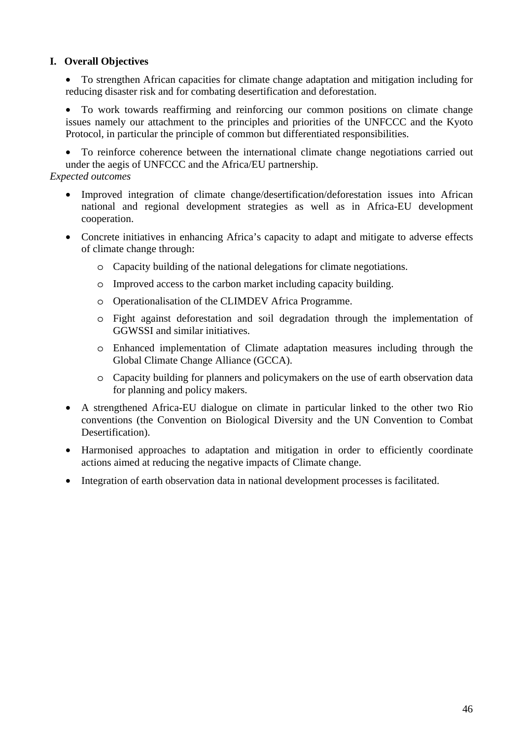**I. Overall Objectives**

- To strengthen African capacities for climate change adaptation and mitigation including for reducing disaster risk and for combating desertification and deforestation.
- To work towards reaffirming and reinforcing our common positions on climate change issues namely our attachment to the principles and priorities of the UNFCCC and the Kyoto Protocol, in particular the principle of common but differentiated responsibilities.
- To reinforce coherence between the international climate change negotiations carried out under the aegis of UNFCCC and the Africa/EU partnership.

*Expected outcomes*

- Improved integration of climate change/desertification/deforestation issues into African national and regional development strategies as well as in Africa-EU development cooperation.
- Concrete initiatives in enhancing Africa's capacity to adapt and mitigate to adverse effects of climate change through:
  - Capacity building of the national delegations for climate negotiations.
  - Improved access to the carbon market including capacity building.
  - Operationalisation of the CLIMDEV Africa Programme.
  - Fight against deforestation and soil degradation through the implementation of GGWSSI and similar initiatives.
  - Enhanced implementation of Climate adaptation measures including through the Global Climate Change Alliance (GCCA).
  - Capacity building for planners and policymakers on the use of earth observation data for planning and policy makers.
- A strengthened Africa-EU dialogue on climate in particular linked to the other two Rio conventions (the Convention on Biological Diversity and the UN Convention to Combat Desertification).
- Harmonised approaches to adaptation and mitigation in order to efficiently coordinate actions aimed at reducing the negative impacts of Climate change.
- Integration of earth observation data in national development processes is facilitated.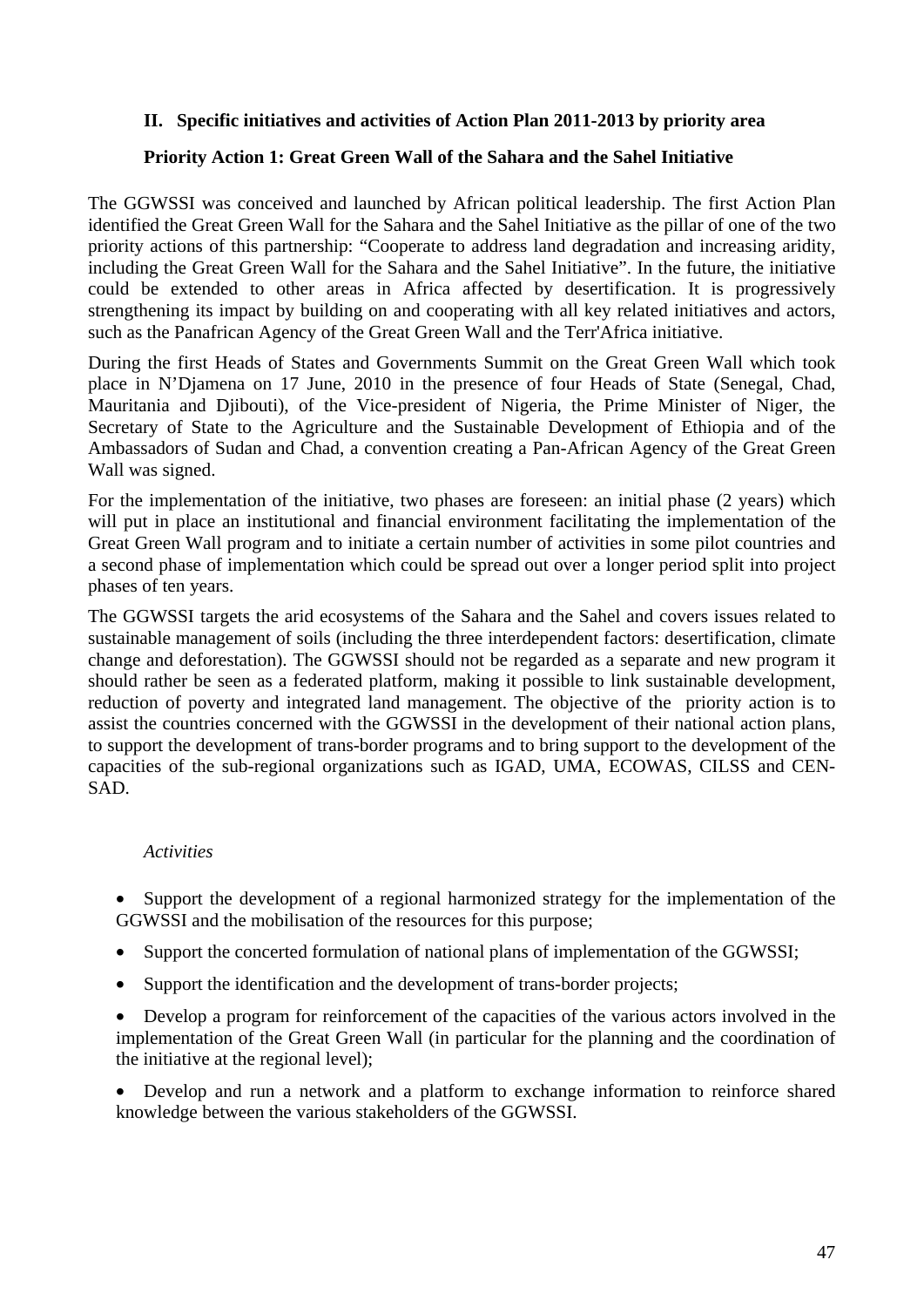## II. Specific initiatives and activities of Action Plan 2011-2013 by priority area

### Priority Action 1: Great Green Wall of the Sahara and the Sahel Initiative

The GGWSSI was conceived and launched by African political leadership. The first Action Plan identified the Great Green Wall for the Sahara and the Sahel Initiative as the pillar of one of the two priority actions of this partnership: "Cooperate to address land degradation and increasing aridity, including the Great Green Wall for the Sahara and the Sahel Initiative". In the future, the initiative could be extended to other areas in Africa affected by desertification. It is progressively strengthening its impact by building on and cooperating with all key related initiatives and actors, such as the Panafrican Agency of the Great Green Wall and the Terr'Africa initiative.

During the first Heads of States and Governments Summit on the Great Green Wall which took place in N'Djamena on 17 June, 2010 in the presence of four Heads of State (Senegal, Chad, Mauritania and Djibouti), of the Vice-president of Nigeria, the Prime Minister of Niger, the Secretary of State to the Agriculture and the Sustainable Development of Ethiopia and of the Ambassadors of Sudan and Chad, a convention creating a Pan-African Agency of the Great Green Wall was signed.

For the implementation of the initiative, two phases are foreseen: an initial phase (2 years) which will put in place an institutional and financial environment facilitating the implementation of the Great Green Wall program and to initiate a certain number of activities in some pilot countries and a second phase of implementation which could be spread out over a longer period split into project phases of ten years.

The GGWSSI targets the arid ecosystems of the Sahara and the Sahel and covers issues related to sustainable management of soils (including the three interdependent factors: desertification, climate change and deforestation). The GGWSSI should not be regarded as a separate and new program it should rather be seen as a federated platform, making it possible to link sustainable development, reduction of poverty and integrated land management. The objective of the priority action is to assist the countries concerned with the GGWSSI in the development of their national action plans, to support the development of trans-border programs and to bring support to the development of the capacities of the sub-regional organizations such as IGAD, UMA, ECOWAS, CILSS and CEN-SAD.

*Activities*

- Support the development of a regional harmonized strategy for the implementation of the GGWSSI and the mobilisation of the resources for this purpose;
- Support the concerted formulation of national plans of implementation of the GGWSSI;
- Support the identification and the development of trans-border projects;
- Develop a program for reinforcement of the capacities of the various actors involved in the implementation of the Great Green Wall (in particular for the planning and the coordination of the initiative at the regional level);
- Develop and run a network and a platform to exchange information to reinforce shared knowledge between the various stakeholders of the GGWSSI.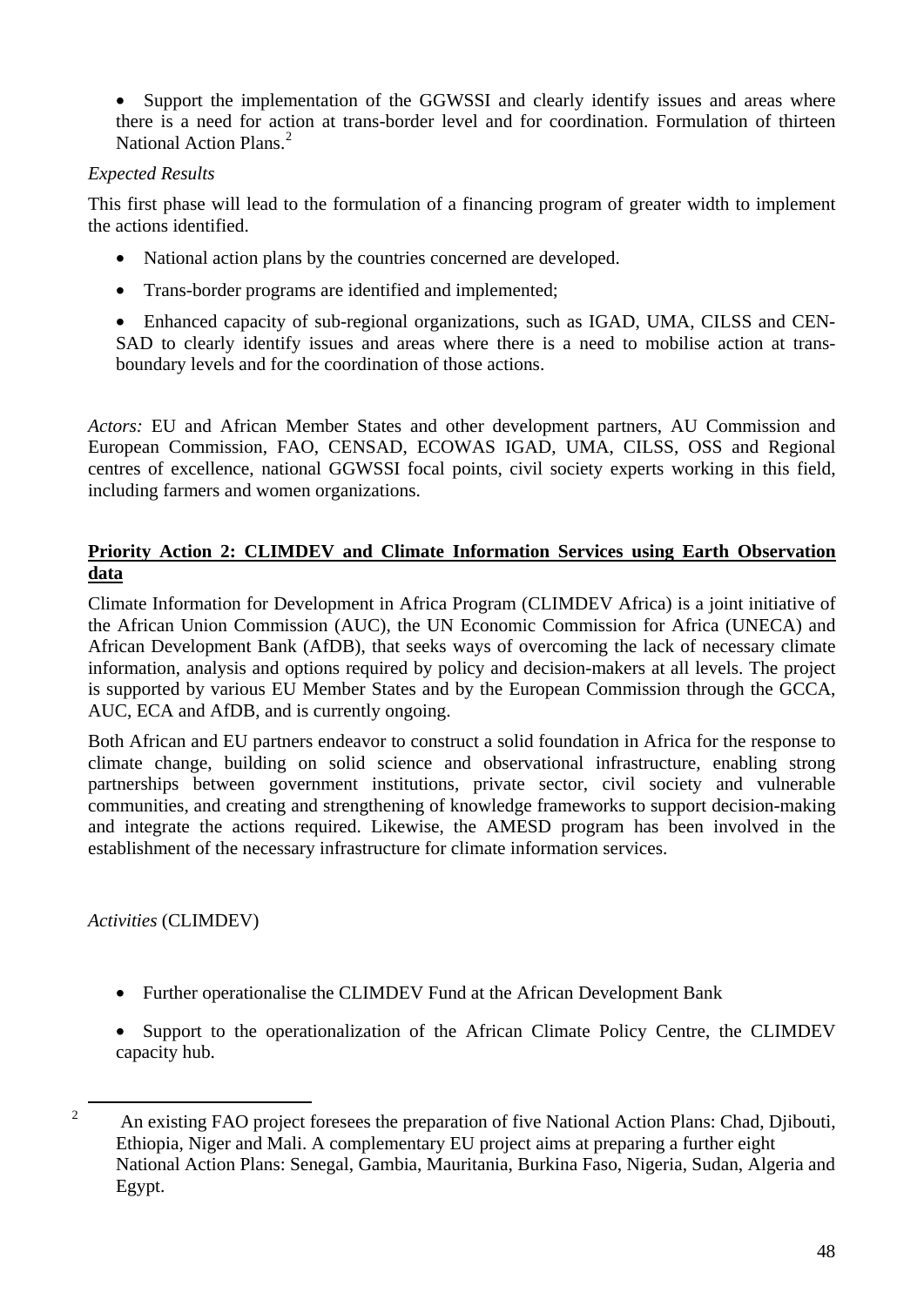- Support the implementation of the GGWSSI and clearly identify issues and areas where there is a need for action at trans-border level and for coordination. Formulation of thirteen National Action Plans.[2]

*Expected Results*

This first phase will lead to the formulation of a financing program of greater width to implement the actions identified.

- National action plans by the countries concerned are developed.
- Trans-border programs are identified and implemented;
- Enhanced capacity of sub-regional organizations, such as IGAD, UMA, CILSS and CEN-SAD to clearly identify issues and areas where there is a need to mobilise action at trans-boundary levels and for the coordination of those actions.

*Actors:* EU and African Member States and other development partners, AU Commission and European Commission, FAO, CENSAD, ECOWAS IGAD, UMA, CILSS, OSS and Regional centres of excellence, national GGWSSI focal points, civil society experts working in this field, including farmers and women organizations.

**<u>Priority Action 2: CLIMDEV and Climate Information Services using Earth Observation data</u>**

Climate Information for Development in Africa Program (CLIMDEV Africa) is a joint initiative of the African Union Commission (AUC), the UN Economic Commission for Africa (UNECA) and African Development Bank (AfDB), that seeks ways of overcoming the lack of necessary climate information, analysis and options required by policy and decision-makers at all levels. The project is supported by various EU Member States and by the European Commission through the GCCA, AUC, ECA and AfDB, and is currently ongoing.

Both African and EU partners endeavor to construct a solid foundation in Africa for the response to climate change, building on solid science and observational infrastructure, enabling strong partnerships between government institutions, private sector, civil society and vulnerable communities, and creating and strengthening of knowledge frameworks to support decision-making and integrate the actions required. Likewise, the AMESD program has been involved in the establishment of the necessary infrastructure for climate information services.

*Activities* (CLIMDEV)

- Further operationalise the CLIMDEV Fund at the African Development Bank
- Support to the operationalization of the African Climate Policy Centre, the CLIMDEV capacity hub.

---

[2] An existing FAO project foresees the preparation of five National Action Plans: Chad, Djibouti, Ethiopia, Niger and Mali. A complementary EU project aims at preparing a further eight National Action Plans: Senegal, Gambia, Mauritania, Burkina Faso, Nigeria, Sudan, Algeria and Egypt.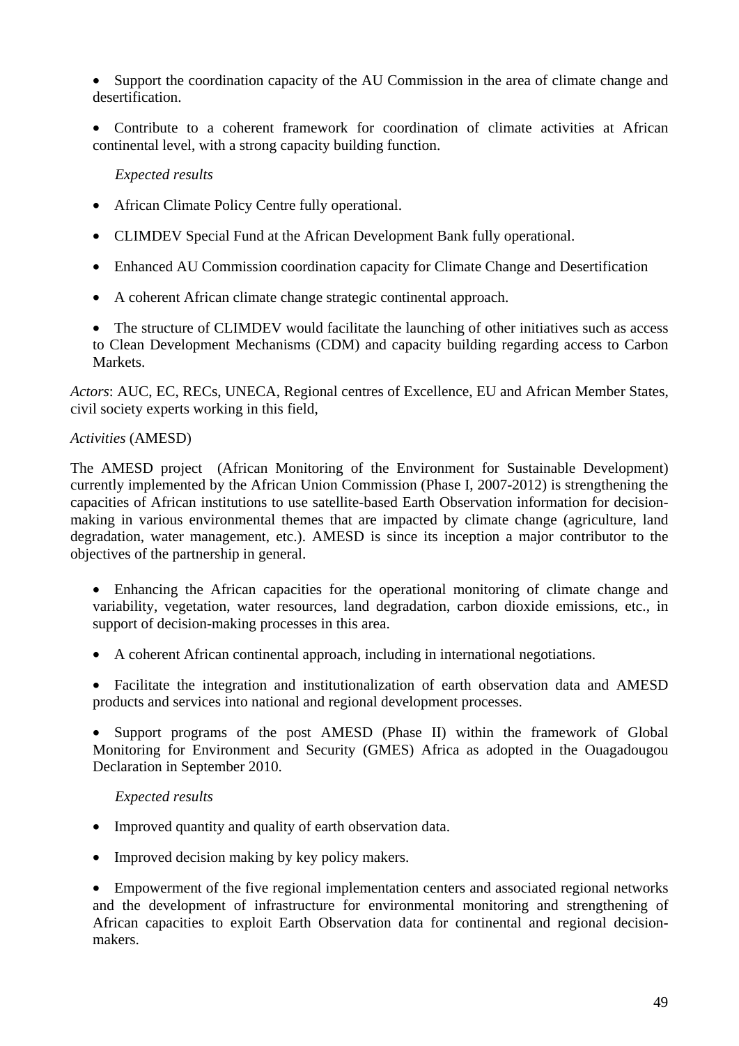- Support the coordination capacity of the AU Commission in the area of climate change and desertification.

- Contribute to a coherent framework for coordination of climate activities at African continental level, with a strong capacity building function.

*Expected results*

- African Climate Policy Centre fully operational.

- CLIMDEV Special Fund at the African Development Bank fully operational.

- Enhanced AU Commission coordination capacity for Climate Change and Desertification

- A coherent African climate change strategic continental approach.

- The structure of CLIMDEV would facilitate the launching of other initiatives such as access to Clean Development Mechanisms (CDM) and capacity building regarding access to Carbon Markets.

*Actors*: AUC, EC, RECs, UNECA, Regional centres of Excellence, EU and African Member States, civil society experts working in this field,

*Activities* (AMESD)

The AMESD project (African Monitoring of the Environment for Sustainable Development) currently implemented by the African Union Commission (Phase I, 2007-2012) is strengthening the capacities of African institutions to use satellite-based Earth Observation information for decision-making in various environmental themes that are impacted by climate change (agriculture, land degradation, water management, etc.). AMESD is since its inception a major contributor to the objectives of the partnership in general.

- Enhancing the African capacities for the operational monitoring of climate change and variability, vegetation, water resources, land degradation, carbon dioxide emissions, etc., in support of decision-making processes in this area.

- A coherent African continental approach, including in international negotiations.

- Facilitate the integration and institutionalization of earth observation data and AMESD products and services into national and regional development processes.

- Support programs of the post AMESD (Phase II) within the framework of Global Monitoring for Environment and Security (GMES) Africa as adopted in the Ouagadougou Declaration in September 2010.

*Expected results*

- Improved quantity and quality of earth observation data.

- Improved decision making by key policy makers.

- Empowerment of the five regional implementation centers and associated regional networks and the development of infrastructure for environmental monitoring and strengthening of African capacities to exploit Earth Observation data for continental and regional decision-makers.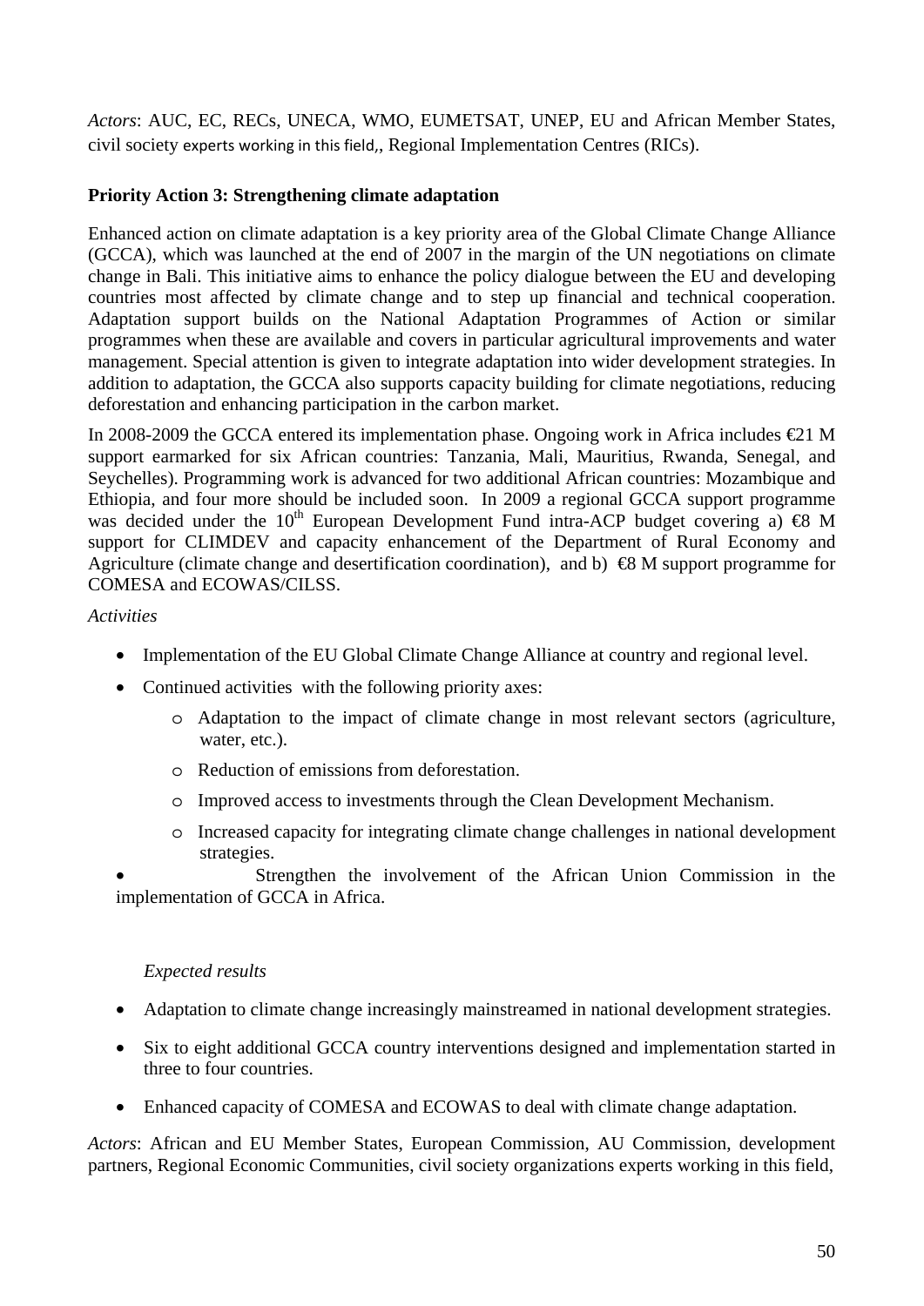*Actors*: AUC, EC, RECs, UNECA, WMO, EUMETSAT, UNEP, EU and African Member States, civil society experts working in this field,, Regional Implementation Centres (RICs).

**Priority Action 3: Strengthening climate adaptation**

Enhanced action on climate adaptation is a key priority area of the Global Climate Change Alliance (GCCA), which was launched at the end of 2007 in the margin of the UN negotiations on climate change in Bali. This initiative aims to enhance the policy dialogue between the EU and developing countries most affected by climate change and to step up financial and technical cooperation. Adaptation support builds on the National Adaptation Programmes of Action or similar programmes when these are available and covers in particular agricultural improvements and water management. Special attention is given to integrate adaptation into wider development strategies. In addition to adaptation, the GCCA also supports capacity building for climate negotiations, reducing deforestation and enhancing participation in the carbon market.

In 2008-2009 the GCCA entered its implementation phase. Ongoing work in Africa includes €21 M support earmarked for six African countries: Tanzania, Mali, Mauritius, Rwanda, Senegal, and Seychelles). Programming work is advanced for two additional African countries: Mozambique and Ethiopia, and four more should be included soon. In 2009 a regional GCCA support programme was decided under the 10th European Development Fund intra-ACP budget covering a) €8 M support for CLIMDEV and capacity enhancement of the Department of Rural Economy and Agriculture (climate change and desertification coordination), and b) €8 M support programme for COMESA and ECOWAS/CILSS.

*Activities*

- Implementation of the EU Global Climate Change Alliance at country and regional level.
- Continued activities with the following priority axes:
    - Adaptation to the impact of climate change in most relevant sectors (agriculture, water, etc.).
    - Reduction of emissions from deforestation.
    - Improved access to investments through the Clean Development Mechanism.
    - Increased capacity for integrating climate change challenges in national development strategies.
- Strengthen the involvement of the African Union Commission in the implementation of GCCA in Africa.

*Expected results*

- Adaptation to climate change increasingly mainstreamed in national development strategies.
- Six to eight additional GCCA country interventions designed and implementation started in three to four countries.
- Enhanced capacity of COMESA and ECOWAS to deal with climate change adaptation.

*Actors*: African and EU Member States, European Commission, AU Commission, development partners, Regional Economic Communities, civil society organizations experts working in this field,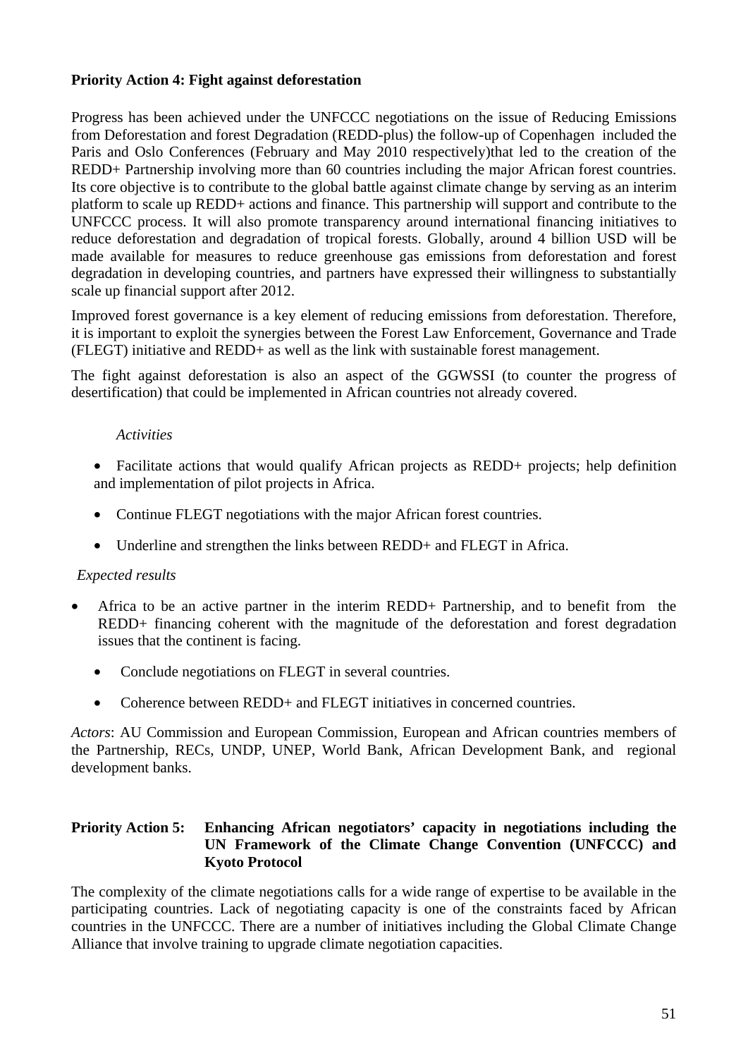**Priority Action 4: Fight against deforestation**

Progress has been achieved under the UNFCCC negotiations on the issue of Reducing Emissions from Deforestation and forest Degradation (REDD-plus) the follow-up of Copenhagen included the Paris and Oslo Conferences (February and May 2010 respectively)that led to the creation of the REDD+ Partnership involving more than 60 countries including the major African forest countries. Its core objective is to contribute to the global battle against climate change by serving as an interim platform to scale up REDD+ actions and finance. This partnership will support and contribute to the UNFCCC process. It will also promote transparency around international financing initiatives to reduce deforestation and degradation of tropical forests. Globally, around 4 billion USD will be made available for measures to reduce greenhouse gas emissions from deforestation and forest degradation in developing countries, and partners have expressed their willingness to substantially scale up financial support after 2012.

Improved forest governance is a key element of reducing emissions from deforestation. Therefore, it is important to exploit the synergies between the Forest Law Enforcement, Governance and Trade (FLEGT) initiative and REDD+ as well as the link with sustainable forest management.

The fight against deforestation is also an aspect of the GGWSSI (to counter the progress of desertification) that could be implemented in African countries not already covered.

*Activities*

- Facilitate actions that would qualify African projects as REDD+ projects; help definition and implementation of pilot projects in Africa.
- Continue FLEGT negotiations with the major African forest countries.
- Underline and strengthen the links between REDD+ and FLEGT in Africa.

*Expected results*

- Africa to be an active partner in the interim REDD+ Partnership, and to benefit from the REDD+ financing coherent with the magnitude of the deforestation and forest degradation issues that the continent is facing.
- Conclude negotiations on FLEGT in several countries.
- Coherence between REDD+ and FLEGT initiatives in concerned countries.

*Actors*: AU Commission and European Commission, European and African countries members of the Partnership, RECs, UNDP, UNEP, World Bank, African Development Bank, and regional development banks.

**Priority Action 5: Enhancing African negotiators' capacity in negotiations including the UN Framework of the Climate Change Convention (UNFCCC) and Kyoto Protocol**

The complexity of the climate negotiations calls for a wide range of expertise to be available in the participating countries. Lack of negotiating capacity is one of the constraints faced by African countries in the UNFCCC. There are a number of initiatives including the Global Climate Change Alliance that involve training to upgrade climate negotiation capacities.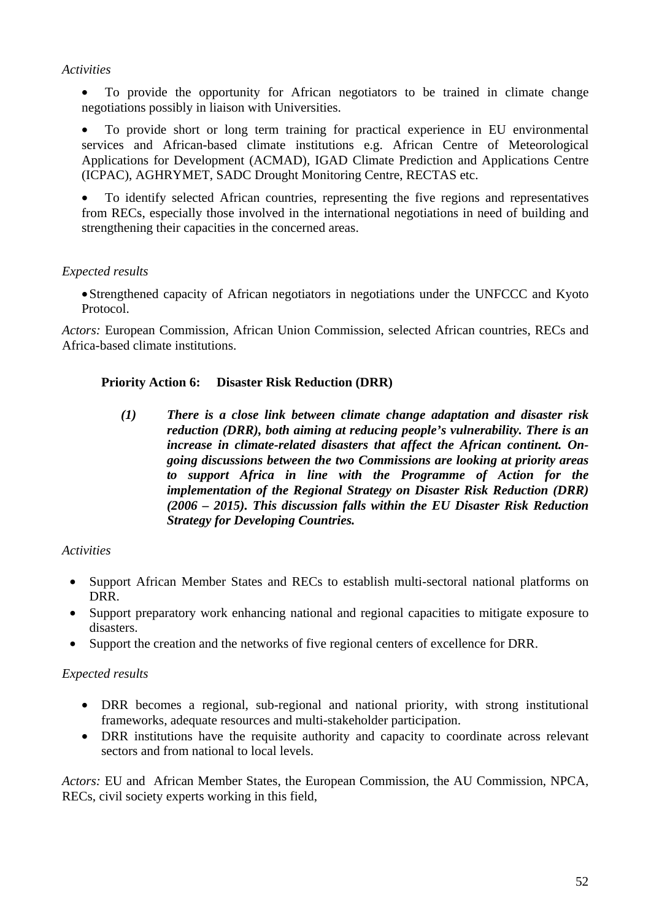*Activities*

- To provide the opportunity for African negotiators to be trained in climate change negotiations possibly in liaison with Universities.
- To provide short or long term training for practical experience in EU environmental services and African-based climate institutions e.g. African Centre of Meteorological Applications for Development (ACMAD), IGAD Climate Prediction and Applications Centre (ICPAC), AGHRYMET, SADC Drought Monitoring Centre, RECTAS etc.
- To identify selected African countries, representing the five regions and representatives from RECs, especially those involved in the international negotiations in need of building and strengthening their capacities in the concerned areas.

*Expected results*

- Strengthened capacity of African negotiators in negotiations under the UNFCCC and Kyoto Protocol.

*Actors:* European Commission, African Union Commission, selected African countries, RECs and Africa-based climate institutions.

**Priority Action 6: Disaster Risk Reduction (DRR)**

***(1) There is a close link between climate change adaptation and disaster risk reduction (DRR), both aiming at reducing people's vulnerability. There is an increase in climate-related disasters that affect the African continent. On-going discussions between the two Commissions are looking at priority areas to support Africa in line with the Programme of Action for the implementation of the Regional Strategy on Disaster Risk Reduction (DRR) (2006 – 2015). This discussion falls within the EU Disaster Risk Reduction Strategy for Developing Countries.***

*Activities*

- Support African Member States and RECs to establish multi-sectoral national platforms on DRR.
- Support preparatory work enhancing national and regional capacities to mitigate exposure to disasters.
- Support the creation and the networks of five regional centers of excellence for DRR.

*Expected results*

- DRR becomes a regional, sub-regional and national priority, with strong institutional frameworks, adequate resources and multi-stakeholder participation.
- DRR institutions have the requisite authority and capacity to coordinate across relevant sectors and from national to local levels.

*Actors:* EU and African Member States, the European Commission, the AU Commission, NPCA, RECs, civil society experts working in this field,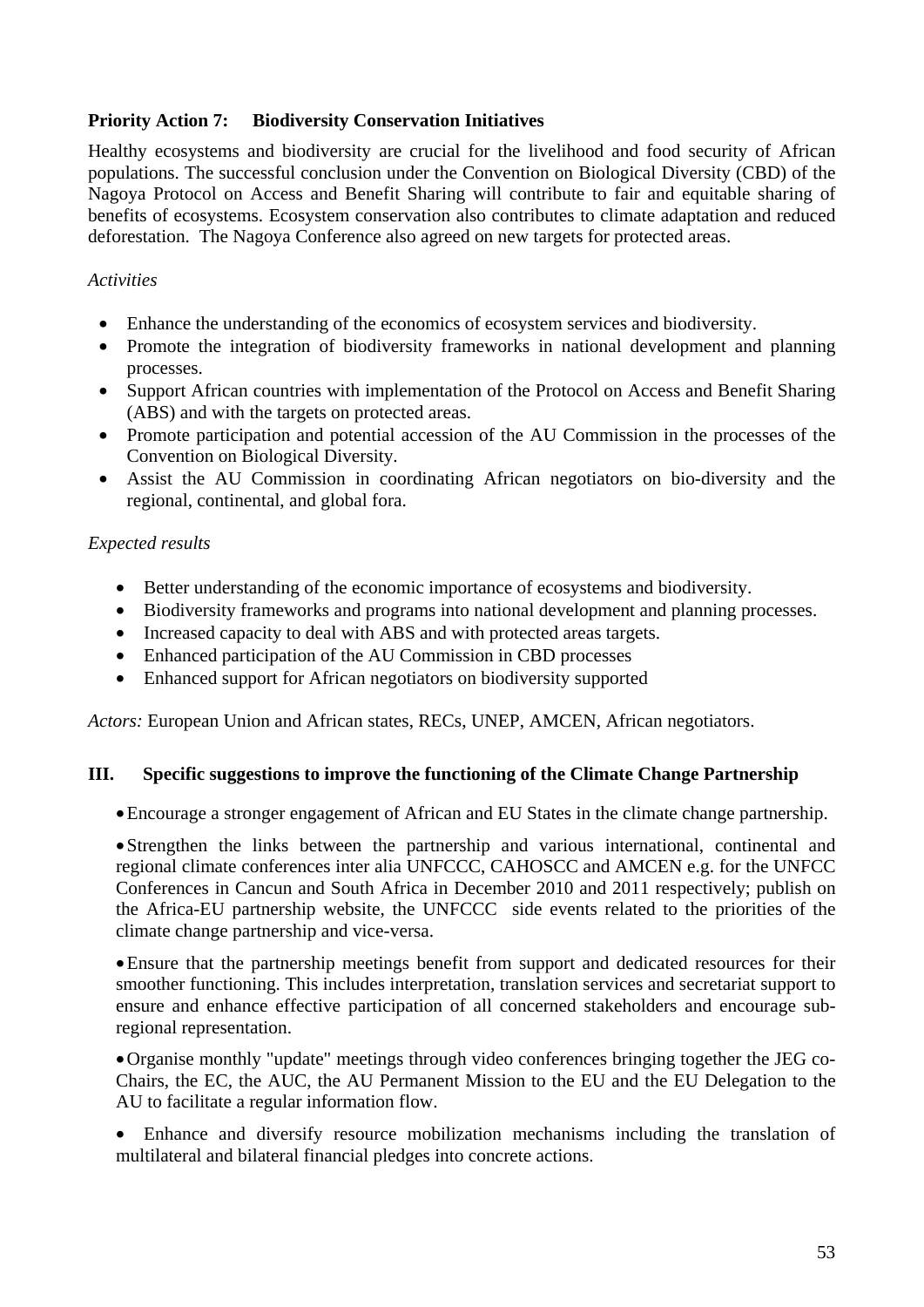**Priority Action 7: Biodiversity Conservation Initiatives**

Healthy ecosystems and biodiversity are crucial for the livelihood and food security of African populations. The successful conclusion under the Convention on Biological Diversity (CBD) of the Nagoya Protocol on Access and Benefit Sharing will contribute to fair and equitable sharing of benefits of ecosystems. Ecosystem conservation also contributes to climate adaptation and reduced deforestation. The Nagoya Conference also agreed on new targets for protected areas.

*Activities*

- Enhance the understanding of the economics of ecosystem services and biodiversity.
- Promote the integration of biodiversity frameworks in national development and planning processes.
- Support African countries with implementation of the Protocol on Access and Benefit Sharing (ABS) and with the targets on protected areas.
- Promote participation and potential accession of the AU Commission in the processes of the Convention on Biological Diversity.
- Assist the AU Commission in coordinating African negotiators on bio-diversity and the regional, continental, and global fora.

*Expected results*

- Better understanding of the economic importance of ecosystems and biodiversity.
- Biodiversity frameworks and programs into national development and planning processes.
- Increased capacity to deal with ABS and with protected areas targets.
- Enhanced participation of the AU Commission in CBD processes
- Enhanced support for African negotiators on biodiversity supported

*Actors:* European Union and African states, RECs, UNEP, AMCEN, African negotiators.

## III. Specific suggestions to improve the functioning of the Climate Change Partnership

- Encourage a stronger engagement of African and EU States in the climate change partnership.
- Strengthen the links between the partnership and various international, continental and regional climate conferences inter alia UNFCCC, CAHOSCC and AMCEN e.g. for the UNFCC Conferences in Cancun and South Africa in December 2010 and 2011 respectively; publish on the Africa-EU partnership website, the UNFCCC side events related to the priorities of the climate change partnership and vice-versa.
- Ensure that the partnership meetings benefit from support and dedicated resources for their smoother functioning. This includes interpretation, translation services and secretariat support to ensure and enhance effective participation of all concerned stakeholders and encourage sub-regional representation.
- Organise monthly "update" meetings through video conferences bringing together the JEG co-Chairs, the EC, the AUC, the AU Permanent Mission to the EU and the EU Delegation to the AU to facilitate a regular information flow.
- Enhance and diversify resource mobilization mechanisms including the translation of multilateral and bilateral financial pledges into concrete actions.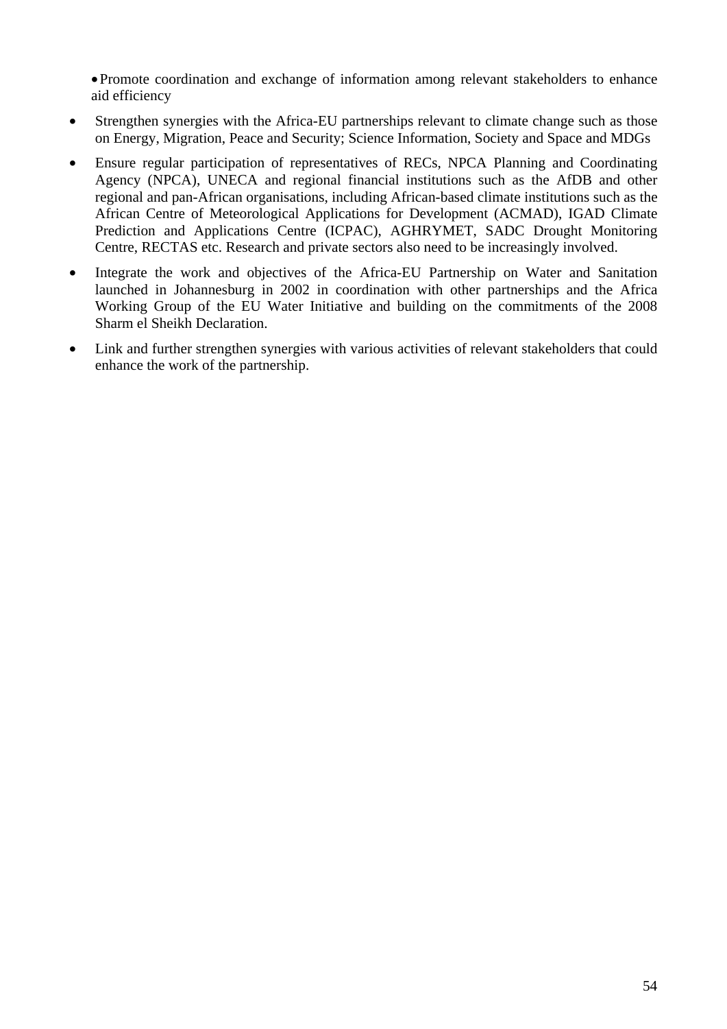- Promote coordination and exchange of information among relevant stakeholders to enhance aid efficiency

- Strengthen synergies with the Africa-EU partnerships relevant to climate change such as those on Energy, Migration, Peace and Security; Science Information, Society and Space and MDGs

- Ensure regular participation of representatives of RECs, NPCA Planning and Coordinating Agency (NPCA), UNECA and regional financial institutions such as the AfDB and other regional and pan-African organisations, including African-based climate institutions such as the African Centre of Meteorological Applications for Development (ACMAD), IGAD Climate Prediction and Applications Centre (ICPAC), AGHRYMET, SADC Drought Monitoring Centre, RECTAS etc. Research and private sectors also need to be increasingly involved.

- Integrate the work and objectives of the Africa-EU Partnership on Water and Sanitation launched in Johannesburg in 2002 in coordination with other partnerships and the Africa Working Group of the EU Water Initiative and building on the commitments of the 2008 Sharm el Sheikh Declaration.

- Link and further strengthen synergies with various activities of relevant stakeholders that could enhance the work of the partnership.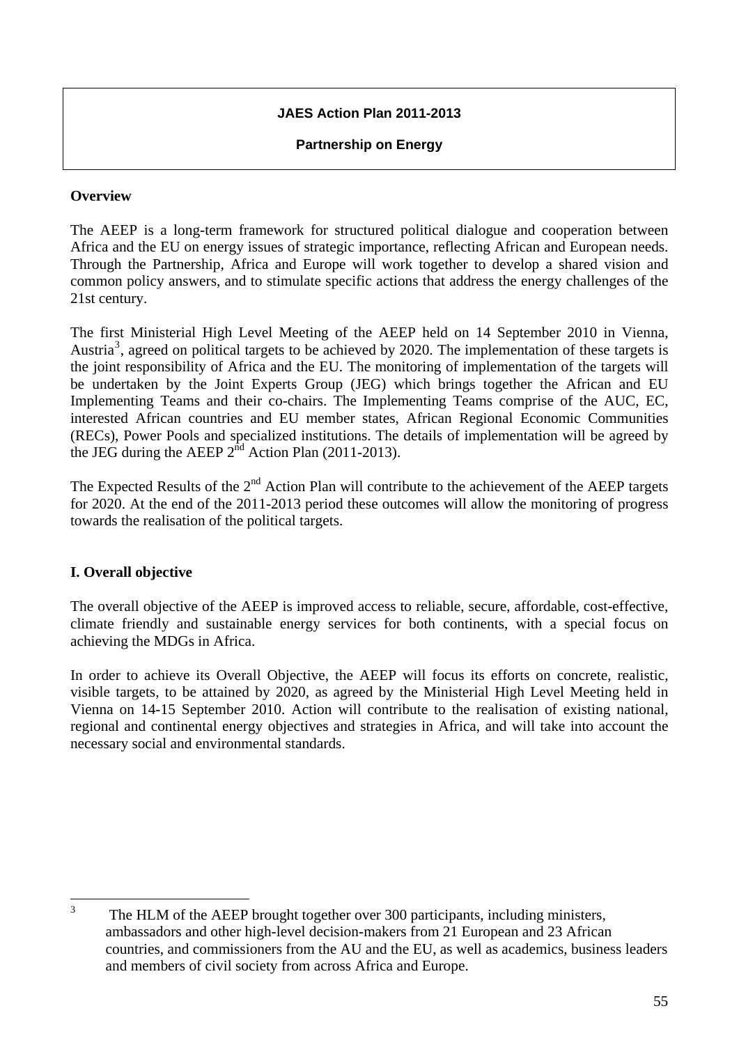**JAES Action Plan 2011-2013**

**Partnership on Energy**

**Overview**

The AEEP is a long-term framework for structured political dialogue and cooperation between Africa and the EU on energy issues of strategic importance, reflecting African and European needs. Through the Partnership, Africa and Europe will work together to develop a shared vision and common policy answers, and to stimulate specific actions that address the energy challenges of the 21st century.

The first Ministerial High Level Meeting of the AEEP held on 14 September 2010 in Vienna, Austria[3], agreed on political targets to be achieved by 2020. The implementation of these targets is the joint responsibility of Africa and the EU. The monitoring of implementation of the targets will be undertaken by the Joint Experts Group (JEG) which brings together the African and EU Implementing Teams and their co-chairs. The Implementing Teams comprise of the AUC, EC, interested African countries and EU member states, African Regional Economic Communities (RECs), Power Pools and specialized institutions. The details of implementation will be agreed by the JEG during the AEEP 2nd Action Plan (2011-2013).

The Expected Results of the 2nd Action Plan will contribute to the achievement of the AEEP targets for 2020. At the end of the 2011-2013 period these outcomes will allow the monitoring of progress towards the realisation of the political targets.

**I. Overall objective**

The overall objective of the AEEP is improved access to reliable, secure, affordable, cost-effective, climate friendly and sustainable energy services for both continents, with a special focus on achieving the MDGs in Africa.

In order to achieve its Overall Objective, the AEEP will focus its efforts on concrete, realistic, visible targets, to be attained by 2020, as agreed by the Ministerial High Level Meeting held in Vienna on 14-15 September 2010. Action will contribute to the realisation of existing national, regional and continental energy objectives and strategies in Africa, and will take into account the necessary social and environmental standards.

[3] The HLM of the AEEP brought together over 300 participants, including ministers, ambassadors and other high-level decision-makers from 21 European and 23 African countries, and commissioners from the AU and the EU, as well as academics, business leaders and members of civil society from across Africa and Europe.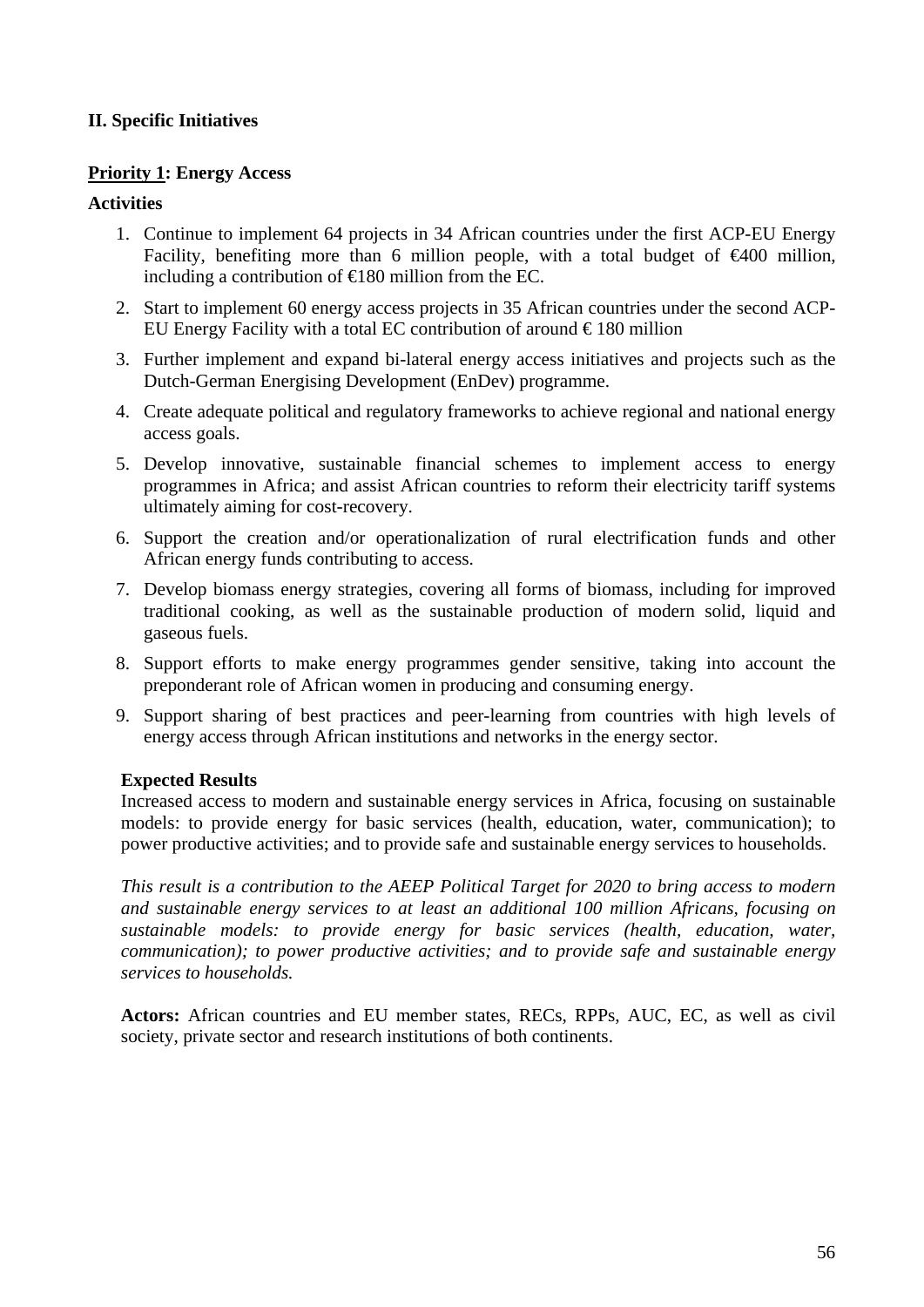## II. Specific Initiatives

### Priority 1: Energy Access

**Activities**

1. Continue to implement 64 projects in 34 African countries under the first ACP-EU Energy Facility, benefiting more than 6 million people, with a total budget of €400 million, including a contribution of €180 million from the EC.
2. Start to implement 60 energy access projects in 35 African countries under the second ACP-EU Energy Facility with a total EC contribution of around € 180 million
3. Further implement and expand bi-lateral energy access initiatives and projects such as the Dutch-German Energising Development (EnDev) programme.
4. Create adequate political and regulatory frameworks to achieve regional and national energy access goals.
5. Develop innovative, sustainable financial schemes to implement access to energy programmes in Africa; and assist African countries to reform their electricity tariff systems ultimately aiming for cost-recovery.
6. Support the creation and/or operationalization of rural electrification funds and other African energy funds contributing to access.
7. Develop biomass energy strategies, covering all forms of biomass, including for improved traditional cooking, as well as the sustainable production of modern solid, liquid and gaseous fuels.
8. Support efforts to make energy programmes gender sensitive, taking into account the preponderant role of African women in producing and consuming energy.
9. Support sharing of best practices and peer-learning from countries with high levels of energy access through African institutions and networks in the energy sector.

**Expected Results**

Increased access to modern and sustainable energy services in Africa, focusing on sustainable models: to provide energy for basic services (health, education, water, communication); to power productive activities; and to provide safe and sustainable energy services to households.

*This result is a contribution to the AEEP Political Target for 2020 to bring access to modern and sustainable energy services to at least an additional 100 million Africans, focusing on sustainable models: to provide energy for basic services (health, education, water, communication); to power productive activities; and to provide safe and sustainable energy services to households.*

**Actors:** African countries and EU member states, RECs, RPPs, AUC, EC, as well as civil society, private sector and research institutions of both continents.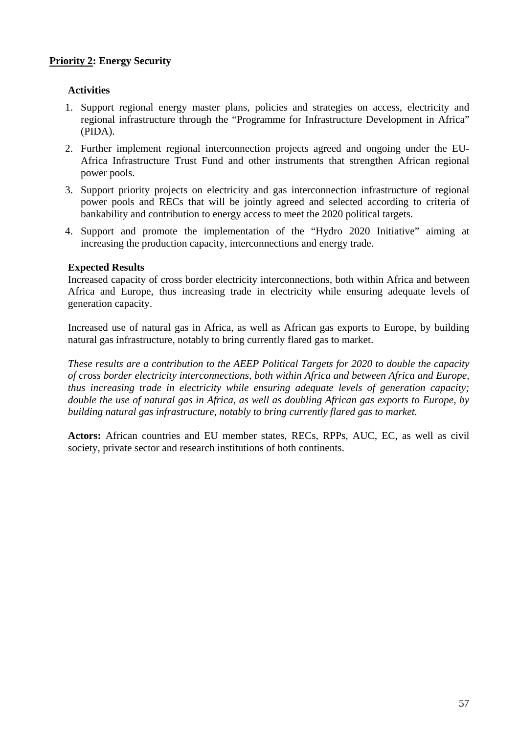**Priority 2: Energy Security**

**Activities**

1. Support regional energy master plans, policies and strategies on access, electricity and regional infrastructure through the "Programme for Infrastructure Development in Africa" (PIDA).
2. Further implement regional interconnection projects agreed and ongoing under the EU-Africa Infrastructure Trust Fund and other instruments that strengthen African regional power pools.
3. Support priority projects on electricity and gas interconnection infrastructure of regional power pools and RECs that will be jointly agreed and selected according to criteria of bankability and contribution to energy access to meet the 2020 political targets.
4. Support and promote the implementation of the "Hydro 2020 Initiative" aiming at increasing the production capacity, interconnections and energy trade.

**Expected Results**

Increased capacity of cross border electricity interconnections, both within Africa and between Africa and Europe, thus increasing trade in electricity while ensuring adequate levels of generation capacity.

Increased use of natural gas in Africa, as well as African gas exports to Europe, by building natural gas infrastructure, notably to bring currently flared gas to market.

*These results are a contribution to the AEEP Political Targets for 2020 to double the capacity of cross border electricity interconnections, both within Africa and between Africa and Europe, thus increasing trade in electricity while ensuring adequate levels of generation capacity; double the use of natural gas in Africa, as well as doubling African gas exports to Europe, by building natural gas infrastructure, notably to bring currently flared gas to market.*

**Actors:** African countries and EU member states, RECs, RPPs, AUC, EC, as well as civil society, private sector and research institutions of both continents.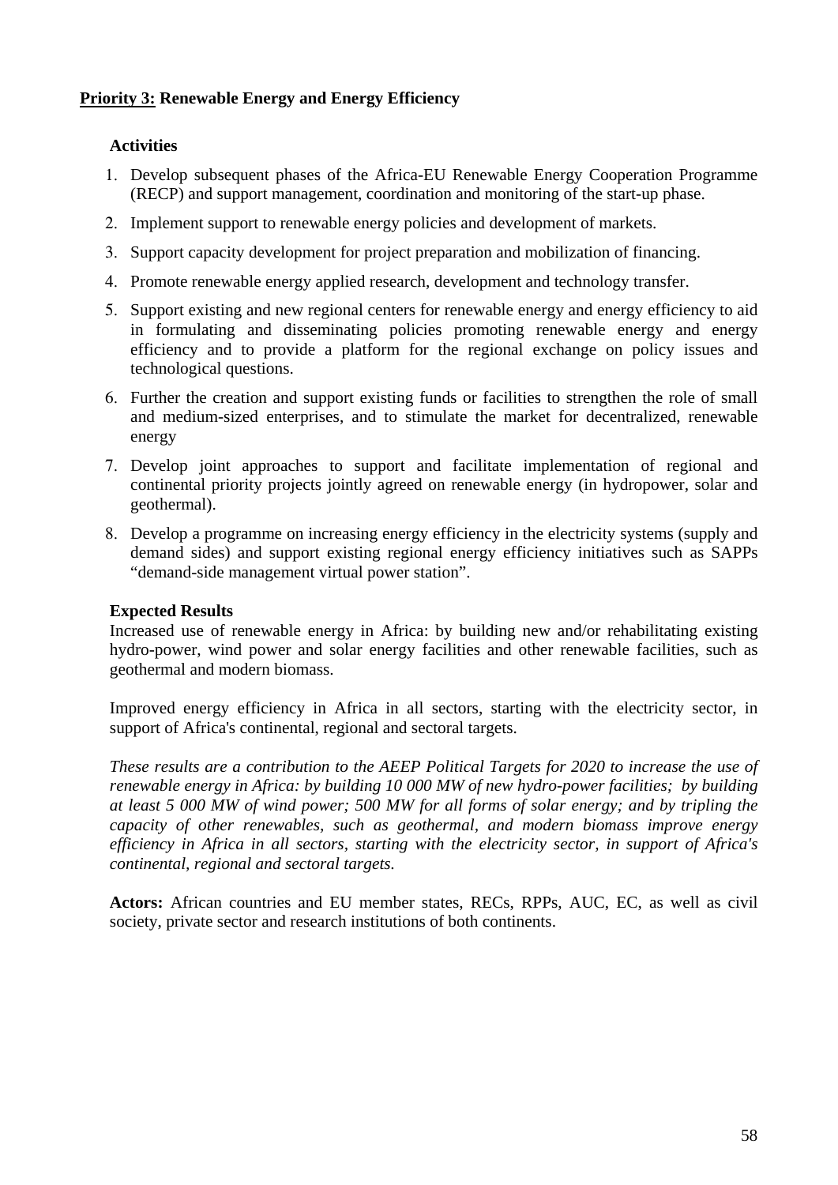**<u>Priority 3:</u> Renewable Energy and Energy Efficiency**

**Activities**

1. Develop subsequent phases of the Africa-EU Renewable Energy Cooperation Programme (RECP) and support management, coordination and monitoring of the start-up phase.
2. Implement support to renewable energy policies and development of markets.
3. Support capacity development for project preparation and mobilization of financing.
4. Promote renewable energy applied research, development and technology transfer.
5. Support existing and new regional centers for renewable energy and energy efficiency to aid in formulating and disseminating policies promoting renewable energy and energy efficiency and to provide a platform for the regional exchange on policy issues and technological questions.
6. Further the creation and support existing funds or facilities to strengthen the role of small and medium-sized enterprises, and to stimulate the market for decentralized, renewable energy
7. Develop joint approaches to support and facilitate implementation of regional and continental priority projects jointly agreed on renewable energy (in hydropower, solar and geothermal).
8. Develop a programme on increasing energy efficiency in the electricity systems (supply and demand sides) and support existing regional energy efficiency initiatives such as SAPPs "demand-side management virtual power station".

**Expected Results**

Increased use of renewable energy in Africa: by building new and/or rehabilitating existing hydro-power, wind power and solar energy facilities and other renewable facilities, such as geothermal and modern biomass.

Improved energy efficiency in Africa in all sectors, starting with the electricity sector, in support of Africa's continental, regional and sectoral targets.

*These results are a contribution to the AEEP Political Targets for 2020 to increase the use of renewable energy in Africa: by building 10 000 MW of new hydro-power facilities; by building at least 5 000 MW of wind power; 500 MW for all forms of solar energy; and by tripling the capacity of other renewables, such as geothermal, and modern biomass improve energy efficiency in Africa in all sectors, starting with the electricity sector, in support of Africa's continental, regional and sectoral targets.*

**Actors:** African countries and EU member states, RECs, RPPs, AUC, EC, as well as civil society, private sector and research institutions of both continents.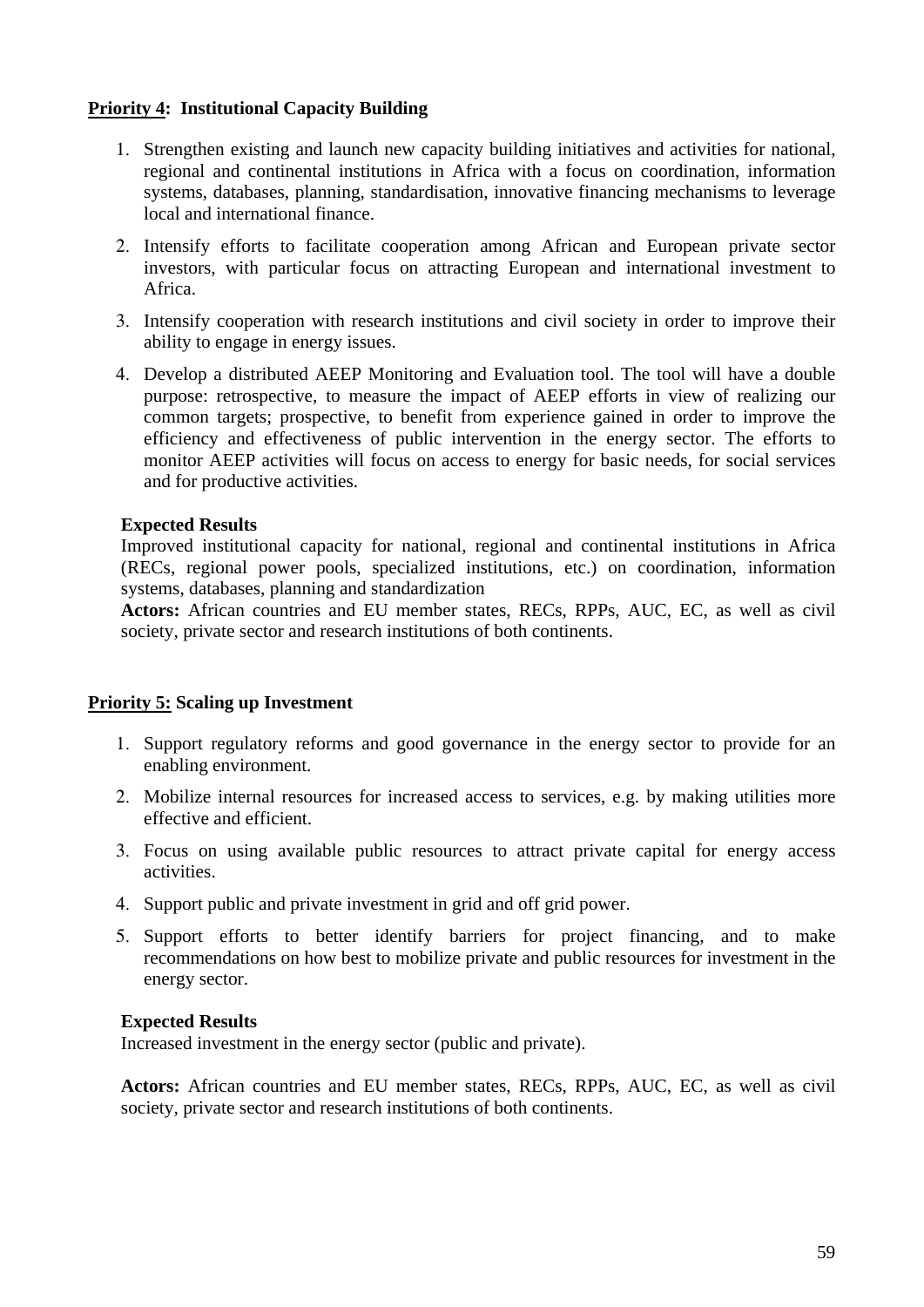**Priority 4: Institutional Capacity Building**

1. Strengthen existing and launch new capacity building initiatives and activities for national, regional and continental institutions in Africa with a focus on coordination, information systems, databases, planning, standardisation, innovative financing mechanisms to leverage local and international finance.
2. Intensify efforts to facilitate cooperation among African and European private sector investors, with particular focus on attracting European and international investment to Africa.
3. Intensify cooperation with research institutions and civil society in order to improve their ability to engage in energy issues.
4. Develop a distributed AEEP Monitoring and Evaluation tool. The tool will have a double purpose: retrospective, to measure the impact of AEEP efforts in view of realizing our common targets; prospective, to benefit from experience gained in order to improve the efficiency and effectiveness of public intervention in the energy sector. The efforts to monitor AEEP activities will focus on access to energy for basic needs, for social services and for productive activities.

**Expected Results**
Improved institutional capacity for national, regional and continental institutions in Africa (RECs, regional power pools, specialized institutions, etc.) on coordination, information systems, databases, planning and standardization
**Actors:** African countries and EU member states, RECs, RPPs, AUC, EC, as well as civil society, private sector and research institutions of both continents.

**Priority 5: Scaling up Investment**

1. Support regulatory reforms and good governance in the energy sector to provide for an enabling environment.
2. Mobilize internal resources for increased access to services, e.g. by making utilities more effective and efficient.
3. Focus on using available public resources to attract private capital for energy access activities.
4. Support public and private investment in grid and off grid power.
5. Support efforts to better identify barriers for project financing, and to make recommendations on how best to mobilize private and public resources for investment in the energy sector.

**Expected Results**
Increased investment in the energy sector (public and private).

**Actors:** African countries and EU member states, RECs, RPPs, AUC, EC, as well as civil society, private sector and research institutions of both continents.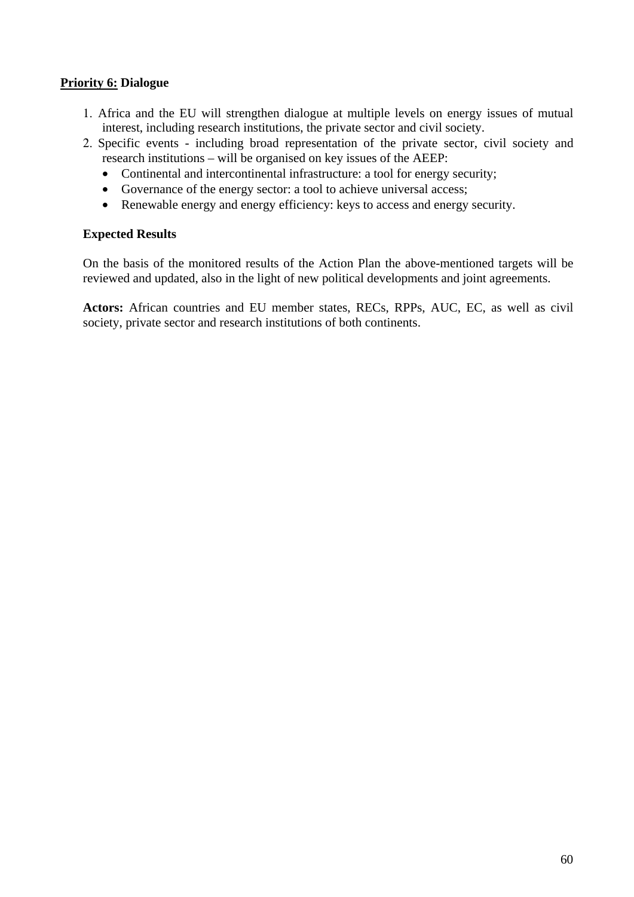**<u>Priority 6:</u> Dialogue**

1. Africa and the EU will strengthen dialogue at multiple levels on energy issues of mutual interest, including research institutions, the private sector and civil society.
2. Specific events - including broad representation of the private sector, civil society and research institutions – will be organised on key issues of the AEEP:
   - Continental and intercontinental infrastructure: a tool for energy security;
   - Governance of the energy sector: a tool to achieve universal access;
   - Renewable energy and energy efficiency: keys to access and energy security.

**Expected Results**

On the basis of the monitored results of the Action Plan the above-mentioned targets will be reviewed and updated, also in the light of new political developments and joint agreements.

**Actors:** African countries and EU member states, RECs, RPPs, AUC, EC, as well as civil society, private sector and research institutions of both continents.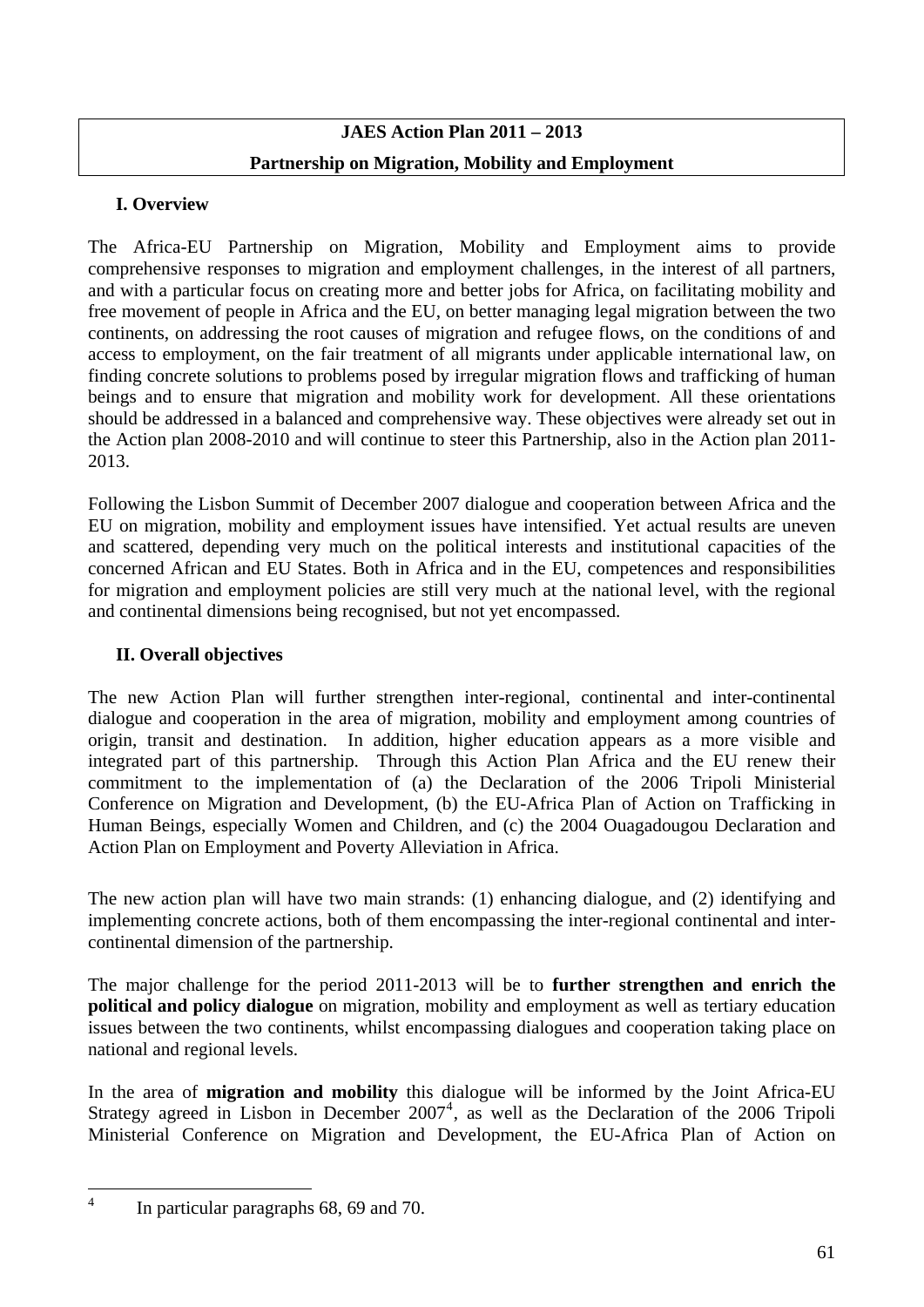**JAES Action Plan 2011 – 2013**

**Partnership on Migration, Mobility and Employment**

## I. Overview

The Africa-EU Partnership on Migration, Mobility and Employment aims to provide comprehensive responses to migration and employment challenges, in the interest of all partners, and with a particular focus on creating more and better jobs for Africa, on facilitating mobility and free movement of people in Africa and the EU, on better managing legal migration between the two continents, on addressing the root causes of migration and refugee flows, on the conditions of and access to employment, on the fair treatment of all migrants under applicable international law, on finding concrete solutions to problems posed by irregular migration flows and trafficking of human beings and to ensure that migration and mobility work for development. All these orientations should be addressed in a balanced and comprehensive way. These objectives were already set out in the Action plan 2008-2010 and will continue to steer this Partnership, also in the Action plan 2011-2013.

Following the Lisbon Summit of December 2007 dialogue and cooperation between Africa and the EU on migration, mobility and employment issues have intensified. Yet actual results are uneven and scattered, depending very much on the political interests and institutional capacities of the concerned African and EU States. Both in Africa and in the EU, competences and responsibilities for migration and employment policies are still very much at the national level, with the regional and continental dimensions being recognised, but not yet encompassed.

## II. Overall objectives

The new Action Plan will further strengthen inter-regional, continental and inter-continental dialogue and cooperation in the area of migration, mobility and employment among countries of origin, transit and destination. In addition, higher education appears as a more visible and integrated part of this partnership. Through this Action Plan Africa and the EU renew their commitment to the implementation of (a) the Declaration of the 2006 Tripoli Ministerial Conference on Migration and Development, (b) the EU-Africa Plan of Action on Trafficking in Human Beings, especially Women and Children, and (c) the 2004 Ouagadougou Declaration and Action Plan on Employment and Poverty Alleviation in Africa.

The new action plan will have two main strands: (1) enhancing dialogue, and (2) identifying and implementing concrete actions, both of them encompassing the inter-regional continental and inter-continental dimension of the partnership.

The major challenge for the period 2011-2013 will be to **further strengthen and enrich the political and policy dialogue** on migration, mobility and employment as well as tertiary education issues between the two continents, whilst encompassing dialogues and cooperation taking place on national and regional levels.

In the area of **migration and mobility** this dialogue will be informed by the Joint Africa-EU Strategy agreed in Lisbon in December 2007[4], as well as the Declaration of the 2006 Tripoli Ministerial Conference on Migration and Development, the EU-Africa Plan of Action on

---

[4] In particular paragraphs 68, 69 and 70.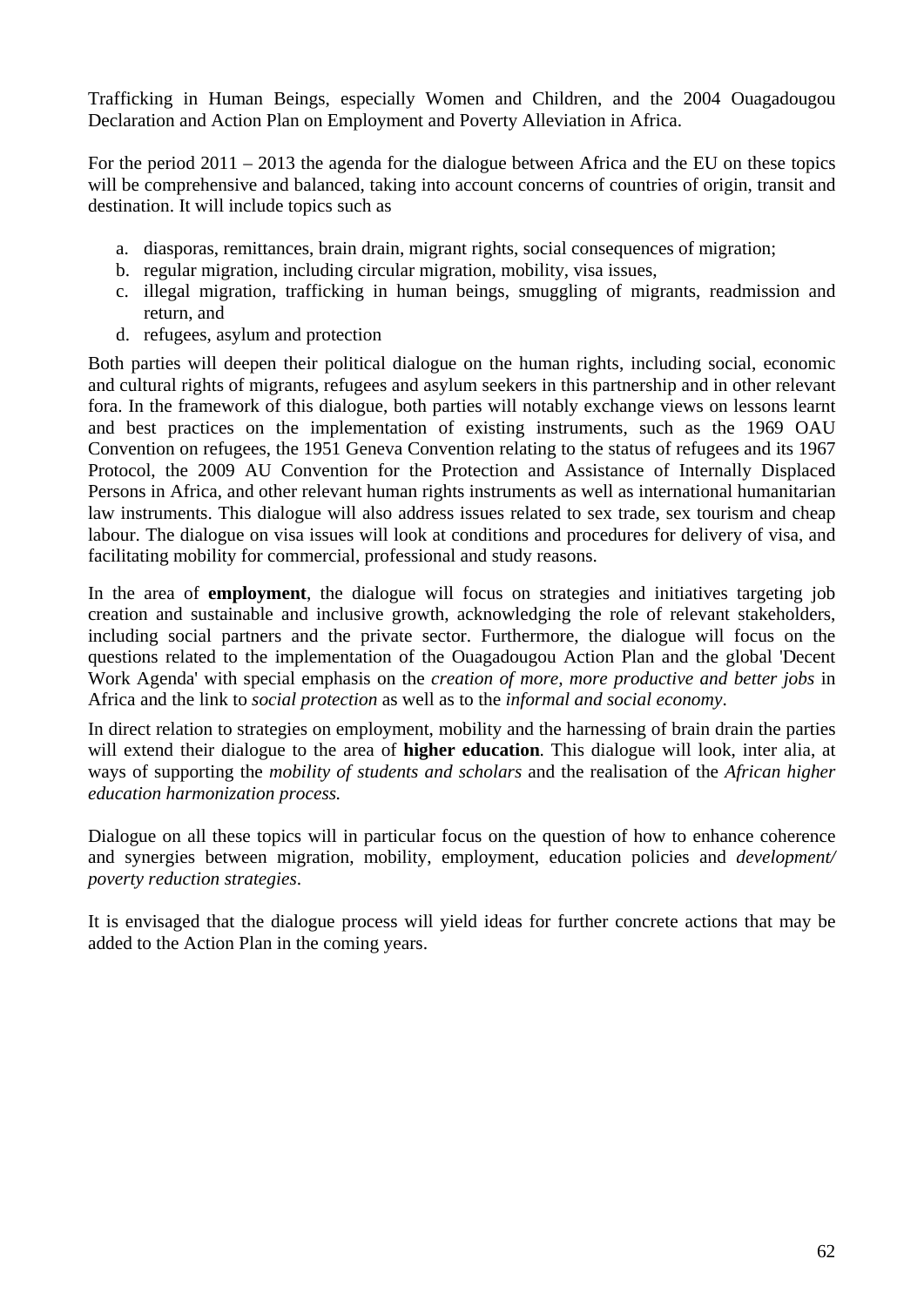Trafficking in Human Beings, especially Women and Children, and the 2004 Ouagadougou Declaration and Action Plan on Employment and Poverty Alleviation in Africa.

For the period 2011 – 2013 the agenda for the dialogue between Africa and the EU on these topics will be comprehensive and balanced, taking into account concerns of countries of origin, transit and destination. It will include topics such as

a. diasporas, remittances, brain drain, migrant rights, social consequences of migration;
b. regular migration, including circular migration, mobility, visa issues,
c. illegal migration, trafficking in human beings, smuggling of migrants, readmission and return, and
d. refugees, asylum and protection

Both parties will deepen their political dialogue on the human rights, including social, economic and cultural rights of migrants, refugees and asylum seekers in this partnership and in other relevant fora. In the framework of this dialogue, both parties will notably exchange views on lessons learnt and best practices on the implementation of existing instruments, such as the 1969 OAU Convention on refugees, the 1951 Geneva Convention relating to the status of refugees and its 1967 Protocol, the 2009 AU Convention for the Protection and Assistance of Internally Displaced Persons in Africa, and other relevant human rights instruments as well as international humanitarian law instruments. This dialogue will also address issues related to sex trade, sex tourism and cheap labour. The dialogue on visa issues will look at conditions and procedures for delivery of visa, and facilitating mobility for commercial, professional and study reasons.

In the area of **employment**, the dialogue will focus on strategies and initiatives targeting job creation and sustainable and inclusive growth, acknowledging the role of relevant stakeholders, including social partners and the private sector. Furthermore, the dialogue will focus on the questions related to the implementation of the Ouagadougou Action Plan and the global 'Decent Work Agenda' with special emphasis on the *creation of more, more productive and better jobs* in Africa and the link to *social protection* as well as to the *informal and social economy*.

In direct relation to strategies on employment, mobility and the harnessing of brain drain the parties will extend their dialogue to the area of **higher education**. This dialogue will look, inter alia, at ways of supporting the *mobility of students and scholars* and the realisation of the *African higher education harmonization process.*

Dialogue on all these topics will in particular focus on the question of how to enhance coherence and synergies between migration, mobility, employment, education policies and *development/ poverty reduction strategies*.

It is envisaged that the dialogue process will yield ideas for further concrete actions that may be added to the Action Plan in the coming years.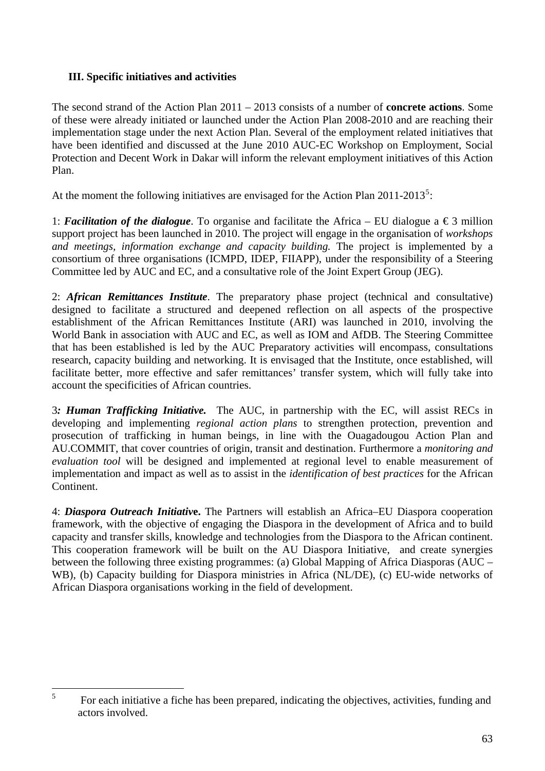### III. Specific initiatives and activities

The second strand of the Action Plan 2011 – 2013 consists of a number of **concrete actions**. Some of these were already initiated or launched under the Action Plan 2008-2010 and are reaching their implementation stage under the next Action Plan. Several of the employment related initiatives that have been identified and discussed at the June 2010 AUC-EC Workshop on Employment, Social Protection and Decent Work in Dakar will inform the relevant employment initiatives of this Action Plan.

At the moment the following initiatives are envisaged for the Action Plan 2011-2013[5]:

1: ***Facilitation of the dialogue***. To organise and facilitate the Africa – EU dialogue a € 3 million support project has been launched in 2010. The project will engage in the organisation of *workshops and meetings, information exchange and capacity building.* The project is implemented by a consortium of three organisations (ICMPD, IDEP, FIIAPP), under the responsibility of a Steering Committee led by AUC and EC, and a consultative role of the Joint Expert Group (JEG).

2: ***African Remittances Institute***. The preparatory phase project (technical and consultative) designed to facilitate a structured and deepened reflection on all aspects of the prospective establishment of the African Remittances Institute (ARI) was launched in 2010, involving the World Bank in association with AUC and EC, as well as IOM and AfDB. The Steering Committee that has been established is led by the AUC Preparatory activities will encompass, consultations research, capacity building and networking. It is envisaged that the Institute, once established, will facilitate better, more effective and safer remittances' transfer system, which will fully take into account the specificities of African countries.

3***: Human Trafficking Initiative.*** The AUC, in partnership with the EC, will assist RECs in developing and implementing *regional action plans* to strengthen protection, prevention and prosecution of trafficking in human beings, in line with the Ouagadougou Action Plan and AU.COMMIT, that cover countries of origin, transit and destination. Furthermore a *monitoring and evaluation tool* will be designed and implemented at regional level to enable measurement of implementation and impact as well as to assist in the *identification of best practices* for the African Continent.

4: ***Diaspora Outreach Initiativ*e.** The Partners will establish an Africa–EU Diaspora cooperation framework, with the objective of engaging the Diaspora in the development of Africa and to build capacity and transfer skills, knowledge and technologies from the Diaspora to the African continent. This cooperation framework will be built on the AU Diaspora Initiative, and create synergies between the following three existing programmes: (a) Global Mapping of Africa Diasporas (AUC – WB), (b) Capacity building for Diaspora ministries in Africa (NL/DE), (c) EU-wide networks of African Diaspora organisations working in the field of development.

---

[5] For each initiative a fiche has been prepared, indicating the objectives, activities, funding and actors involved.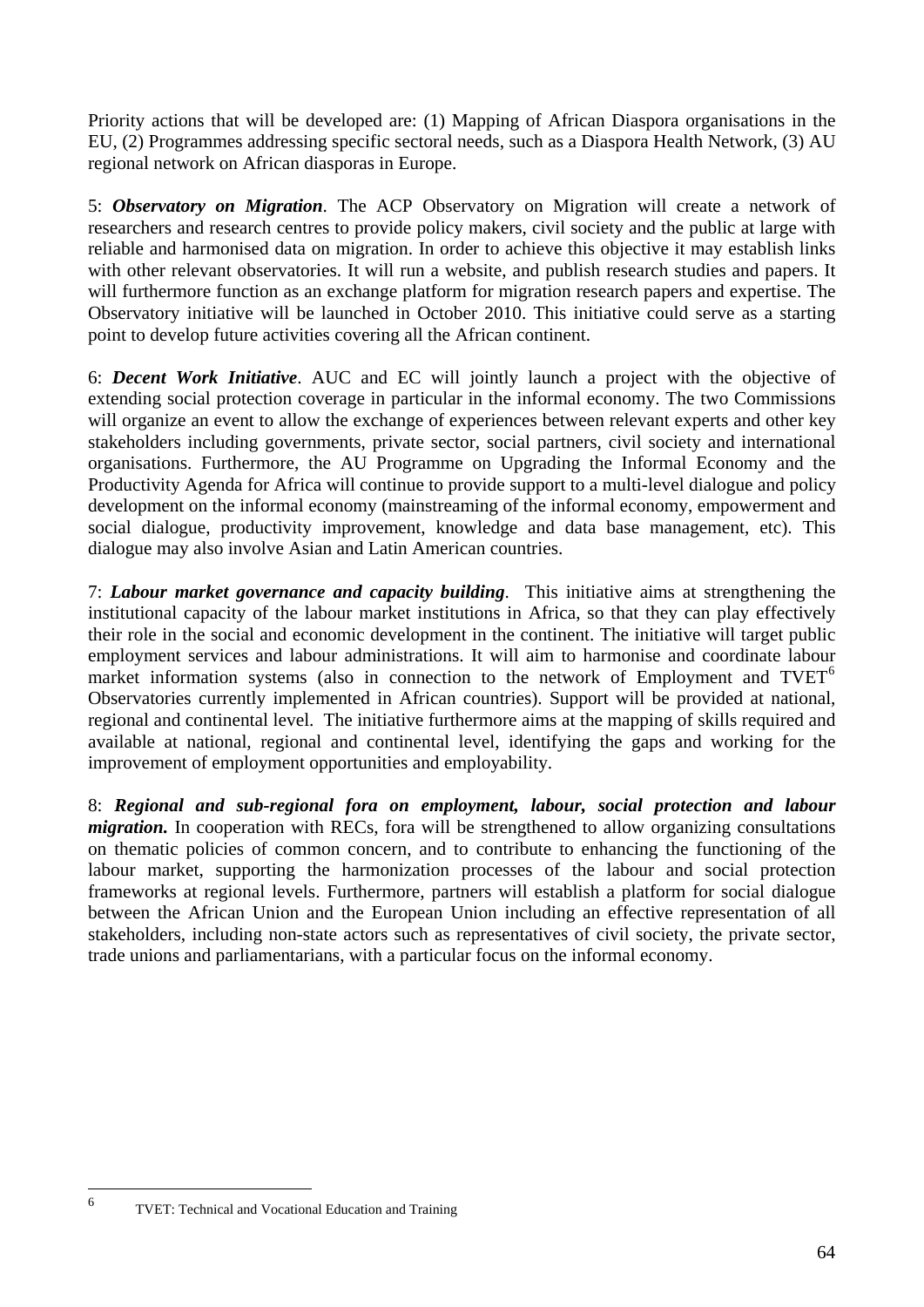Priority actions that will be developed are: (1) Mapping of African Diaspora organisations in the EU, (2) Programmes addressing specific sectoral needs, such as a Diaspora Health Network, (3) AU regional network on African diasporas in Europe.

5: ***Observatory on Migration***. The ACP Observatory on Migration will create a network of researchers and research centres to provide policy makers, civil society and the public at large with reliable and harmonised data on migration. In order to achieve this objective it may establish links with other relevant observatories. It will run a website, and publish research studies and papers. It will furthermore function as an exchange platform for migration research papers and expertise. The Observatory initiative will be launched in October 2010. This initiative could serve as a starting point to develop future activities covering all the African continent.

6: ***Decent Work Initiative***. AUC and EC will jointly launch a project with the objective of extending social protection coverage in particular in the informal economy. The two Commissions will organize an event to allow the exchange of experiences between relevant experts and other key stakeholders including governments, private sector, social partners, civil society and international organisations. Furthermore, the AU Programme on Upgrading the Informal Economy and the Productivity Agenda for Africa will continue to provide support to a multi-level dialogue and policy development on the informal economy (mainstreaming of the informal economy, empowerment and social dialogue, productivity improvement, knowledge and data base management, etc). This dialogue may also involve Asian and Latin American countries.

7: ***Labour market governance and capacity building***. This initiative aims at strengthening the institutional capacity of the labour market institutions in Africa, so that they can play effectively their role in the social and economic development in the continent. The initiative will target public employment services and labour administrations. It will aim to harmonise and coordinate labour market information systems (also in connection to the network of Employment and TVET[6] Observatories currently implemented in African countries). Support will be provided at national, regional and continental level. The initiative furthermore aims at the mapping of skills required and available at national, regional and continental level, identifying the gaps and working for the improvement of employment opportunities and employability.

8: ***Regional and sub-regional fora on employment, labour, social protection and labour migration.*** In cooperation with RECs, fora will be strengthened to allow organizing consultations on thematic policies of common concern, and to contribute to enhancing the functioning of the labour market, supporting the harmonization processes of the labour and social protection frameworks at regional levels. Furthermore, partners will establish a platform for social dialogue between the African Union and the European Union including an effective representation of all stakeholders, including non-state actors such as representatives of civil society, the private sector, trade unions and parliamentarians, with a particular focus on the informal economy.

---

[6] TVET: Technical and Vocational Education and Training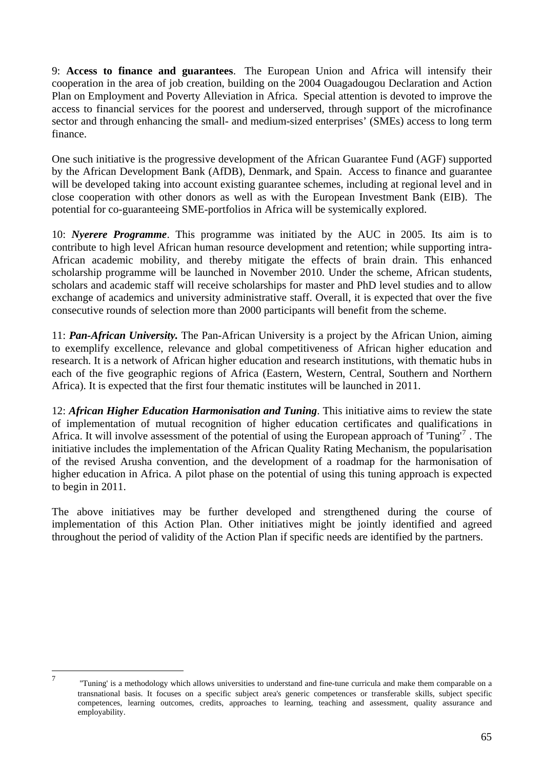9: **Access to finance and guarantees**. The European Union and Africa will intensify their cooperation in the area of job creation, building on the 2004 Ouagadougou Declaration and Action Plan on Employment and Poverty Alleviation in Africa. Special attention is devoted to improve the access to financial services for the poorest and underserved, through support of the microfinance sector and through enhancing the small- and medium-sized enterprises' (SMEs) access to long term finance.

One such initiative is the progressive development of the African Guarantee Fund (AGF) supported by the African Development Bank (AfDB), Denmark, and Spain. Access to finance and guarantee will be developed taking into account existing guarantee schemes, including at regional level and in close cooperation with other donors as well as with the European Investment Bank (EIB). The potential for co-guaranteeing SME-portfolios in Africa will be systemically explored.

10: ***Nyerere Programme***. This programme was initiated by the AUC in 2005. Its aim is to contribute to high level African human resource development and retention; while supporting intra-African academic mobility, and thereby mitigate the effects of brain drain. This enhanced scholarship programme will be launched in November 2010. Under the scheme, African students, scholars and academic staff will receive scholarships for master and PhD level studies and to allow exchange of academics and university administrative staff. Overall, it is expected that over the five consecutive rounds of selection more than 2000 participants will benefit from the scheme.

11: ***Pan-African University.*** The Pan-African University is a project by the African Union, aiming to exemplify excellence, relevance and global competitiveness of African higher education and research. It is a network of African higher education and research institutions, with thematic hubs in each of the five geographic regions of Africa (Eastern, Western, Central, Southern and Northern Africa). It is expected that the first four thematic institutes will be launched in 2011.

12: ***African Higher Education Harmonisation and Tuning***. This initiative aims to review the state of implementation of mutual recognition of higher education certificates and qualifications in Africa. It will involve assessment of the potential of using the European approach of 'Tuning'[7] . The initiative includes the implementation of the African Quality Rating Mechanism, the popularisation of the revised Arusha convention, and the development of a roadmap for the harmonisation of higher education in Africa. A pilot phase on the potential of using this tuning approach is expected to begin in 2011.

The above initiatives may be further developed and strengthened during the course of implementation of this Action Plan. Other initiatives might be jointly identified and agreed throughout the period of validity of the Action Plan if specific needs are identified by the partners.

---

[7] "Tuning' is a methodology which allows universities to understand and fine-tune curricula and make them comparable on a transnational basis. It focuses on a specific subject area's generic competences or transferable skills, subject specific competences, learning outcomes, credits, approaches to learning, teaching and assessment, quality assurance and employability.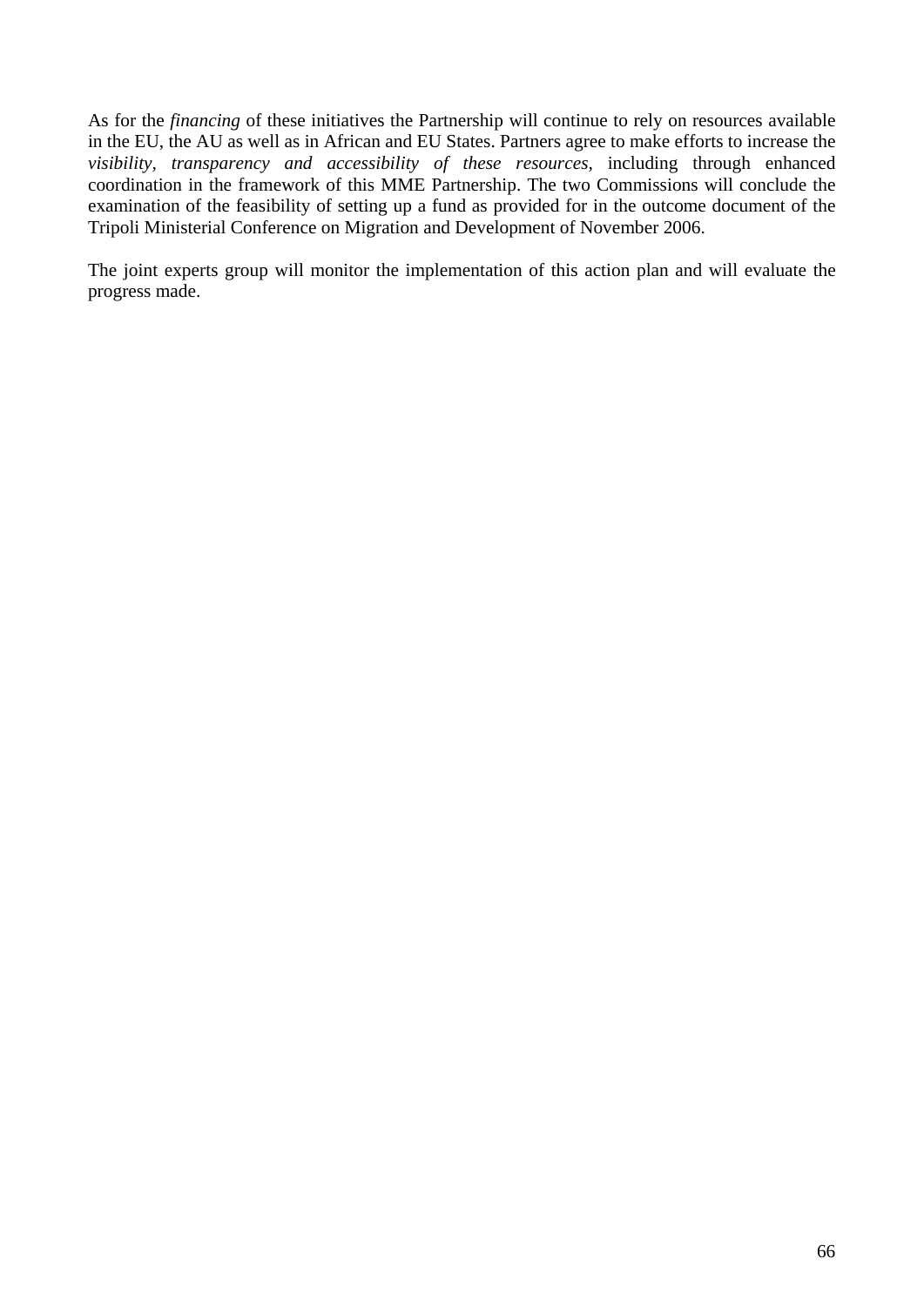As for the *financing* of these initiatives the Partnership will continue to rely on resources available in the EU, the AU as well as in African and EU States. Partners agree to make efforts to increase the *visibility, transparency and accessibility of these resources*, including through enhanced coordination in the framework of this MME Partnership. The two Commissions will conclude the examination of the feasibility of setting up a fund as provided for in the outcome document of the Tripoli Ministerial Conference on Migration and Development of November 2006.

The joint experts group will monitor the implementation of this action plan and will evaluate the progress made.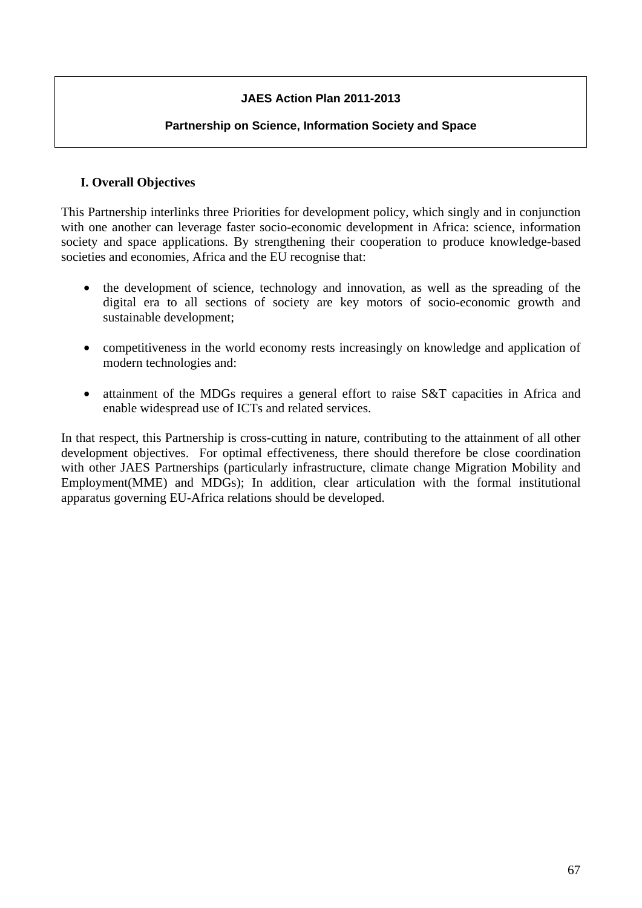**JAES Action Plan 2011-2013**

**Partnership on Science, Information Society and Space**

## I. Overall Objectives

This Partnership interlinks three Priorities for development policy, which singly and in conjunction with one another can leverage faster socio-economic development in Africa: science, information society and space applications. By strengthening their cooperation to produce knowledge-based societies and economies, Africa and the EU recognise that:

- the development of science, technology and innovation, as well as the spreading of the digital era to all sections of society are key motors of socio-economic growth and sustainable development;
- competitiveness in the world economy rests increasingly on knowledge and application of modern technologies and:
- attainment of the MDGs requires a general effort to raise S&T capacities in Africa and enable widespread use of ICTs and related services.

In that respect, this Partnership is cross-cutting in nature, contributing to the attainment of all other development objectives. For optimal effectiveness, there should therefore be close coordination with other JAES Partnerships (particularly infrastructure, climate change Migration Mobility and Employment(MME) and MDGs); In addition, clear articulation with the formal institutional apparatus governing EU-Africa relations should be developed.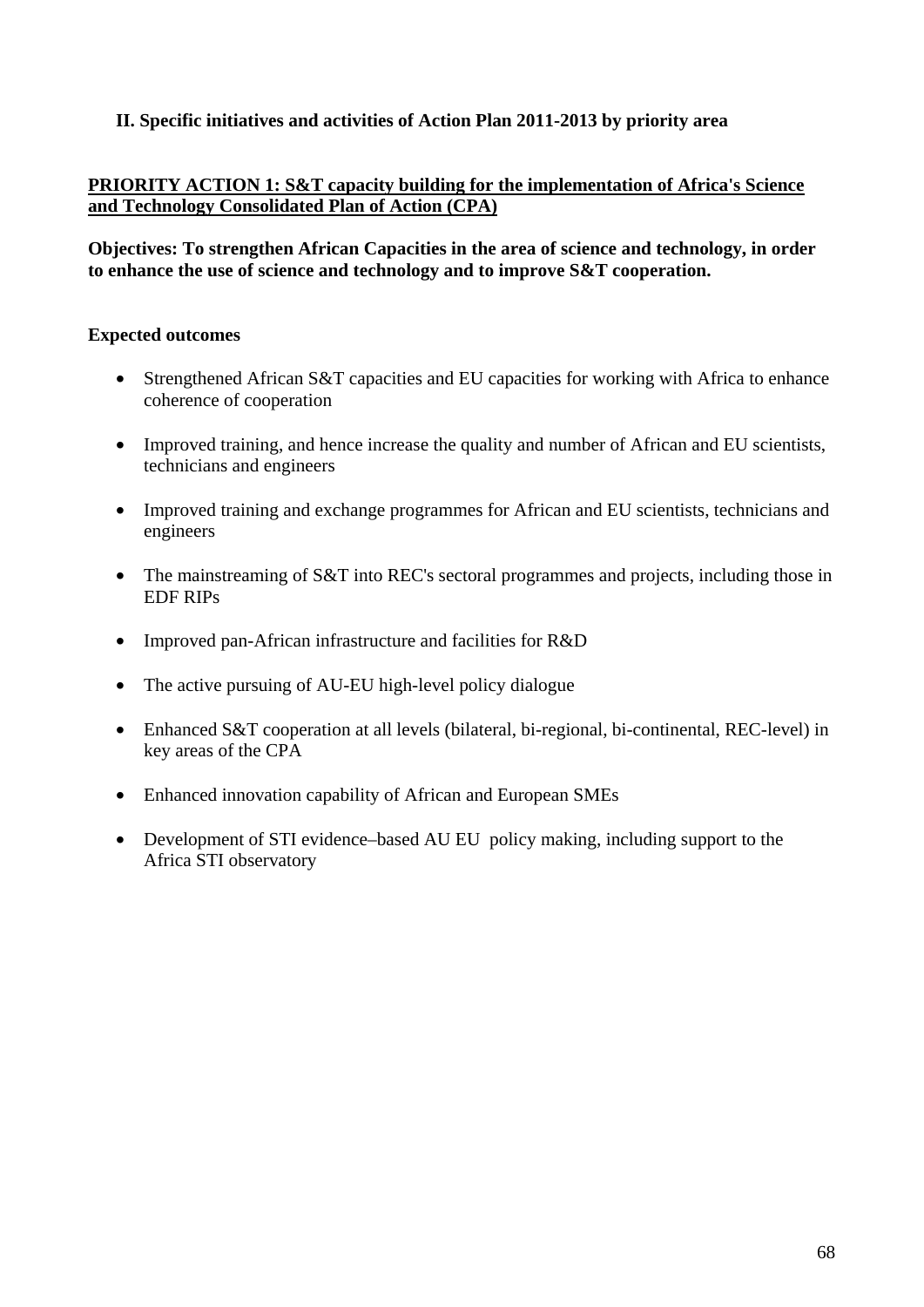## II. Specific initiatives and activities of Action Plan 2011-2013 by priority area

**PRIORITY ACTION 1: S&T capacity building for the implementation of Africa's Science and Technology Consolidated Plan of Action (CPA)**

**Objectives: To strengthen African Capacities in the area of science and technology, in order to enhance the use of science and technology and to improve S&T cooperation.**

**Expected outcomes**

- Strengthened African S&T capacities and EU capacities for working with Africa to enhance coherence of cooperation
- Improved training, and hence increase the quality and number of African and EU scientists, technicians and engineers
- Improved training and exchange programmes for African and EU scientists, technicians and engineers
- The mainstreaming of S&T into REC's sectoral programmes and projects, including those in EDF RIPs
- Improved pan-African infrastructure and facilities for R&D
- The active pursuing of AU-EU high-level policy dialogue
- Enhanced S&T cooperation at all levels (bilateral, bi-regional, bi-continental, REC-level) in key areas of the CPA
- Enhanced innovation capability of African and European SMEs
- Development of STI evidence–based AU EU policy making, including support to the Africa STI observatory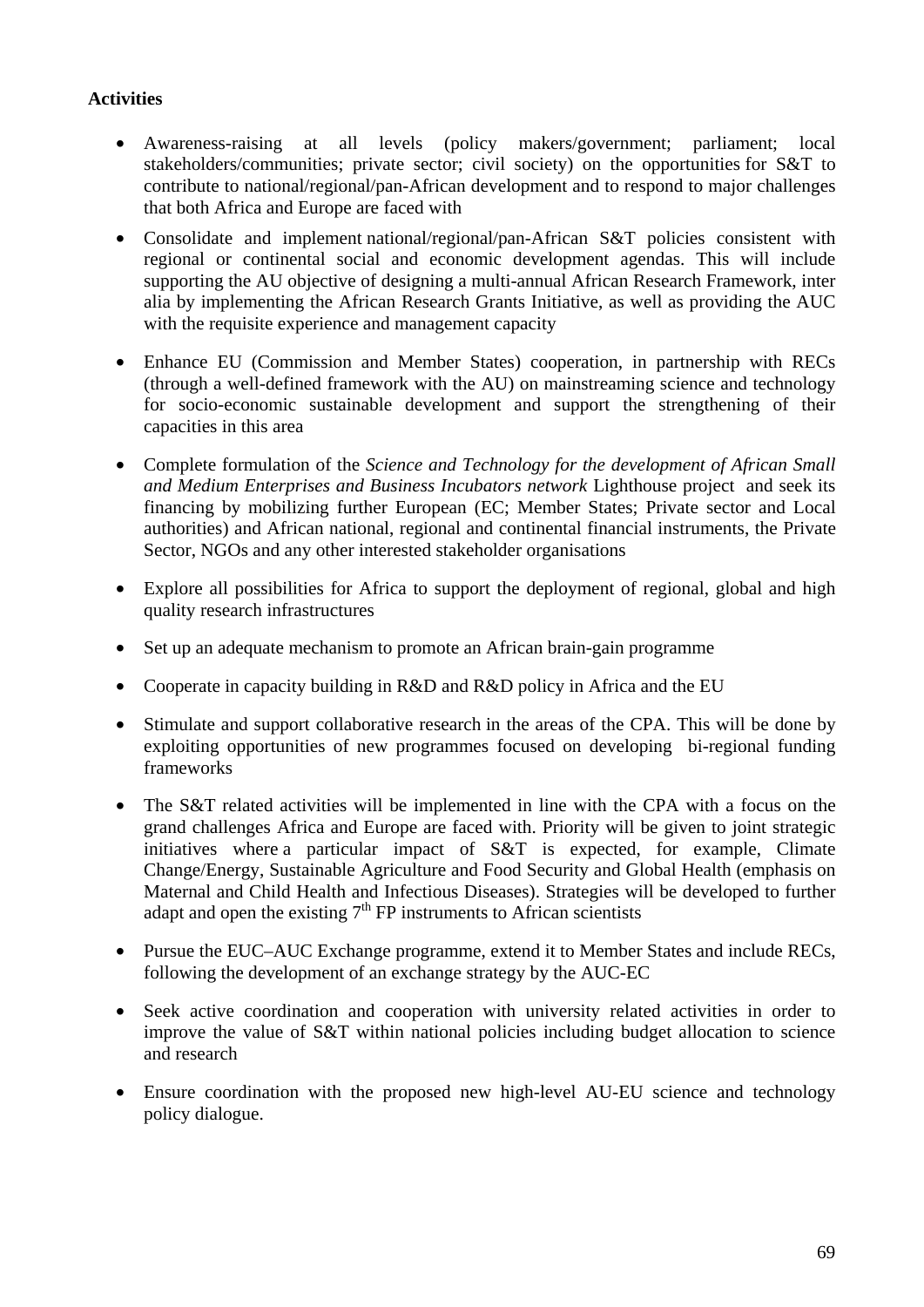**Activities**

- Awareness-raising at all levels (policy makers/government; parliament; local stakeholders/communities; private sector; civil society) on the opportunities for S&T to contribute to national/regional/pan-African development and to respond to major challenges that both Africa and Europe are faced with

- Consolidate and implement national/regional/pan-African S&T policies consistent with regional or continental social and economic development agendas. This will include supporting the AU objective of designing a multi-annual African Research Framework, inter alia by implementing the African Research Grants Initiative, as well as providing the AUC with the requisite experience and management capacity

- Enhance EU (Commission and Member States) cooperation, in partnership with RECs (through a well-defined framework with the AU) on mainstreaming science and technology for socio-economic sustainable development and support the strengthening of their capacities in this area

- Complete formulation of the *Science and Technology for the development of African Small and Medium Enterprises and Business Incubators network* Lighthouse project and seek its financing by mobilizing further European (EC; Member States; Private sector and Local authorities) and African national, regional and continental financial instruments, the Private Sector, NGOs and any other interested stakeholder organisations

- Explore all possibilities for Africa to support the deployment of regional, global and high quality research infrastructures

- Set up an adequate mechanism to promote an African brain-gain programme

- Cooperate in capacity building in R&D and R&D policy in Africa and the EU

- Stimulate and support collaborative research in the areas of the CPA. This will be done by exploiting opportunities of new programmes focused on developing bi-regional funding frameworks

- The S&T related activities will be implemented in line with the CPA with a focus on the grand challenges Africa and Europe are faced with. Priority will be given to joint strategic initiatives where a particular impact of S&T is expected, for example, Climate Change/Energy, Sustainable Agriculture and Food Security and Global Health (emphasis on Maternal and Child Health and Infectious Diseases). Strategies will be developed to further adapt and open the existing 7th FP instruments to African scientists

- Pursue the EUC–AUC Exchange programme, extend it to Member States and include RECs, following the development of an exchange strategy by the AUC-EC

- Seek active coordination and cooperation with university related activities in order to improve the value of S&T within national policies including budget allocation to science and research

- Ensure coordination with the proposed new high-level AU-EU science and technology policy dialogue.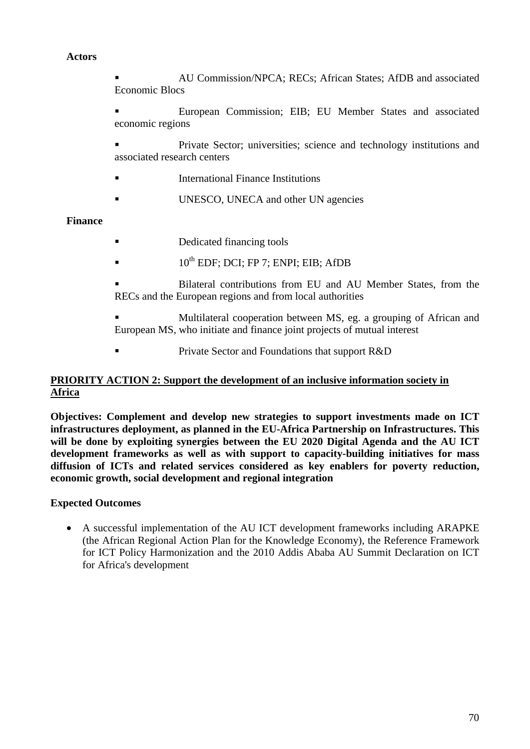**Actors**

- AU Commission/NPCA; RECs; African States; AfDB and associated Economic Blocs
- European Commission; EIB; EU Member States and associated economic regions
- Private Sector; universities; science and technology institutions and associated research centers
- International Finance Institutions
- UNESCO, UNECA and other UN agencies

**Finance**

- Dedicated financing tools
- 10th EDF; DCI; FP 7; ENPI; EIB; AfDB
- Bilateral contributions from EU and AU Member States, from the RECs and the European regions and from local authorities
- Multilateral cooperation between MS, eg. a grouping of African and European MS, who initiate and finance joint projects of mutual interest
- Private Sector and Foundations that support R&D

**PRIORITY ACTION 2: Support the development of an inclusive information society in Africa**

**Objectives: Complement and develop new strategies to support investments made on ICT infrastructures deployment, as planned in the EU-Africa Partnership on Infrastructures. This will be done by exploiting synergies between the EU 2020 Digital Agenda and the AU ICT development frameworks as well as with support to capacity-building initiatives for mass diffusion of ICTs and related services considered as key enablers for poverty reduction, economic growth, social development and regional integration**

**Expected Outcomes**

- A successful implementation of the AU ICT development frameworks including ARAPKE (the African Regional Action Plan for the Knowledge Economy), the Reference Framework for ICT Policy Harmonization and the 2010 Addis Ababa AU Summit Declaration on ICT for Africa's development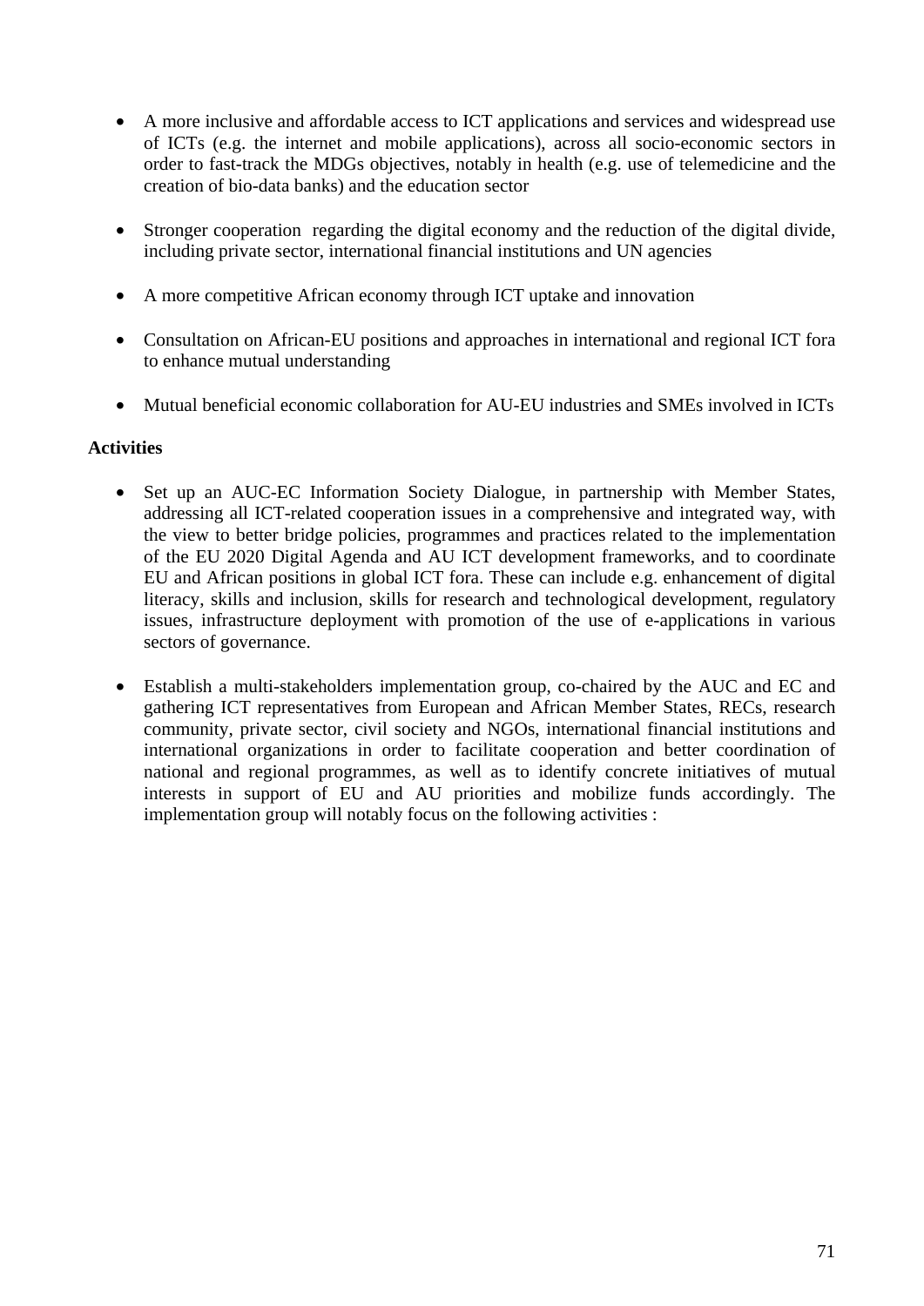- A more inclusive and affordable access to ICT applications and services and widespread use of ICTs (e.g. the internet and mobile applications), across all socio-economic sectors in order to fast-track the MDGs objectives, notably in health (e.g. use of telemedicine and the creation of bio-data banks) and the education sector

- Stronger cooperation regarding the digital economy and the reduction of the digital divide, including private sector, international financial institutions and UN agencies

- A more competitive African economy through ICT uptake and innovation

- Consultation on African-EU positions and approaches in international and regional ICT fora to enhance mutual understanding

- Mutual beneficial economic collaboration for AU-EU industries and SMEs involved in ICTs

**Activities**

- Set up an AUC-EC Information Society Dialogue, in partnership with Member States, addressing all ICT-related cooperation issues in a comprehensive and integrated way, with the view to better bridge policies, programmes and practices related to the implementation of the EU 2020 Digital Agenda and AU ICT development frameworks, and to coordinate EU and African positions in global ICT fora. These can include e.g. enhancement of digital literacy, skills and inclusion, skills for research and technological development, regulatory issues, infrastructure deployment with promotion of the use of e-applications in various sectors of governance.

- Establish a multi-stakeholders implementation group, co-chaired by the AUC and EC and gathering ICT representatives from European and African Member States, RECs, research community, private sector, civil society and NGOs, international financial institutions and international organizations in order to facilitate cooperation and better coordination of national and regional programmes, as well as to identify concrete initiatives of mutual interests in support of EU and AU priorities and mobilize funds accordingly. The implementation group will notably focus on the following activities :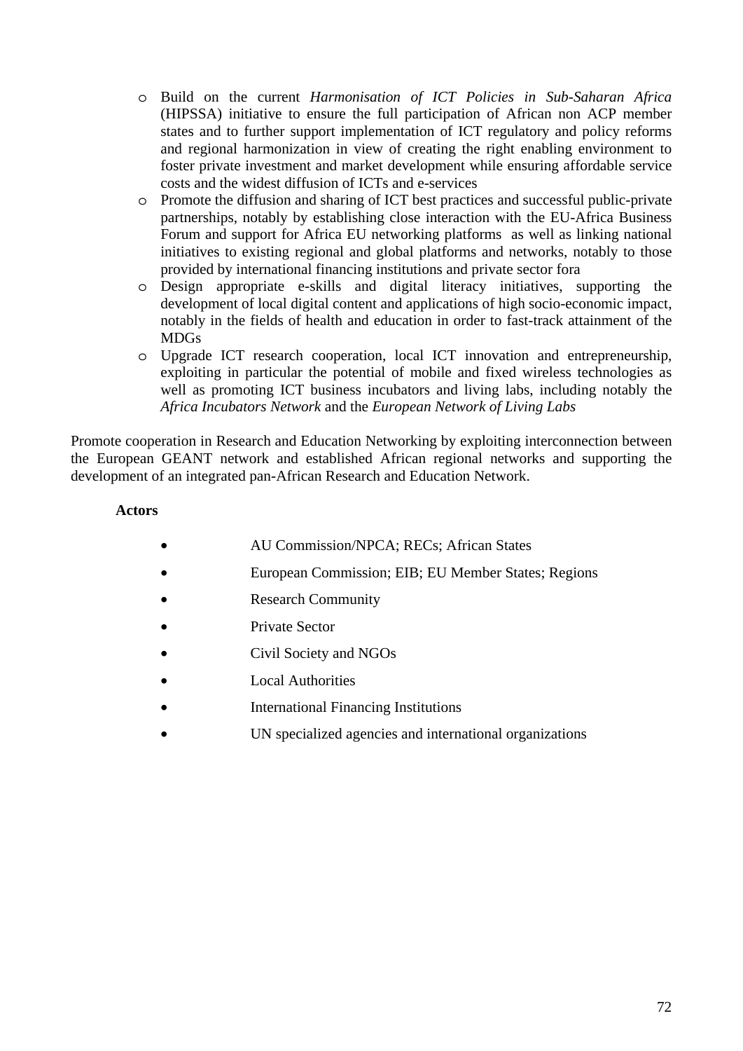- Build on the current *Harmonisation of ICT Policies in Sub-Saharan Africa* (HIPSSA) initiative to ensure the full participation of African non ACP member states and to further support implementation of ICT regulatory and policy reforms and regional harmonization in view of creating the right enabling environment to foster private investment and market development while ensuring affordable service costs and the widest diffusion of ICTs and e-services
- Promote the diffusion and sharing of ICT best practices and successful public-private partnerships, notably by establishing close interaction with the EU-Africa Business Forum and support for Africa EU networking platforms as well as linking national initiatives to existing regional and global platforms and networks, notably to those provided by international financing institutions and private sector fora
- Design appropriate e-skills and digital literacy initiatives, supporting the development of local digital content and applications of high socio-economic impact, notably in the fields of health and education in order to fast-track attainment of the MDGs
- Upgrade ICT research cooperation, local ICT innovation and entrepreneurship, exploiting in particular the potential of mobile and fixed wireless technologies as well as promoting ICT business incubators and living labs, including notably the *Africa Incubators Network* and the *European Network of Living Labs*

Promote cooperation in Research and Education Networking by exploiting interconnection between the European GEANT network and established African regional networks and supporting the development of an integrated pan-African Research and Education Network.

**Actors**

- AU Commission/NPCA; RECs; African States
- European Commission; EIB; EU Member States; Regions
- Research Community
- Private Sector
- Civil Society and NGOs
- Local Authorities
- International Financing Institutions
- UN specialized agencies and international organizations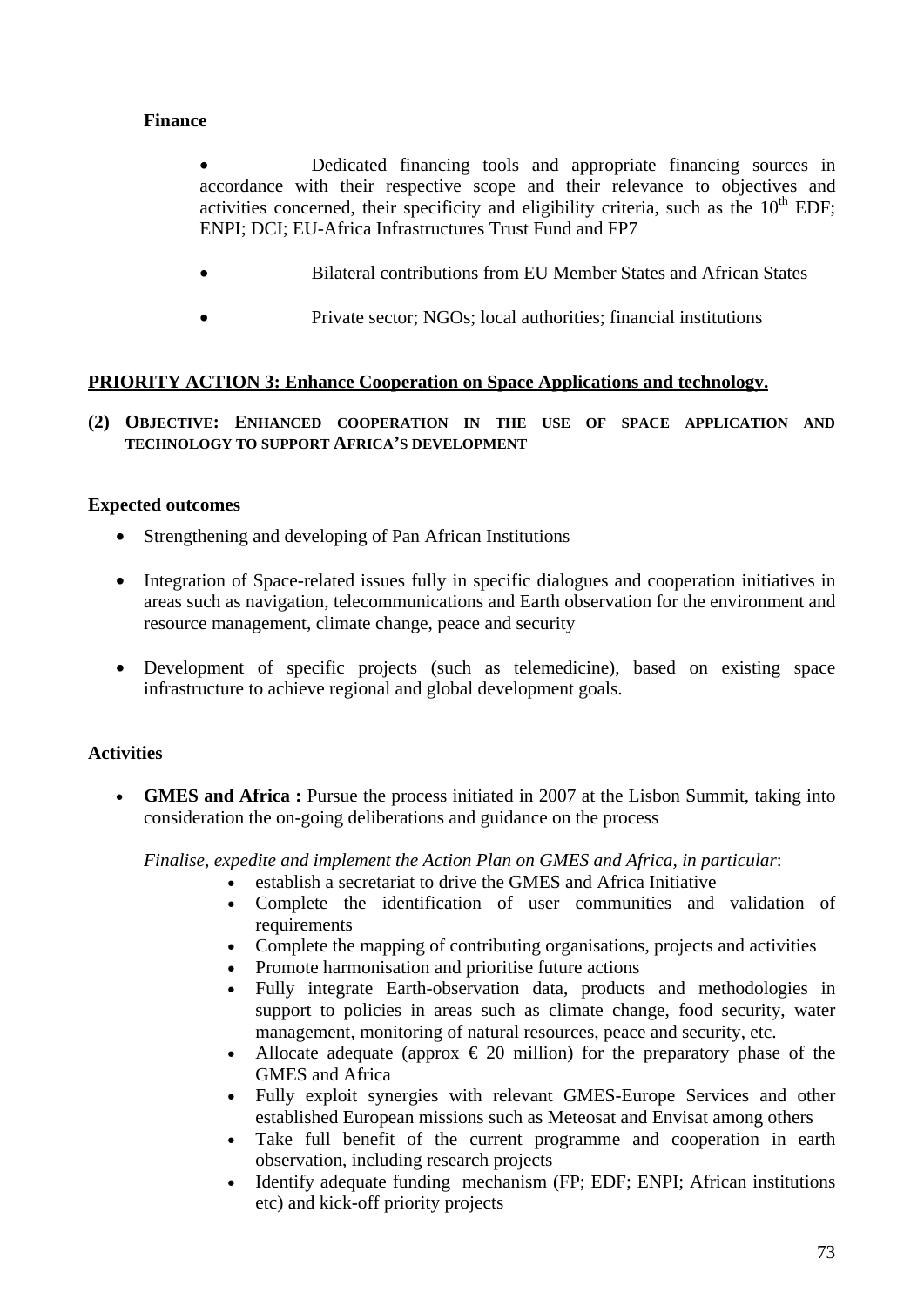**Finance**

- Dedicated financing tools and appropriate financing sources in accordance with their respective scope and their relevance to objectives and activities concerned, their specificity and eligibility criteria, such as the 10th EDF; ENPI; DCI; EU-Africa Infrastructures Trust Fund and FP7

- Bilateral contributions from EU Member States and African States

- Private sector; NGOs; local authorities; financial institutions

**PRIORITY ACTION 3: Enhance Cooperation on Space Applications and technology.**

**(2) OBJECTIVE: ENHANCED COOPERATION IN THE USE OF SPACE APPLICATION AND TECHNOLOGY TO SUPPORT AFRICA'S DEVELOPMENT**

**Expected outcomes**

- Strengthening and developing of Pan African Institutions

- Integration of Space-related issues fully in specific dialogues and cooperation initiatives in areas such as navigation, telecommunications and Earth observation for the environment and resource management, climate change, peace and security

- Development of specific projects (such as telemedicine), based on existing space infrastructure to achieve regional and global development goals.

**Activities**

- **GMES and Africa :** Pursue the process initiated in 2007 at the Lisbon Summit, taking into consideration the on-going deliberations and guidance on the process

  *Finalise, expedite and implement the Action Plan on GMES and Africa, in particular*:
  - establish a secretariat to drive the GMES and Africa Initiative
  - Complete the identification of user communities and validation of requirements
  - Complete the mapping of contributing organisations, projects and activities
  - Promote harmonisation and prioritise future actions
  - Fully integrate Earth-observation data, products and methodologies in support to policies in areas such as climate change, food security, water management, monitoring of natural resources, peace and security, etc.
  - Allocate adequate (approx € 20 million) for the preparatory phase of the GMES and Africa
  - Fully exploit synergies with relevant GMES-Europe Services and other established European missions such as Meteosat and Envisat among others
  - Take full benefit of the current programme and cooperation in earth observation, including research projects
  - Identify adequate funding mechanism (FP; EDF; ENPI; African institutions etc) and kick-off priority projects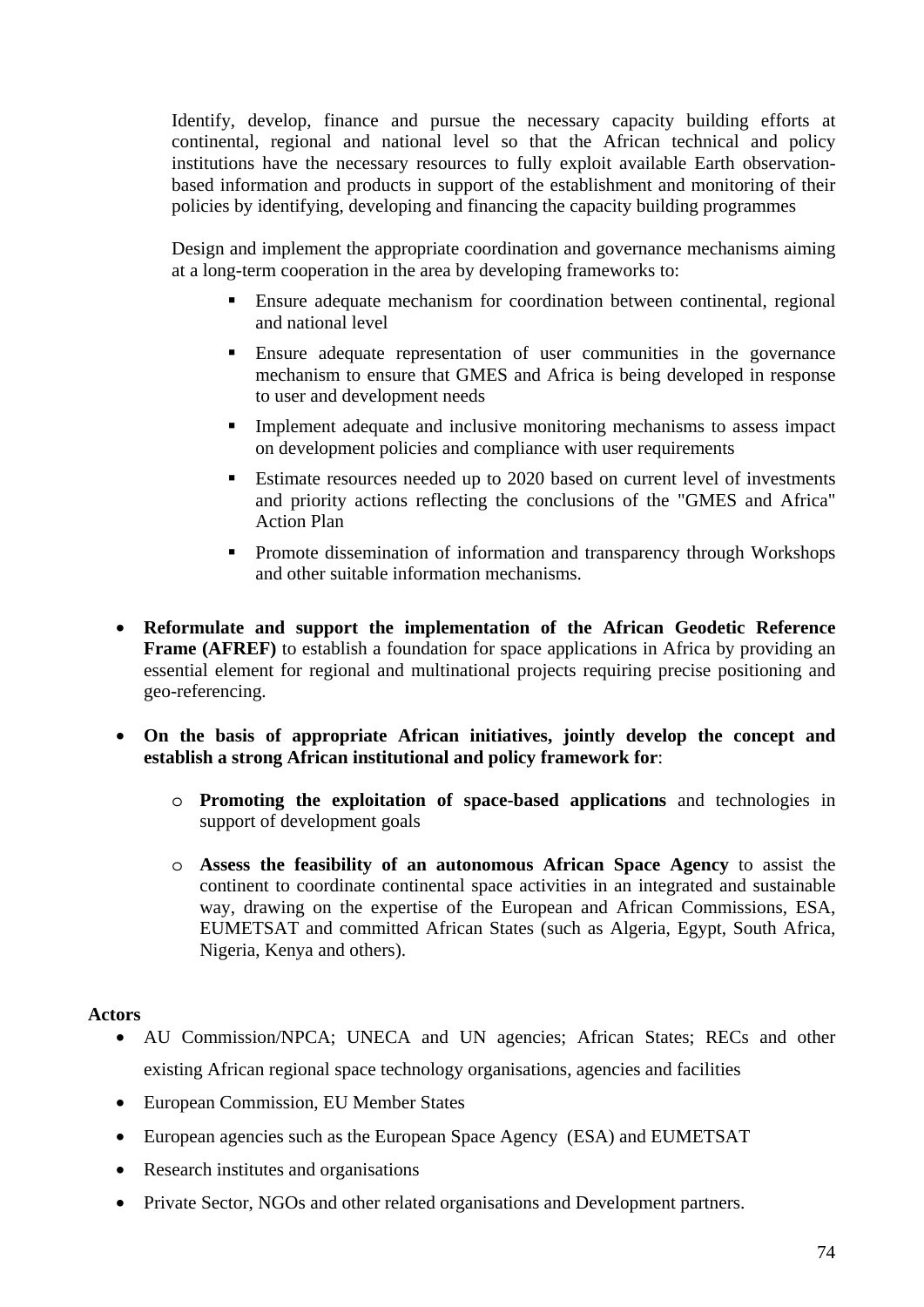Identify, develop, finance and pursue the necessary capacity building efforts at continental, regional and national level so that the African technical and policy institutions have the necessary resources to fully exploit available Earth observation-based information and products in support of the establishment and monitoring of their policies by identifying, developing and financing the capacity building programmes

Design and implement the appropriate coordination and governance mechanisms aiming at a long-term cooperation in the area by developing frameworks to:

- Ensure adequate mechanism for coordination between continental, regional and national level
- Ensure adequate representation of user communities in the governance mechanism to ensure that GMES and Africa is being developed in response to user and development needs
- Implement adequate and inclusive monitoring mechanisms to assess impact on development policies and compliance with user requirements
- Estimate resources needed up to 2020 based on current level of investments and priority actions reflecting the conclusions of the "GMES and Africa" Action Plan
- Promote dissemination of information and transparency through Workshops and other suitable information mechanisms.

- **Reformulate and support the implementation of the African Geodetic Reference Frame (AFREF)** to establish a foundation for space applications in Africa by providing an essential element for regional and multinational projects requiring precise positioning and geo-referencing.
- **On the basis of appropriate African initiatives, jointly develop the concept and establish a strong African institutional and policy framework for**:
  - **Promoting the exploitation of space-based applications** and technologies in support of development goals
  - **Assess the feasibility of an autonomous African Space Agency** to assist the continent to coordinate continental space activities in an integrated and sustainable way, drawing on the expertise of the European and African Commissions, ESA, EUMETSAT and committed African States (such as Algeria, Egypt, South Africa, Nigeria, Kenya and others).

**Actors**

- AU Commission/NPCA; UNECA and UN agencies; African States; RECs and other existing African regional space technology organisations, agencies and facilities
- European Commission, EU Member States
- European agencies such as the European Space Agency (ESA) and EUMETSAT
- Research institutes and organisations
- Private Sector, NGOs and other related organisations and Development partners.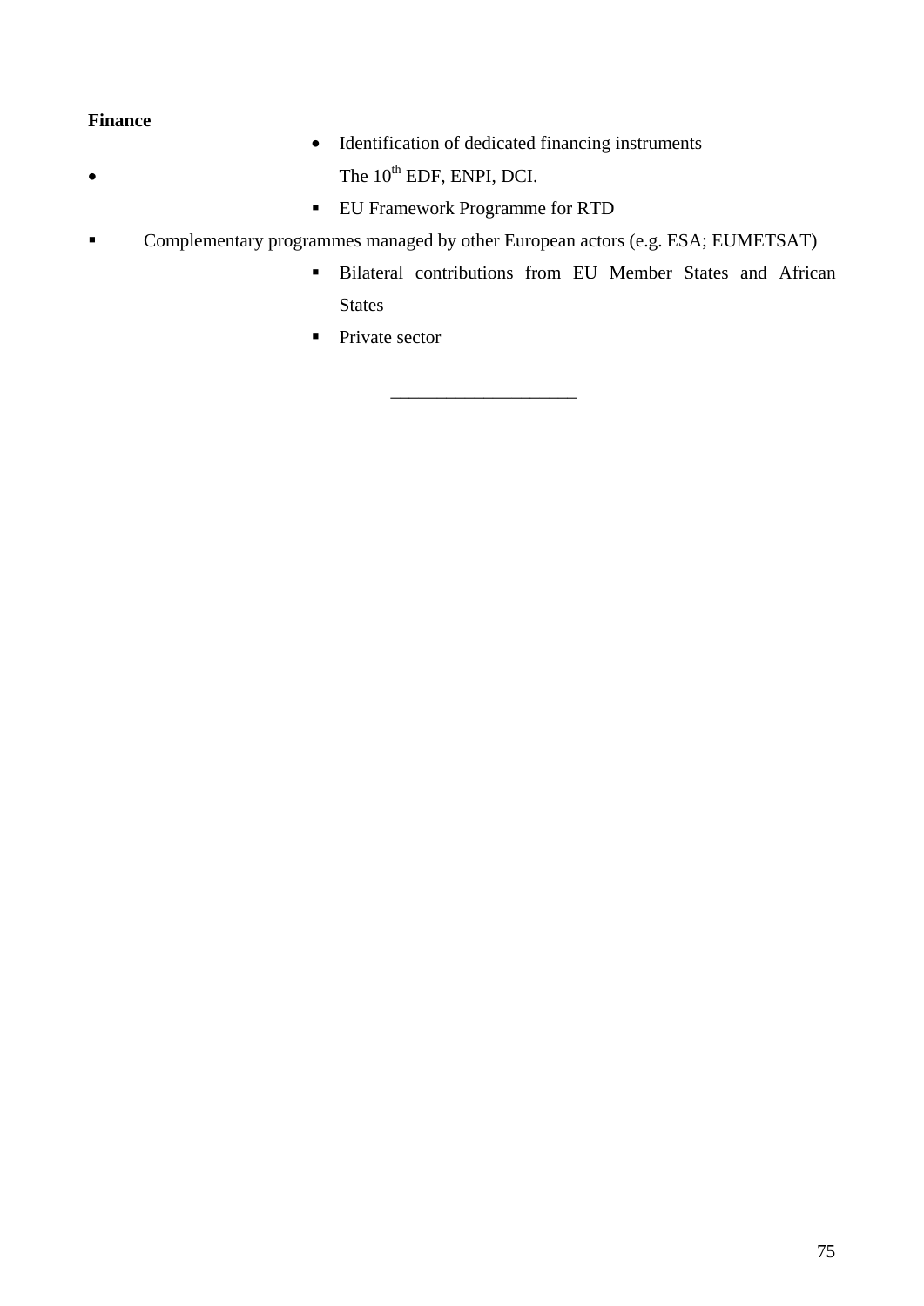**Finance**

- Identification of dedicated financing instruments
  - The 10th EDF, ENPI, DCI.
  - EU Framework Programme for RTD
  - Complementary programmes managed by other European actors (e.g. ESA; EUMETSAT)
  - Bilateral contributions from EU Member States and African States
  - Private sector

___________________